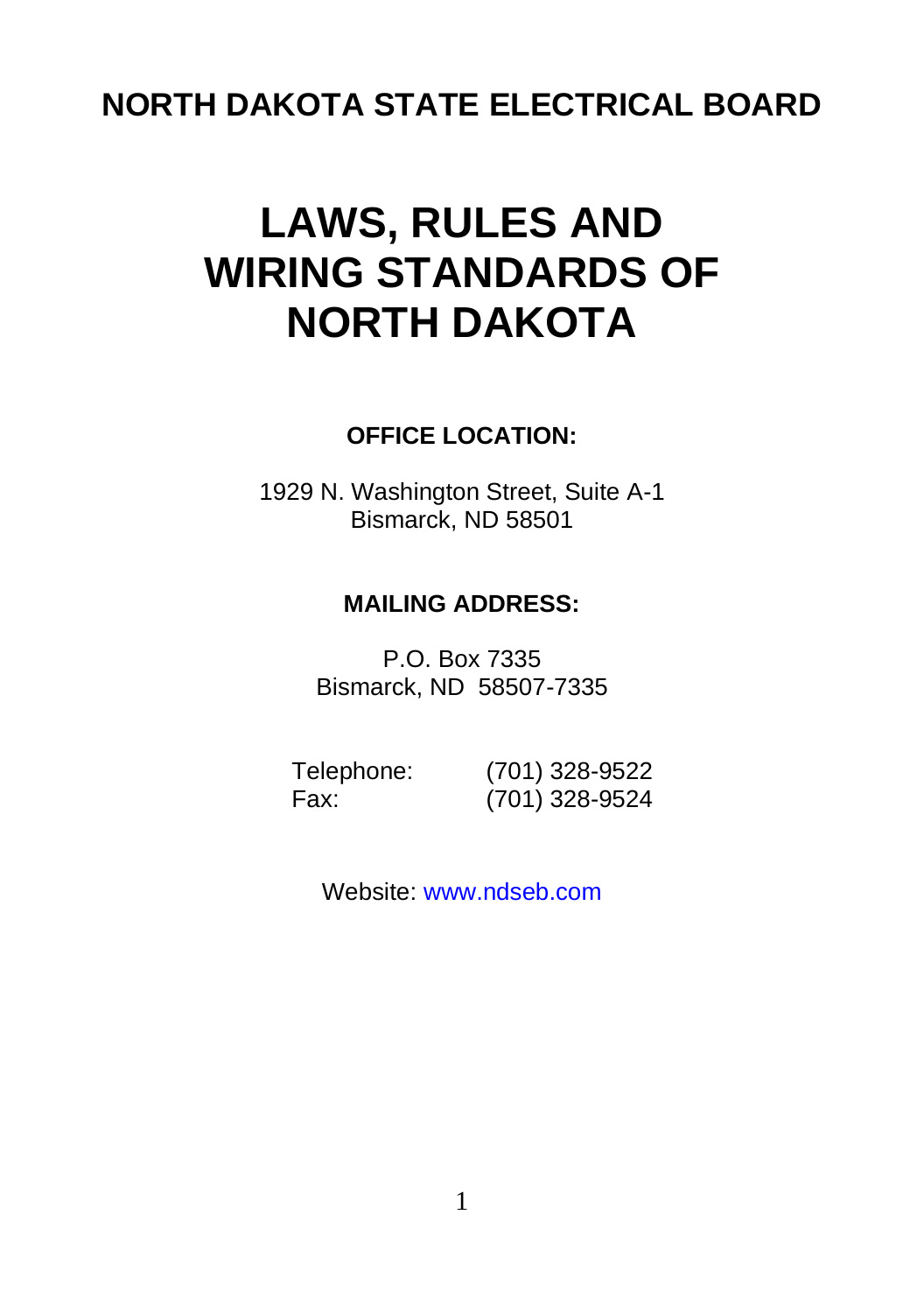## NORTH DAKOTA STATE ELECTRICAL BOARD

# LAWS, RULES AND WIRING STANDARDS OF NORTH DAKOTA

**OFFICE LOCATION:**

1929 N. Washington Street, Suite A-1
Bismarck, ND 58501

**MAILING ADDRESS:**

P.O. Box 7335
Bismarck, ND 58507-7335

| | |
|---|---|
| Telephone: | (701) 328-9522 |
| Fax: | (701) 328-9524 |

Website: www.ndseb.com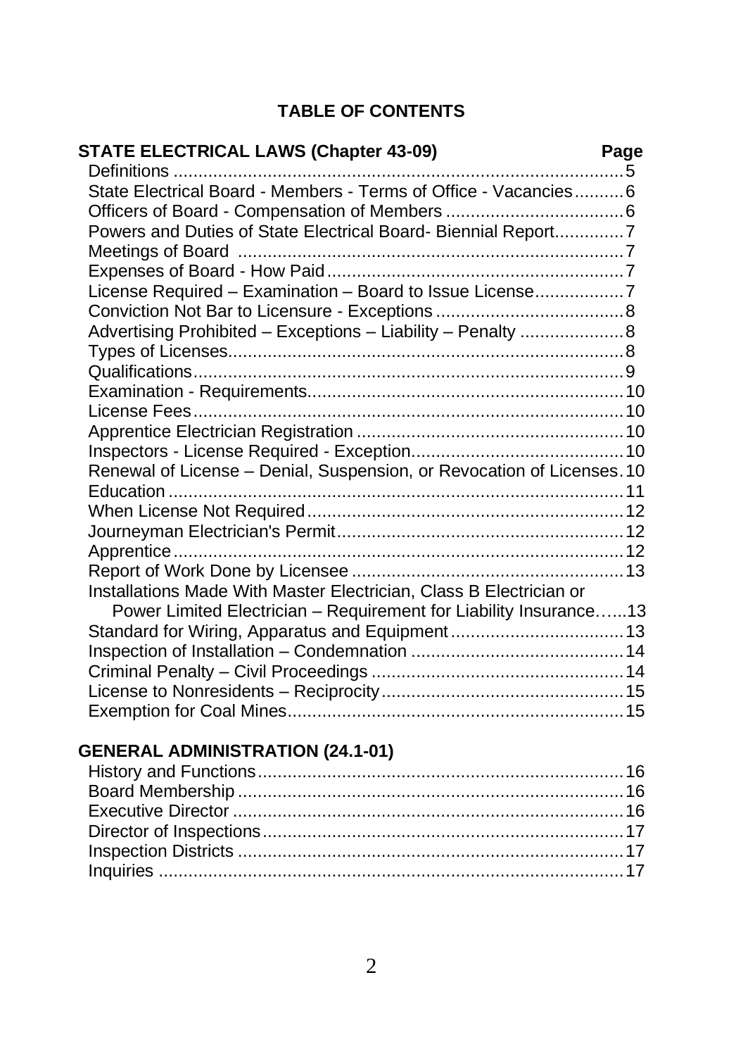# TABLE OF CONTENTS

| STATE ELECTRICAL LAWS (Chapter 43-09) | Page |
|---|---|
| Definitions | 5 |
| State Electrical Board - Members - Terms of Office - Vacancies | 6 |
| Officers of Board - Compensation of Members | 6 |
| Powers and Duties of State Electrical Board- Biennial Report | 7 |
| Meetings of Board | 7 |
| Expenses of Board - How Paid | 7 |
| License Required – Examination – Board to Issue License | 7 |
| Conviction Not Bar to Licensure - Exceptions | 8 |
| Advertising Prohibited – Exceptions – Liability – Penalty | 8 |
| Types of Licenses | 8 |
| Qualifications | 9 |
| Examination - Requirements | 10 |
| License Fees | 10 |
| Apprentice Electrician Registration | 10 |
| Inspectors - License Required - Exception | 10 |
| Renewal of License – Denial, Suspension, or Revocation of Licenses | 10 |
| Education | 11 |
| When License Not Required | 12 |
| Journeyman Electrician's Permit | 12 |
| Apprentice | 12 |
| Report of Work Done by Licensee | 13 |
| Installations Made With Master Electrician, Class B Electrician or Power Limited Electrician – Requirement for Liability Insurance | 13 |
| Standard for Wiring, Apparatus and Equipment | 13 |
| Inspection of Installation – Condemnation | 14 |
| Criminal Penalty – Civil Proceedings | 14 |
| License to Nonresidents – Reciprocity | 15 |
| Exemption for Coal Mines | 15 |

| GENERAL ADMINISTRATION (24.1-01) | |
|---|---|
| History and Functions | 16 |
| Board Membership | 16 |
| Executive Director | 16 |
| Director of Inspections | 17 |
| Inspection Districts | 17 |
| Inquiries | 17 |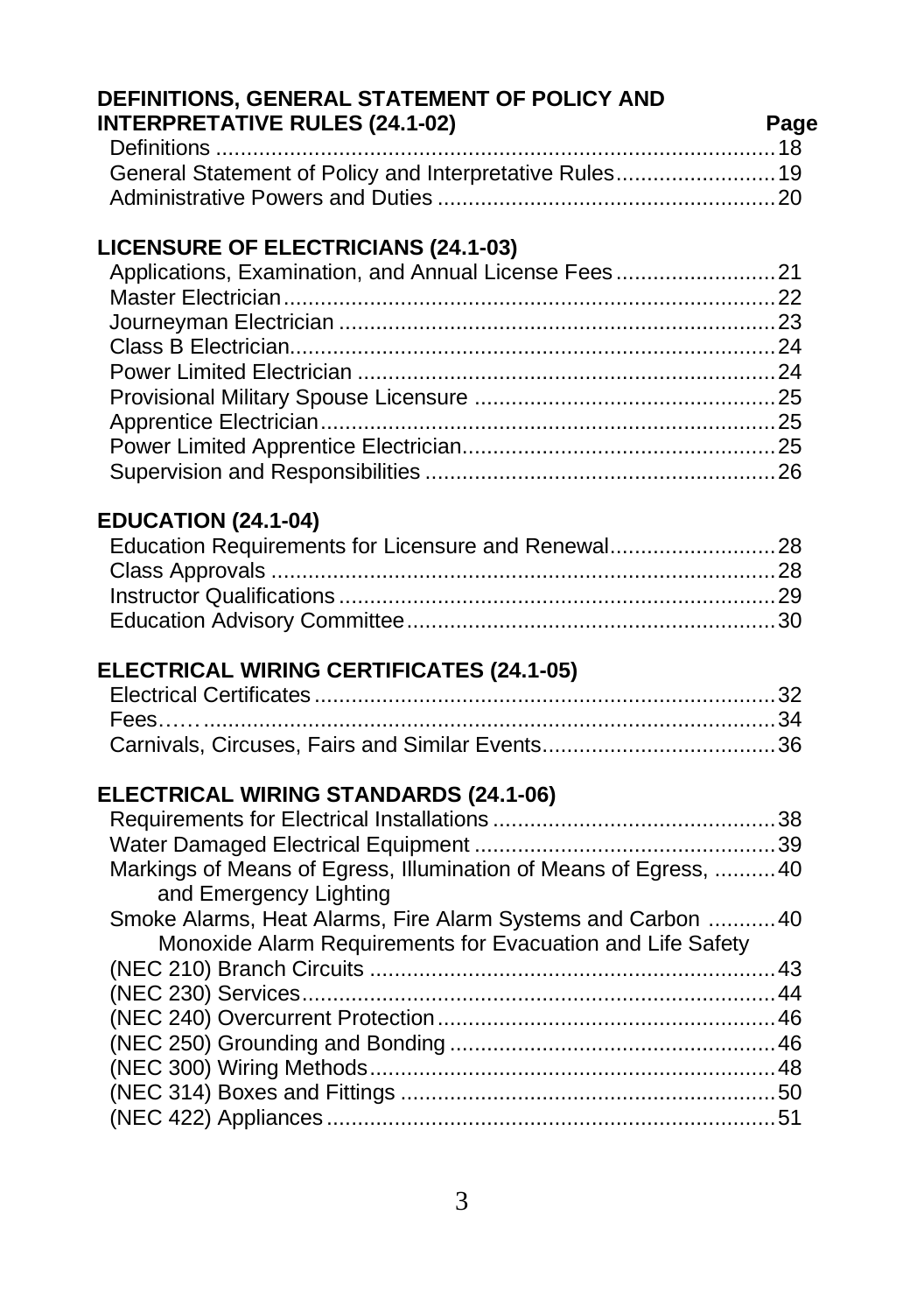## DEFINITIONS, GENERAL STATEMENT OF POLICY AND INTERPRETATIVE RULES (24.1-02)

| | Page |
|---|---|
| Definitions | 18 |
| General Statement of Policy and Interpretative Rules | 19 |
| Administrative Powers and Duties | 20 |

## LICENSURE OF ELECTRICIANS (24.1-03)

| | |
|---|---|
| Applications, Examination, and Annual License Fees | 21 |
| Master Electrician | 22 |
| Journeyman Electrician | 23 |
| Class B Electrician | 24 |
| Power Limited Electrician | 24 |
| Provisional Military Spouse Licensure | 25 |
| Apprentice Electrician | 25 |
| Power Limited Apprentice Electrician | 25 |
| Supervision and Responsibilities | 26 |

## EDUCATION (24.1-04)

| | |
|---|---|
| Education Requirements for Licensure and Renewal | 28 |
| Class Approvals | 28 |
| Instructor Qualifications | 29 |
| Education Advisory Committee | 30 |

## ELECTRICAL WIRING CERTIFICATES (24.1-05)

| | |
|---|---|
| Electrical Certificates | 32 |
| Fees…… | 34 |
| Carnivals, Circuses, Fairs and Similar Events | 36 |

## ELECTRICAL WIRING STANDARDS (24.1-06)

| | |
|---|---|
| Requirements for Electrical Installations | 38 |
| Water Damaged Electrical Equipment | 39 |
| Markings of Means of Egress, Illumination of Means of Egress, and Emergency Lighting | 40 |
| Smoke Alarms, Heat Alarms, Fire Alarm Systems and Carbon Monoxide Alarm Requirements for Evacuation and Life Safety | 40 |
| (NEC 210) Branch Circuits | 43 |
| (NEC 230) Services | 44 |
| (NEC 240) Overcurrent Protection | 46 |
| (NEC 250) Grounding and Bonding | 46 |
| (NEC 300) Wiring Methods | 48 |
| (NEC 314) Boxes and Fittings | 50 |
| (NEC 422) Appliances | 51 |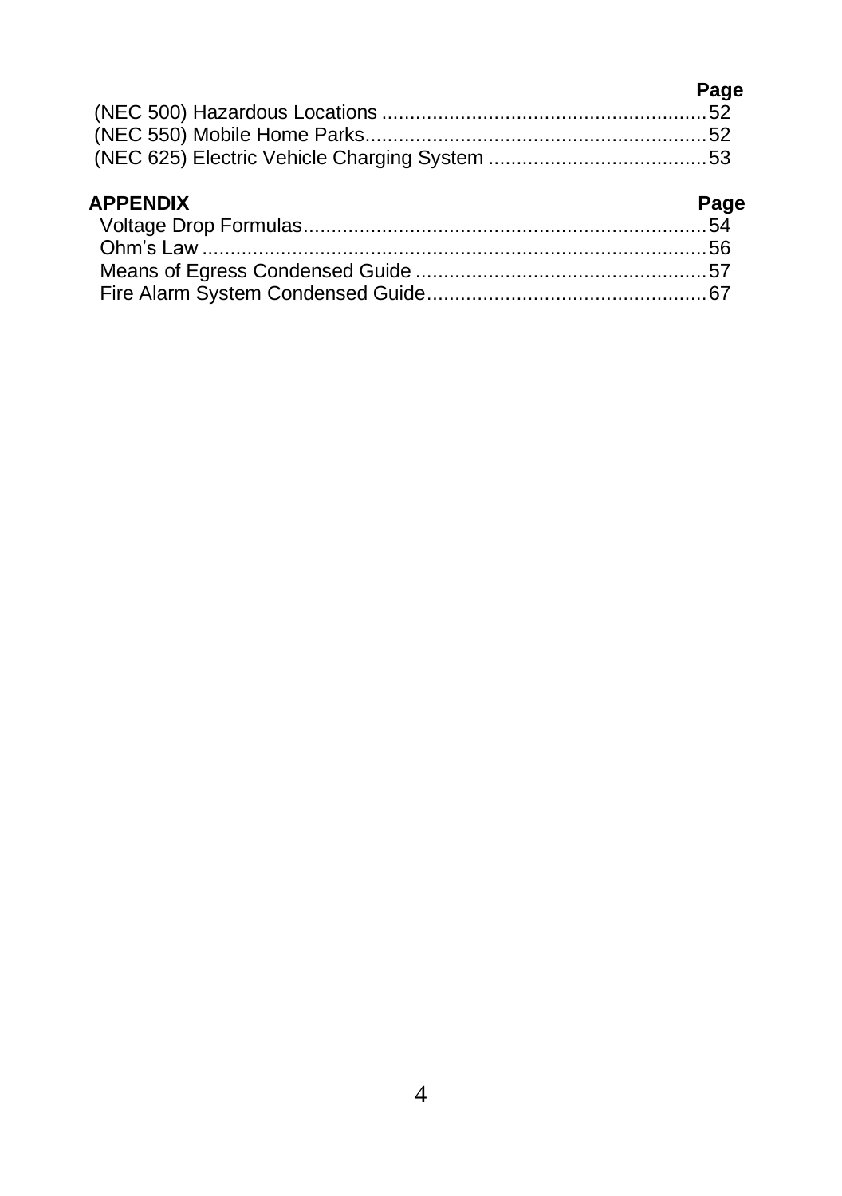| | Page |
|---|---|
| (NEC 500) Hazardous Locations | 52 |
| (NEC 550) Mobile Home Parks | 52 |
| (NEC 625) Electric Vehicle Charging System | 53 |

| **APPENDIX** | **Page** |
|---|---|
| Voltage Drop Formulas | 54 |
| Ohm's Law | 56 |
| Means of Egress Condensed Guide | 57 |
| Fire Alarm System Condensed Guide | 67 |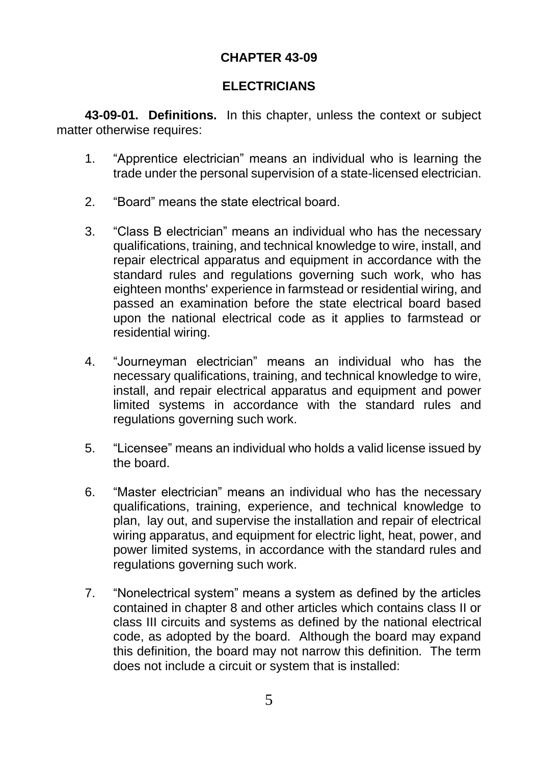# CHAPTER 43-09

## ELECTRICIANS

**43-09-01. Definitions.** In this chapter, unless the context or subject matter otherwise requires:

1. “Apprentice electrician” means an individual who is learning the trade under the personal supervision of a state-licensed electrician.

2. “Board” means the state electrical board.

3. “Class B electrician” means an individual who has the necessary qualifications, training, and technical knowledge to wire, install, and repair electrical apparatus and equipment in accordance with the standard rules and regulations governing such work, who has eighteen months' experience in farmstead or residential wiring, and passed an examination before the state electrical board based upon the national electrical code as it applies to farmstead or residential wiring.

4. “Journeyman electrician” means an individual who has the necessary qualifications, training, and technical knowledge to wire, install, and repair electrical apparatus and equipment and power limited systems in accordance with the standard rules and regulations governing such work.

5. “Licensee” means an individual who holds a valid license issued by the board.

6. “Master electrician” means an individual who has the necessary qualifications, training, experience, and technical knowledge to plan, lay out, and supervise the installation and repair of electrical wiring apparatus, and equipment for electric light, heat, power, and power limited systems, in accordance with the standard rules and regulations governing such work.

7. “Nonelectrical system” means a system as defined by the articles contained in chapter 8 and other articles which contains class II or class III circuits and systems as defined by the national electrical code, as adopted by the board. Although the board may expand this definition, the board may not narrow this definition. The term does not include a circuit or system that is installed: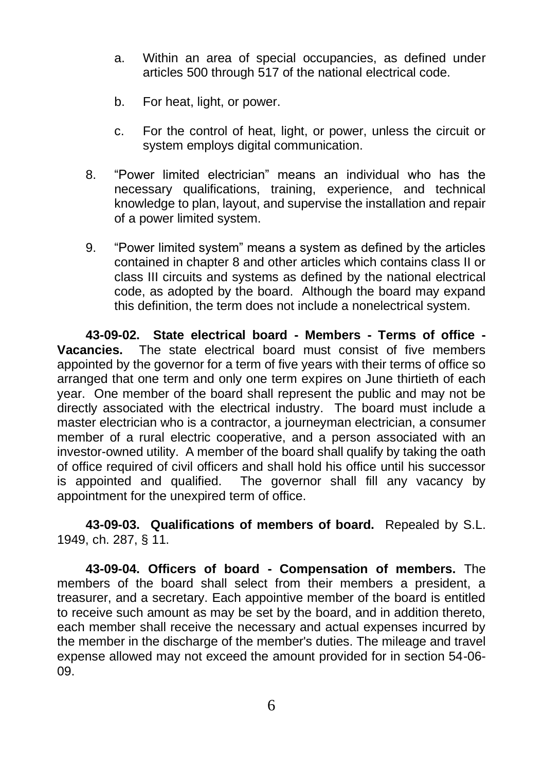a. Within an area of special occupancies, as defined under articles 500 through 517 of the national electrical code.

b. For heat, light, or power.

c. For the control of heat, light, or power, unless the circuit or system employs digital communication.

8. "Power limited electrician" means an individual who has the necessary qualifications, training, experience, and technical knowledge to plan, layout, and supervise the installation and repair of a power limited system.

9. "Power limited system" means a system as defined by the articles contained in chapter 8 and other articles which contains class II or class III circuits and systems as defined by the national electrical code, as adopted by the board. Although the board may expand this definition, the term does not include a nonelectrical system.

**43-09-02. State electrical board - Members - Terms of office - Vacancies.** The state electrical board must consist of five members appointed by the governor for a term of five years with their terms of office so arranged that one term and only one term expires on June thirtieth of each year. One member of the board shall represent the public and may not be directly associated with the electrical industry. The board must include a master electrician who is a contractor, a journeyman electrician, a consumer member of a rural electric cooperative, and a person associated with an investor-owned utility. A member of the board shall qualify by taking the oath of office required of civil officers and shall hold his office until his successor is appointed and qualified. The governor shall fill any vacancy by appointment for the unexpired term of office.

**43-09-03. Qualifications of members of board.** Repealed by S.L. 1949, ch. 287, § 11.

**43-09-04. Officers of board - Compensation of members.** The members of the board shall select from their members a president, a treasurer, and a secretary. Each appointive member of the board is entitled to receive such amount as may be set by the board, and in addition thereto, each member shall receive the necessary and actual expenses incurred by the member in the discharge of the member's duties. The mileage and travel expense allowed may not exceed the amount provided for in section 54-06-09.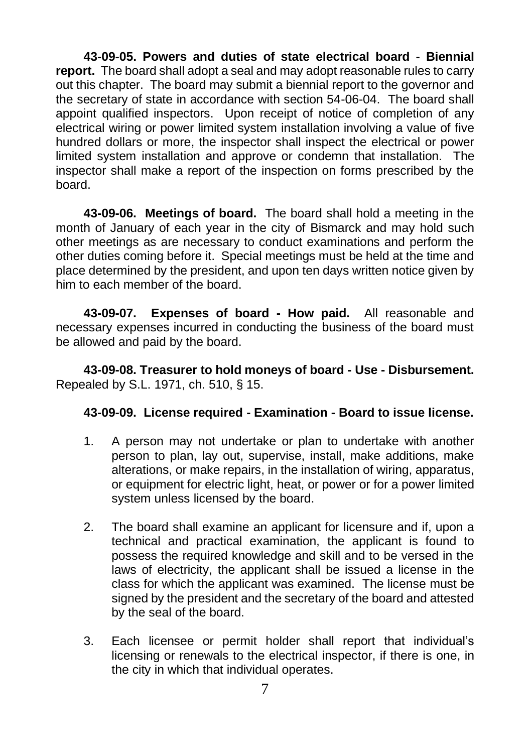**43-09-05. Powers and duties of state electrical board - Biennial report.** The board shall adopt a seal and may adopt reasonable rules to carry out this chapter. The board may submit a biennial report to the governor and the secretary of state in accordance with section 54-06-04. The board shall appoint qualified inspectors. Upon receipt of notice of completion of any electrical wiring or power limited system installation involving a value of five hundred dollars or more, the inspector shall inspect the electrical or power limited system installation and approve or condemn that installation. The inspector shall make a report of the inspection on forms prescribed by the board.

**43-09-06. Meetings of board.** The board shall hold a meeting in the month of January of each year in the city of Bismarck and may hold such other meetings as are necessary to conduct examinations and perform the other duties coming before it. Special meetings must be held at the time and place determined by the president, and upon ten days written notice given by him to each member of the board.

**43-09-07. Expenses of board - How paid.** All reasonable and necessary expenses incurred in conducting the business of the board must be allowed and paid by the board.

**43-09-08. Treasurer to hold moneys of board - Use - Disbursement.** Repealed by S.L. 1971, ch. 510, § 15.

**43-09-09. License required - Examination - Board to issue license.**

1. A person may not undertake or plan to undertake with another person to plan, lay out, supervise, install, make additions, make alterations, or make repairs, in the installation of wiring, apparatus, or equipment for electric light, heat, or power or for a power limited system unless licensed by the board.

2. The board shall examine an applicant for licensure and if, upon a technical and practical examination, the applicant is found to possess the required knowledge and skill and to be versed in the laws of electricity, the applicant shall be issued a license in the class for which the applicant was examined. The license must be signed by the president and the secretary of the board and attested by the seal of the board.

3. Each licensee or permit holder shall report that individual's licensing or renewals to the electrical inspector, if there is one, in the city in which that individual operates.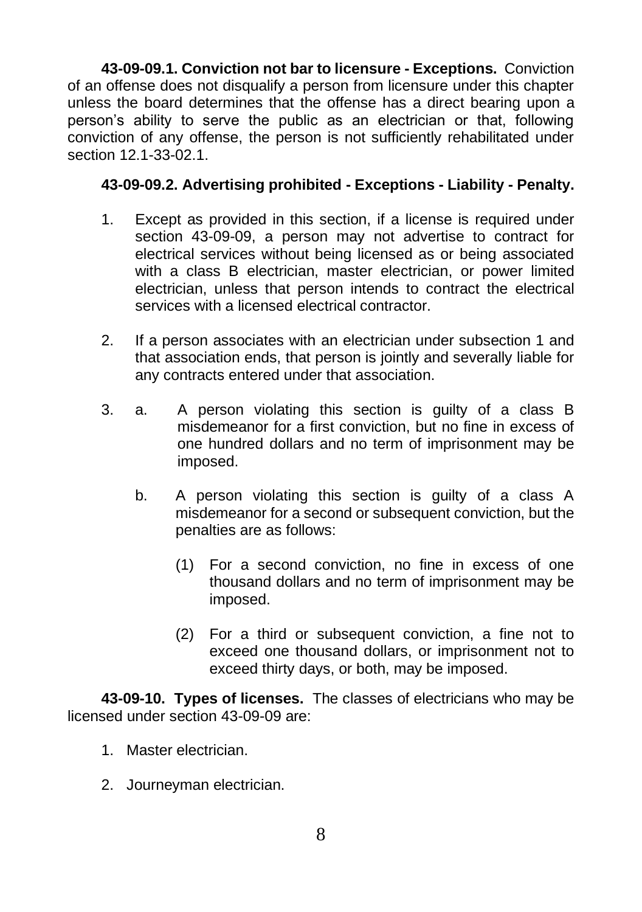**43-09-09.1. Conviction not bar to licensure - Exceptions.** Conviction of an offense does not disqualify a person from licensure under this chapter unless the board determines that the offense has a direct bearing upon a person's ability to serve the public as an electrician or that, following conviction of any offense, the person is not sufficiently rehabilitated under section 12.1-33-02.1.

**43-09-09.2. Advertising prohibited - Exceptions - Liability - Penalty.**

1. Except as provided in this section, if a license is required under section 43-09-09, a person may not advertise to contract for electrical services without being licensed as or being associated with a class B electrician, master electrician, or power limited electrician, unless that person intends to contract the electrical services with a licensed electrical contractor.

2. If a person associates with an electrician under subsection 1 and that association ends, that person is jointly and severally liable for any contracts entered under that association.

3. a. A person violating this section is guilty of a class B misdemeanor for a first conviction, but no fine in excess of one hundred dollars and no term of imprisonment may be imposed.

   b. A person violating this section is guilty of a class A misdemeanor for a second or subsequent conviction, but the penalties are as follows:

      (1) For a second conviction, no fine in excess of one thousand dollars and no term of imprisonment may be imposed.

      (2) For a third or subsequent conviction, a fine not to exceed one thousand dollars, or imprisonment not to exceed thirty days, or both, may be imposed.

**43-09-10. Types of licenses.** The classes of electricians who may be licensed under section 43-09-09 are:

1. Master electrician.
2. Journeyman electrician.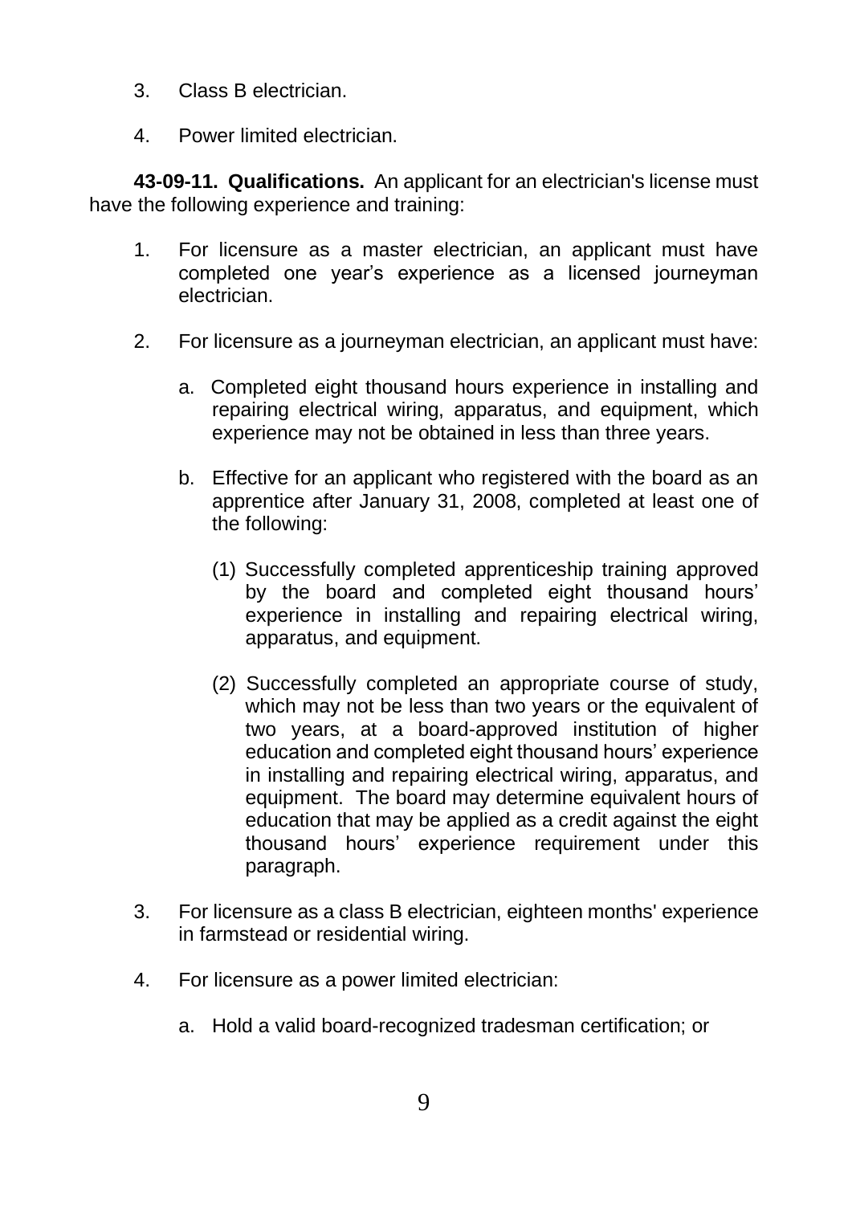3. Class B electrician.

4. Power limited electrician.

**43-09-11. Qualifications.** An applicant for an electrician's license must have the following experience and training:

1. For licensure as a master electrician, an applicant must have completed one year's experience as a licensed journeyman electrician.

2. For licensure as a journeyman electrician, an applicant must have:

   a. Completed eight thousand hours experience in installing and repairing electrical wiring, apparatus, and equipment, which experience may not be obtained in less than three years.

   b. Effective for an applicant who registered with the board as an apprentice after January 31, 2008, completed at least one of the following:

      (1) Successfully completed apprenticeship training approved by the board and completed eight thousand hours' experience in installing and repairing electrical wiring, apparatus, and equipment.

      (2) Successfully completed an appropriate course of study, which may not be less than two years or the equivalent of two years, at a board-approved institution of higher education and completed eight thousand hours' experience in installing and repairing electrical wiring, apparatus, and equipment. The board may determine equivalent hours of education that may be applied as a credit against the eight thousand hours' experience requirement under this paragraph.

3. For licensure as a class B electrician, eighteen months' experience in farmstead or residential wiring.

4. For licensure as a power limited electrician:

   a. Hold a valid board-recognized tradesman certification; or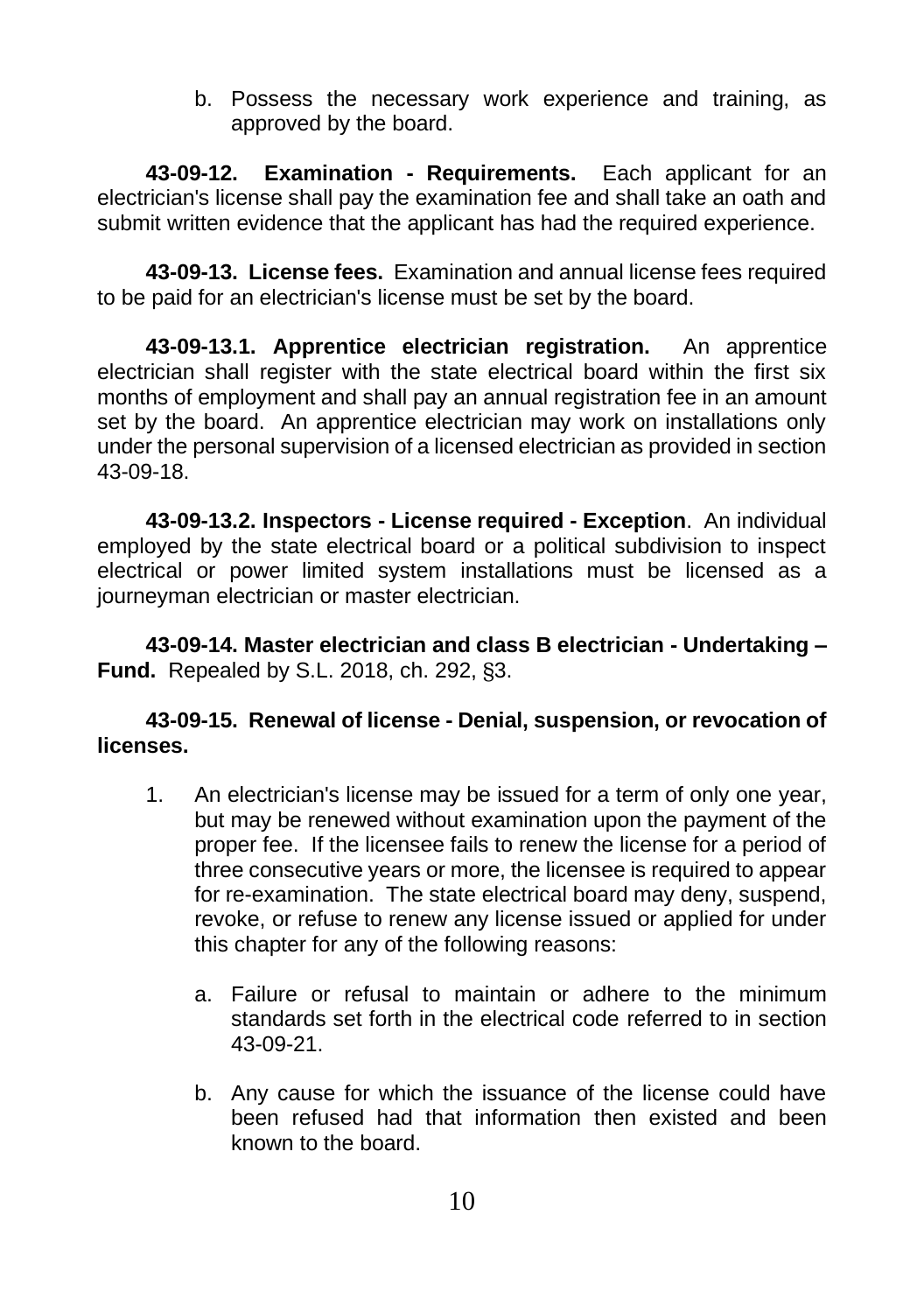b. Possess the necessary work experience and training, as approved by the board.

**43-09-12. Examination - Requirements.** Each applicant for an electrician's license shall pay the examination fee and shall take an oath and submit written evidence that the applicant has had the required experience.

**43-09-13. License fees.** Examination and annual license fees required to be paid for an electrician's license must be set by the board.

**43-09-13.1. Apprentice electrician registration.** An apprentice electrician shall register with the state electrical board within the first six months of employment and shall pay an annual registration fee in an amount set by the board. An apprentice electrician may work on installations only under the personal supervision of a licensed electrician as provided in section 43-09-18.

**43-09-13.2. Inspectors - License required - Exception**. An individual employed by the state electrical board or a political subdivision to inspect electrical or power limited system installations must be licensed as a journeyman electrician or master electrician.

**43-09-14. Master electrician and class B electrician - Undertaking – Fund.** Repealed by S.L. 2018, ch. 292, §3.

**43-09-15. Renewal of license - Denial, suspension, or revocation of licenses.**

1. An electrician's license may be issued for a term of only one year, but may be renewed without examination upon the payment of the proper fee. If the licensee fails to renew the license for a period of three consecutive years or more, the licensee is required to appear for re-examination. The state electrical board may deny, suspend, revoke, or refuse to renew any license issued or applied for under this chapter for any of the following reasons:

   a. Failure or refusal to maintain or adhere to the minimum standards set forth in the electrical code referred to in section 43-09-21.

   b. Any cause for which the issuance of the license could have been refused had that information then existed and been known to the board.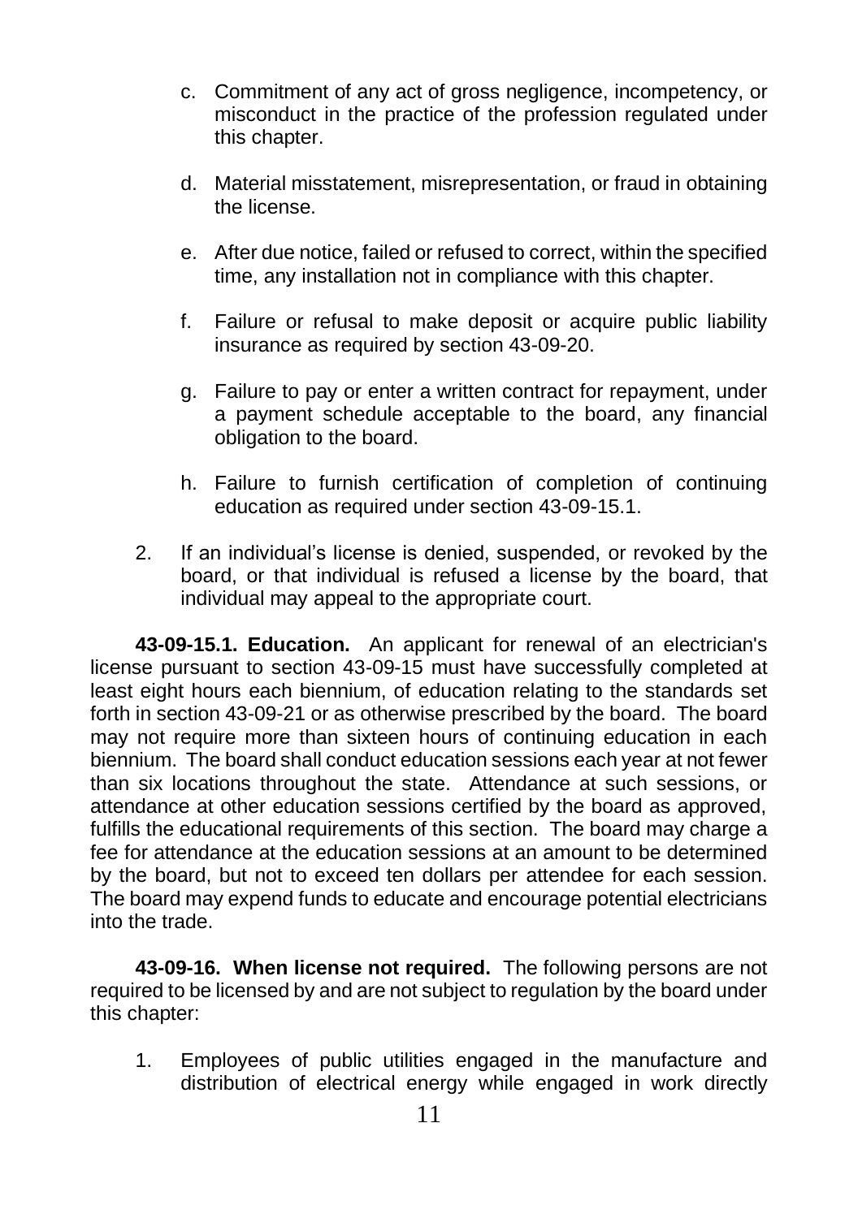c. Commitment of any act of gross negligence, incompetency, or misconduct in the practice of the profession regulated under this chapter.

d. Material misstatement, misrepresentation, or fraud in obtaining the license.

e. After due notice, failed or refused to correct, within the specified time, any installation not in compliance with this chapter.

f. Failure or refusal to make deposit or acquire public liability insurance as required by section 43-09-20.

g. Failure to pay or enter a written contract for repayment, under a payment schedule acceptable to the board, any financial obligation to the board.

h. Failure to furnish certification of completion of continuing education as required under section 43-09-15.1.

2. If an individual's license is denied, suspended, or revoked by the board, or that individual is refused a license by the board, that individual may appeal to the appropriate court.

**43-09-15.1. Education.** An applicant for renewal of an electrician's license pursuant to section 43-09-15 must have successfully completed at least eight hours each biennium, of education relating to the standards set forth in section 43-09-21 or as otherwise prescribed by the board. The board may not require more than sixteen hours of continuing education in each biennium. The board shall conduct education sessions each year at not fewer than six locations throughout the state. Attendance at such sessions, or attendance at other education sessions certified by the board as approved, fulfills the educational requirements of this section. The board may charge a fee for attendance at the education sessions at an amount to be determined by the board, but not to exceed ten dollars per attendee for each session. The board may expend funds to educate and encourage potential electricians into the trade.

**43-09-16. When license not required.** The following persons are not required to be licensed by and are not subject to regulation by the board under this chapter:

1. Employees of public utilities engaged in the manufacture and distribution of electrical energy while engaged in work directly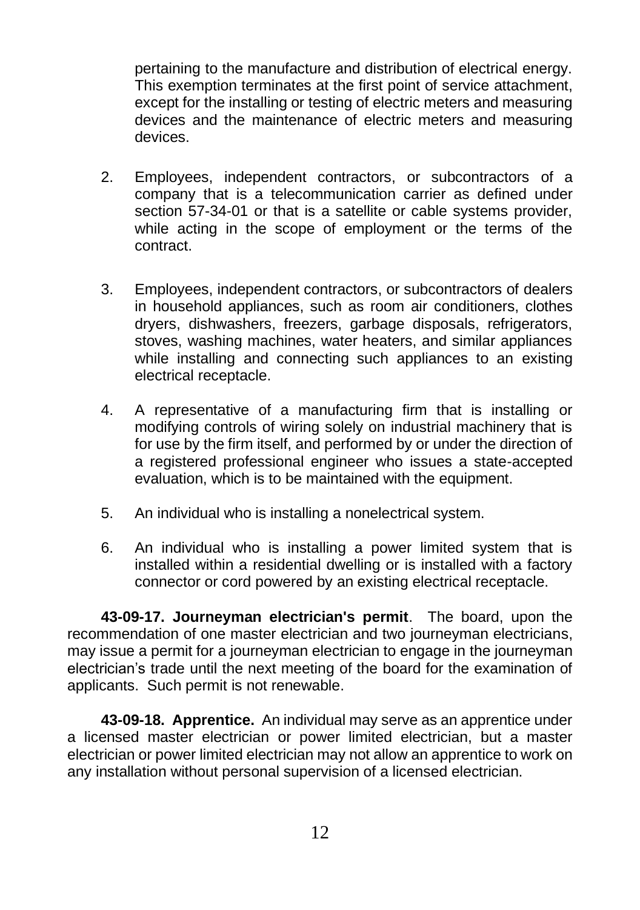pertaining to the manufacture and distribution of electrical energy. This exemption terminates at the first point of service attachment, except for the installing or testing of electric meters and measuring devices and the maintenance of electric meters and measuring devices.

2. Employees, independent contractors, or subcontractors of a company that is a telecommunication carrier as defined under section 57-34-01 or that is a satellite or cable systems provider, while acting in the scope of employment or the terms of the contract.

3. Employees, independent contractors, or subcontractors of dealers in household appliances, such as room air conditioners, clothes dryers, dishwashers, freezers, garbage disposals, refrigerators, stoves, washing machines, water heaters, and similar appliances while installing and connecting such appliances to an existing electrical receptacle.

4. A representative of a manufacturing firm that is installing or modifying controls of wiring solely on industrial machinery that is for use by the firm itself, and performed by or under the direction of a registered professional engineer who issues a state-accepted evaluation, which is to be maintained with the equipment.

5. An individual who is installing a nonelectrical system.

6. An individual who is installing a power limited system that is installed within a residential dwelling or is installed with a factory connector or cord powered by an existing electrical receptacle.

**43-09-17. Journeyman electrician's permit**. The board, upon the recommendation of one master electrician and two journeyman electricians, may issue a permit for a journeyman electrician to engage in the journeyman electrician's trade until the next meeting of the board for the examination of applicants. Such permit is not renewable.

**43-09-18. Apprentice.** An individual may serve as an apprentice under a licensed master electrician or power limited electrician, but a master electrician or power limited electrician may not allow an apprentice to work on any installation without personal supervision of a licensed electrician.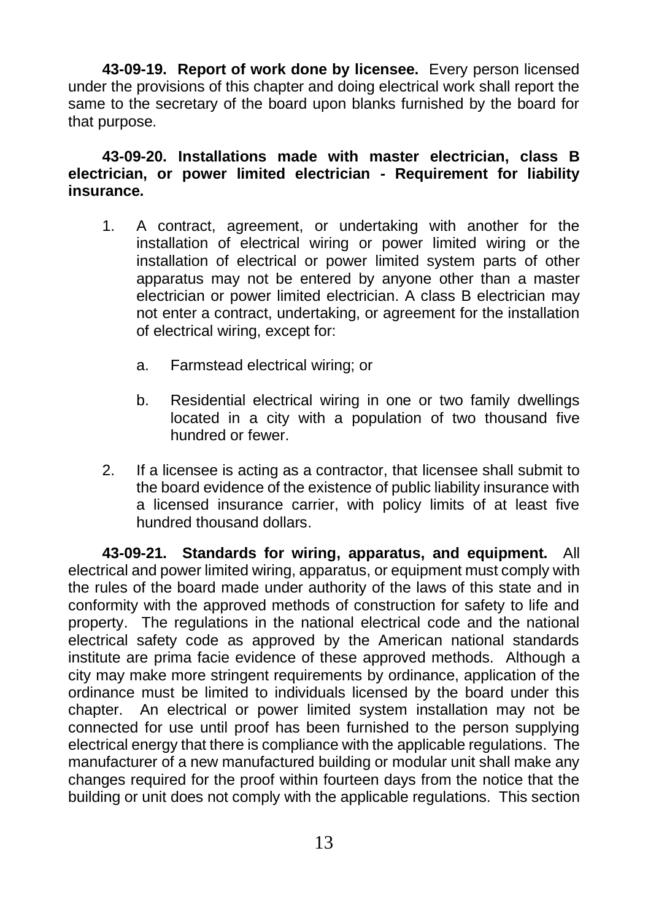**43-09-19. Report of work done by licensee.** Every person licensed under the provisions of this chapter and doing electrical work shall report the same to the secretary of the board upon blanks furnished by the board for that purpose.

**43-09-20. Installations made with master electrician, class B electrician, or power limited electrician - Requirement for liability insurance.**

1. A contract, agreement, or undertaking with another for the installation of electrical wiring or power limited wiring or the installation of electrical or power limited system parts of other apparatus may not be entered by anyone other than a master electrician or power limited electrician. A class B electrician may not enter a contract, undertaking, or agreement for the installation of electrical wiring, except for:

    a. Farmstead electrical wiring; or

    b. Residential electrical wiring in one or two family dwellings located in a city with a population of two thousand five hundred or fewer.

2. If a licensee is acting as a contractor, that licensee shall submit to the board evidence of the existence of public liability insurance with a licensed insurance carrier, with policy limits of at least five hundred thousand dollars.

**43-09-21. Standards for wiring, apparatus, and equipment.** All electrical and power limited wiring, apparatus, or equipment must comply with the rules of the board made under authority of the laws of this state and in conformity with the approved methods of construction for safety to life and property. The regulations in the national electrical code and the national electrical safety code as approved by the American national standards institute are prima facie evidence of these approved methods. Although a city may make more stringent requirements by ordinance, application of the ordinance must be limited to individuals licensed by the board under this chapter. An electrical or power limited system installation may not be connected for use until proof has been furnished to the person supplying electrical energy that there is compliance with the applicable regulations. The manufacturer of a new manufactured building or modular unit shall make any changes required for the proof within fourteen days from the notice that the building or unit does not comply with the applicable regulations. This section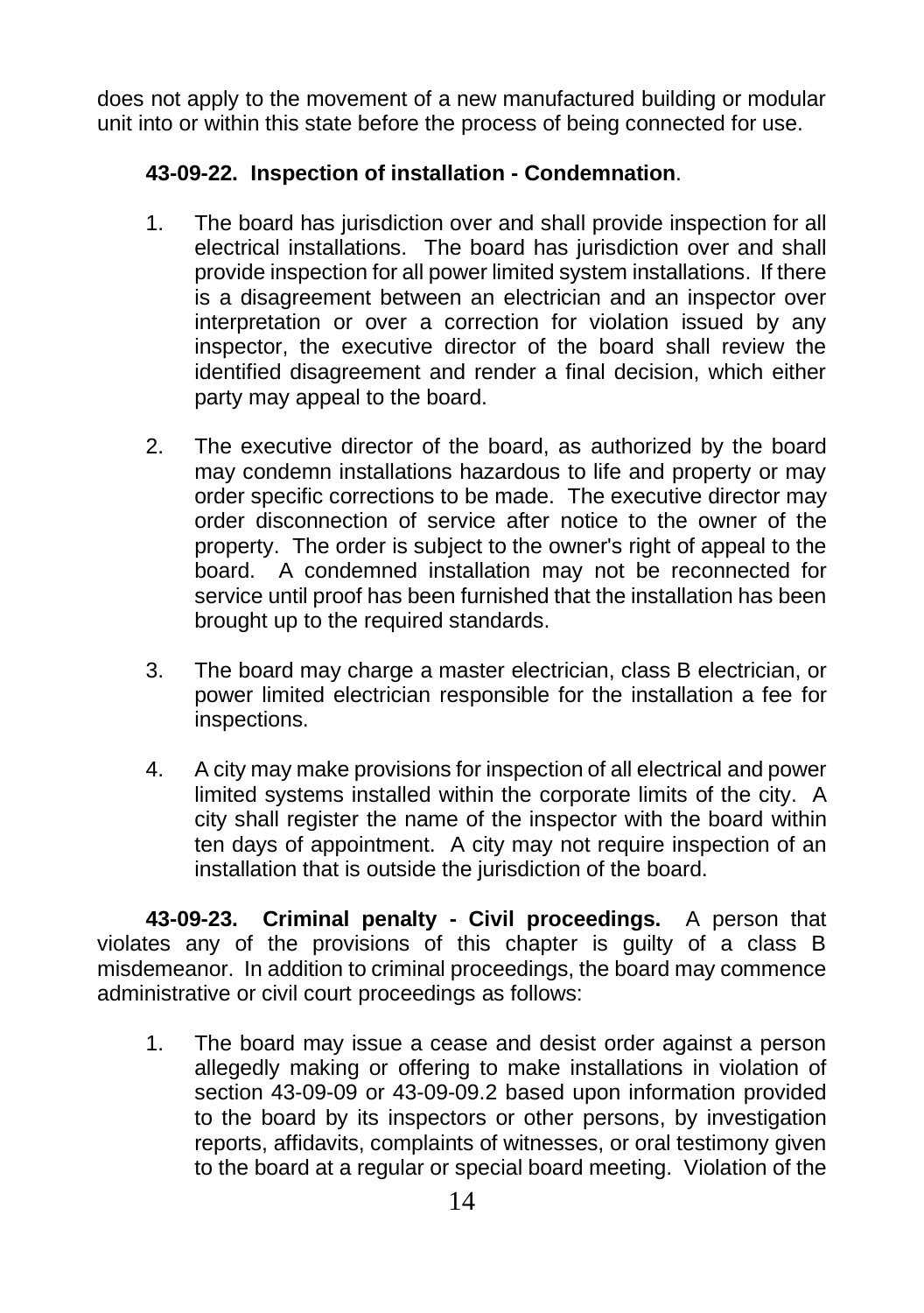does not apply to the movement of a new manufactured building or modular unit into or within this state before the process of being connected for use.

**43-09-22. Inspection of installation - Condemnation**.

1. The board has jurisdiction over and shall provide inspection for all electrical installations. The board has jurisdiction over and shall provide inspection for all power limited system installations. If there is a disagreement between an electrician and an inspector over interpretation or over a correction for violation issued by any inspector, the executive director of the board shall review the identified disagreement and render a final decision, which either party may appeal to the board.

2. The executive director of the board, as authorized by the board may condemn installations hazardous to life and property or may order specific corrections to be made. The executive director may order disconnection of service after notice to the owner of the property. The order is subject to the owner's right of appeal to the board. A condemned installation may not be reconnected for service until proof has been furnished that the installation has been brought up to the required standards.

3. The board may charge a master electrician, class B electrician, or power limited electrician responsible for the installation a fee for inspections.

4. A city may make provisions for inspection of all electrical and power limited systems installed within the corporate limits of the city. A city shall register the name of the inspector with the board within ten days of appointment. A city may not require inspection of an installation that is outside the jurisdiction of the board.

**43-09-23. Criminal penalty - Civil proceedings.** A person that violates any of the provisions of this chapter is guilty of a class B misdemeanor. In addition to criminal proceedings, the board may commence administrative or civil court proceedings as follows:

1. The board may issue a cease and desist order against a person allegedly making or offering to make installations in violation of section 43-09-09 or 43-09-09.2 based upon information provided to the board by its inspectors or other persons, by investigation reports, affidavits, complaints of witnesses, or oral testimony given to the board at a regular or special board meeting. Violation of the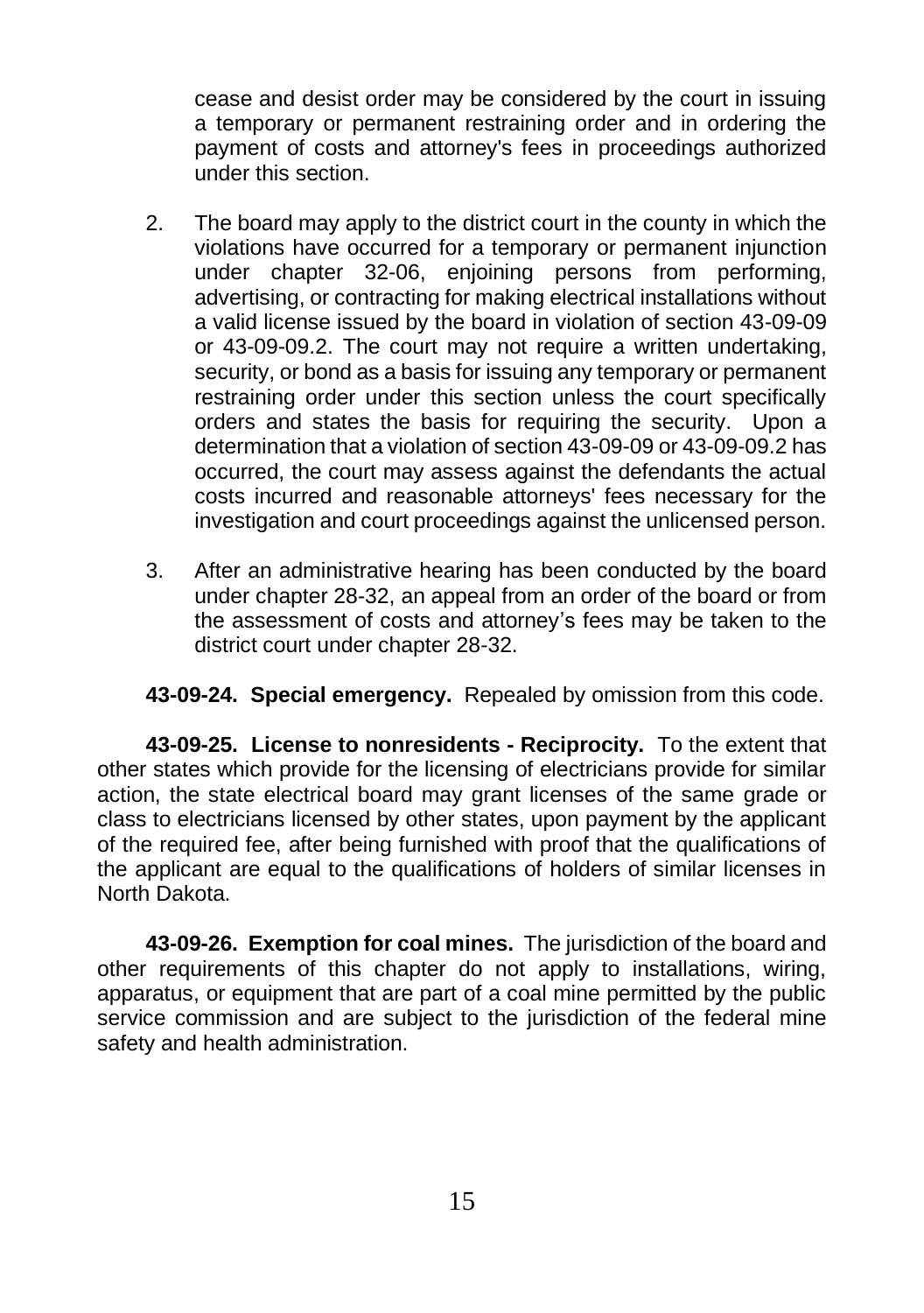cease and desist order may be considered by the court in issuing a temporary or permanent restraining order and in ordering the payment of costs and attorney's fees in proceedings authorized under this section.

2. The board may apply to the district court in the county in which the violations have occurred for a temporary or permanent injunction under chapter 32-06, enjoining persons from performing, advertising, or contracting for making electrical installations without a valid license issued by the board in violation of section 43-09-09 or 43-09-09.2. The court may not require a written undertaking, security, or bond as a basis for issuing any temporary or permanent restraining order under this section unless the court specifically orders and states the basis for requiring the security. Upon a determination that a violation of section 43-09-09 or 43-09-09.2 has occurred, the court may assess against the defendants the actual costs incurred and reasonable attorneys' fees necessary for the investigation and court proceedings against the unlicensed person.

3. After an administrative hearing has been conducted by the board under chapter 28-32, an appeal from an order of the board or from the assessment of costs and attorney's fees may be taken to the district court under chapter 28-32.

**43-09-24. Special emergency.** Repealed by omission from this code.

**43-09-25. License to nonresidents - Reciprocity.** To the extent that other states which provide for the licensing of electricians provide for similar action, the state electrical board may grant licenses of the same grade or class to electricians licensed by other states, upon payment by the applicant of the required fee, after being furnished with proof that the qualifications of the applicant are equal to the qualifications of holders of similar licenses in North Dakota.

**43-09-26. Exemption for coal mines.** The jurisdiction of the board and other requirements of this chapter do not apply to installations, wiring, apparatus, or equipment that are part of a coal mine permitted by the public service commission and are subject to the jurisdiction of the federal mine safety and health administration.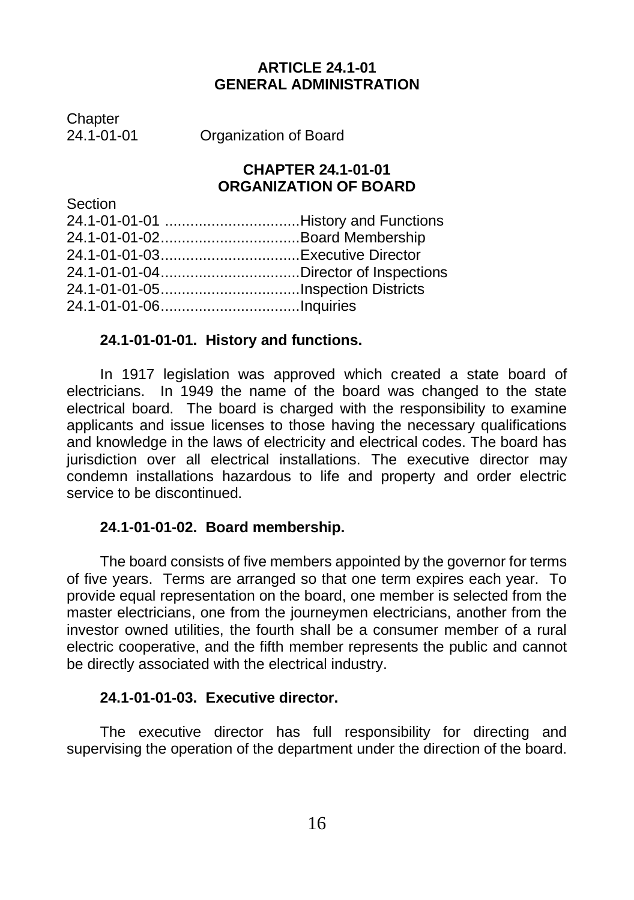## ARTICLE 24.1-01
## GENERAL ADMINISTRATION

| Chapter | |
|---|---|
| 24.1-01-01 | Organization of Board |

### CHAPTER 24.1-01-01
### ORGANIZATION OF BOARD

| Section | |
|---|---|
| 24.1-01-01-01 | History and Functions |
| 24.1-01-01-02 | Board Membership |
| 24.1-01-01-03 | Executive Director |
| 24.1-01-01-04 | Director of Inspections |
| 24.1-01-01-05 | Inspection Districts |
| 24.1-01-01-06 | Inquiries |

**24.1-01-01-01. History and functions.**

In 1917 legislation was approved which created a state board of electricians. In 1949 the name of the board was changed to the state electrical board. The board is charged with the responsibility to examine applicants and issue licenses to those having the necessary qualifications and knowledge in the laws of electricity and electrical codes. The board has jurisdiction over all electrical installations. The executive director may condemn installations hazardous to life and property and order electric service to be discontinued.

**24.1-01-01-02. Board membership.**

The board consists of five members appointed by the governor for terms of five years. Terms are arranged so that one term expires each year. To provide equal representation on the board, one member is selected from the master electricians, one from the journeymen electricians, another from the investor owned utilities, the fourth shall be a consumer member of a rural electric cooperative, and the fifth member represents the public and cannot be directly associated with the electrical industry.

**24.1-01-01-03. Executive director.**

The executive director has full responsibility for directing and supervising the operation of the department under the direction of the board.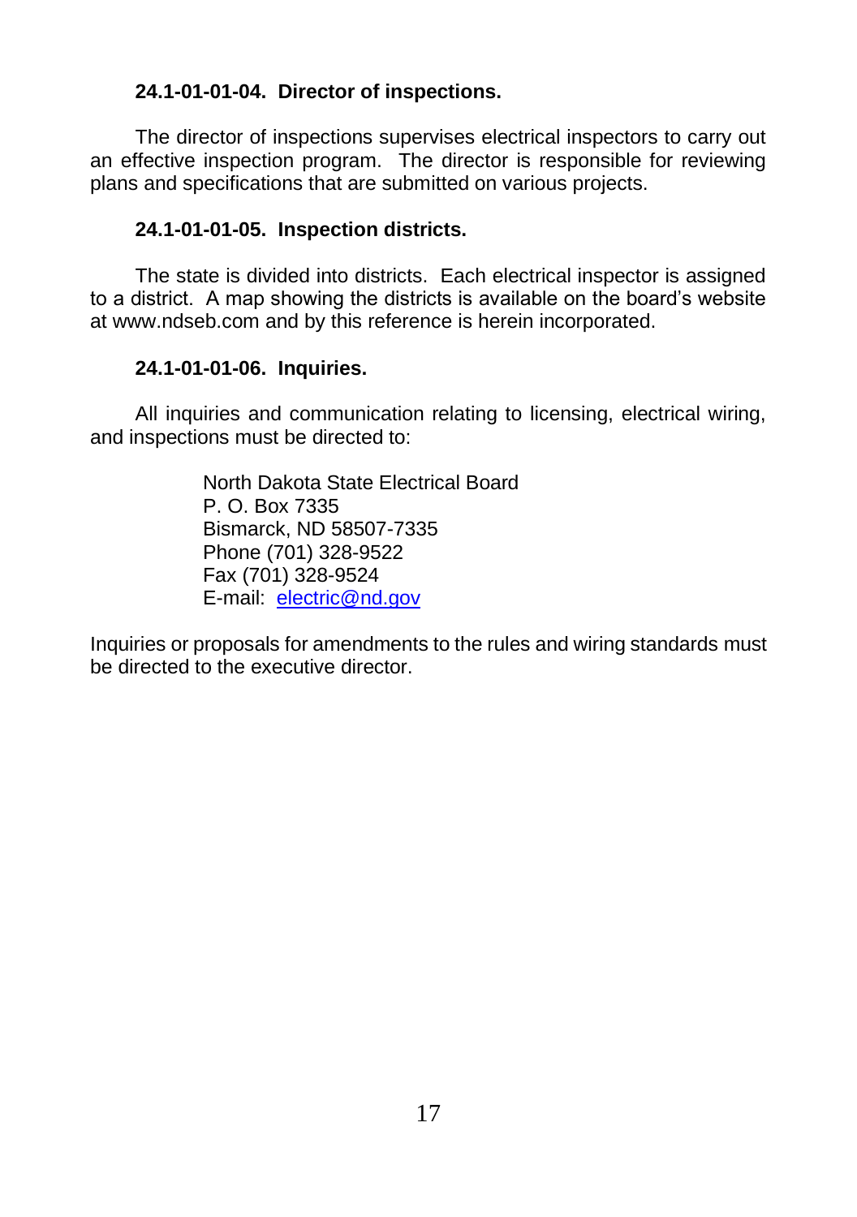**24.1-01-01-04. Director of inspections.**

The director of inspections supervises electrical inspectors to carry out an effective inspection program. The director is responsible for reviewing plans and specifications that are submitted on various projects.

**24.1-01-01-05. Inspection districts.**

The state is divided into districts. Each electrical inspector is assigned to a district. A map showing the districts is available on the board's website at www.ndseb.com and by this reference is herein incorporated.

**24.1-01-01-06. Inquiries.**

All inquiries and communication relating to licensing, electrical wiring, and inspections must be directed to:

North Dakota State Electrical Board
P. O. Box 7335
Bismarck, ND 58507-7335
Phone (701) 328-9522
Fax (701) 328-9524
E-mail: [electric@nd.gov](mailto:electric@nd.gov)

Inquiries or proposals for amendments to the rules and wiring standards must be directed to the executive director.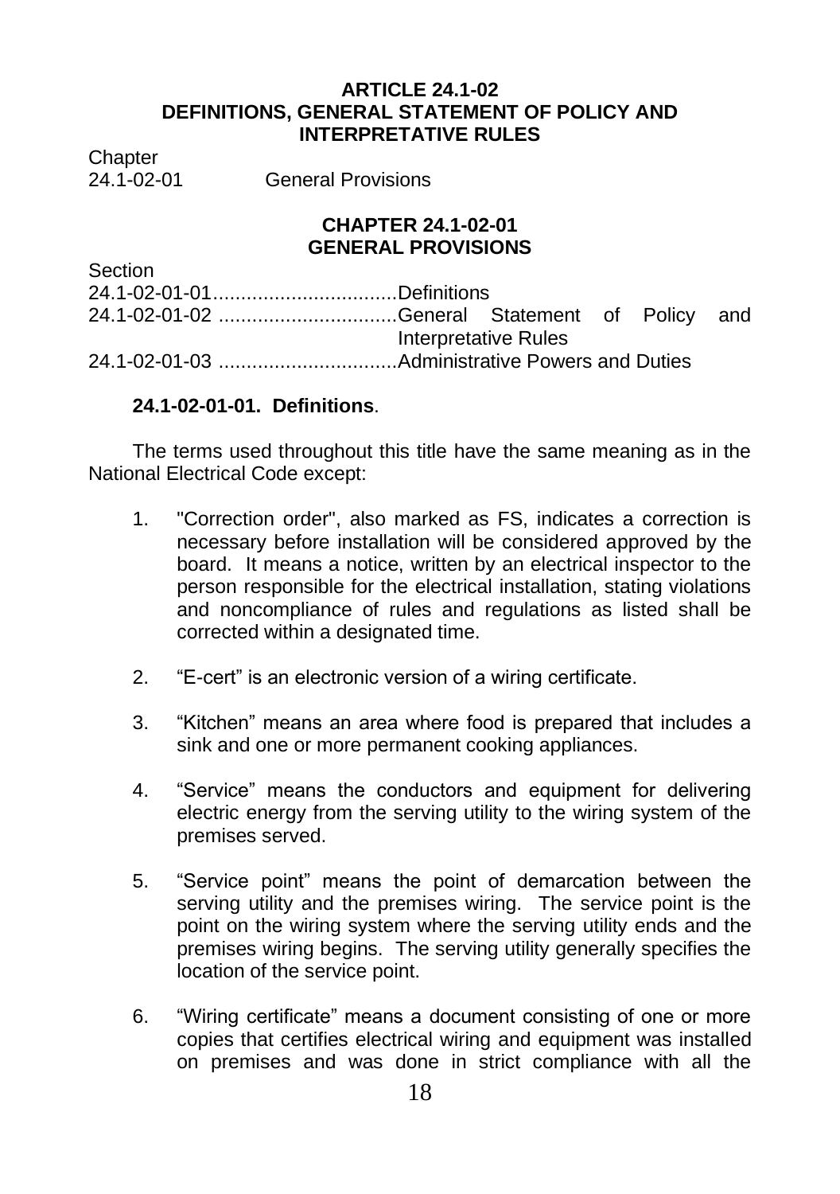**ARTICLE 24.1-02**
**DEFINITIONS, GENERAL STATEMENT OF POLICY AND INTERPRETATIVE RULES**

Chapter
24.1-02-01 General Provisions

**CHAPTER 24.1-02-01**
**GENERAL PROVISIONS**

Section
24.1-02-01-01................................Definitions
24.1-02-01-02 ................................General Statement of Policy and Interpretative Rules
24.1-02-01-03 ................................Administrative Powers and Duties

**24.1-02-01-01. Definitions**.

The terms used throughout this title have the same meaning as in the National Electrical Code except:

1. "Correction order", also marked as FS, indicates a correction is necessary before installation will be considered approved by the board. It means a notice, written by an electrical inspector to the person responsible for the electrical installation, stating violations and noncompliance of rules and regulations as listed shall be corrected within a designated time.

2. "E-cert" is an electronic version of a wiring certificate.

3. "Kitchen" means an area where food is prepared that includes a sink and one or more permanent cooking appliances.

4. "Service" means the conductors and equipment for delivering electric energy from the serving utility to the wiring system of the premises served.

5. "Service point" means the point of demarcation between the serving utility and the premises wiring. The service point is the point on the wiring system where the serving utility ends and the premises wiring begins. The serving utility generally specifies the location of the service point.

6. "Wiring certificate" means a document consisting of one or more copies that certifies electrical wiring and equipment was installed on premises and was done in strict compliance with all the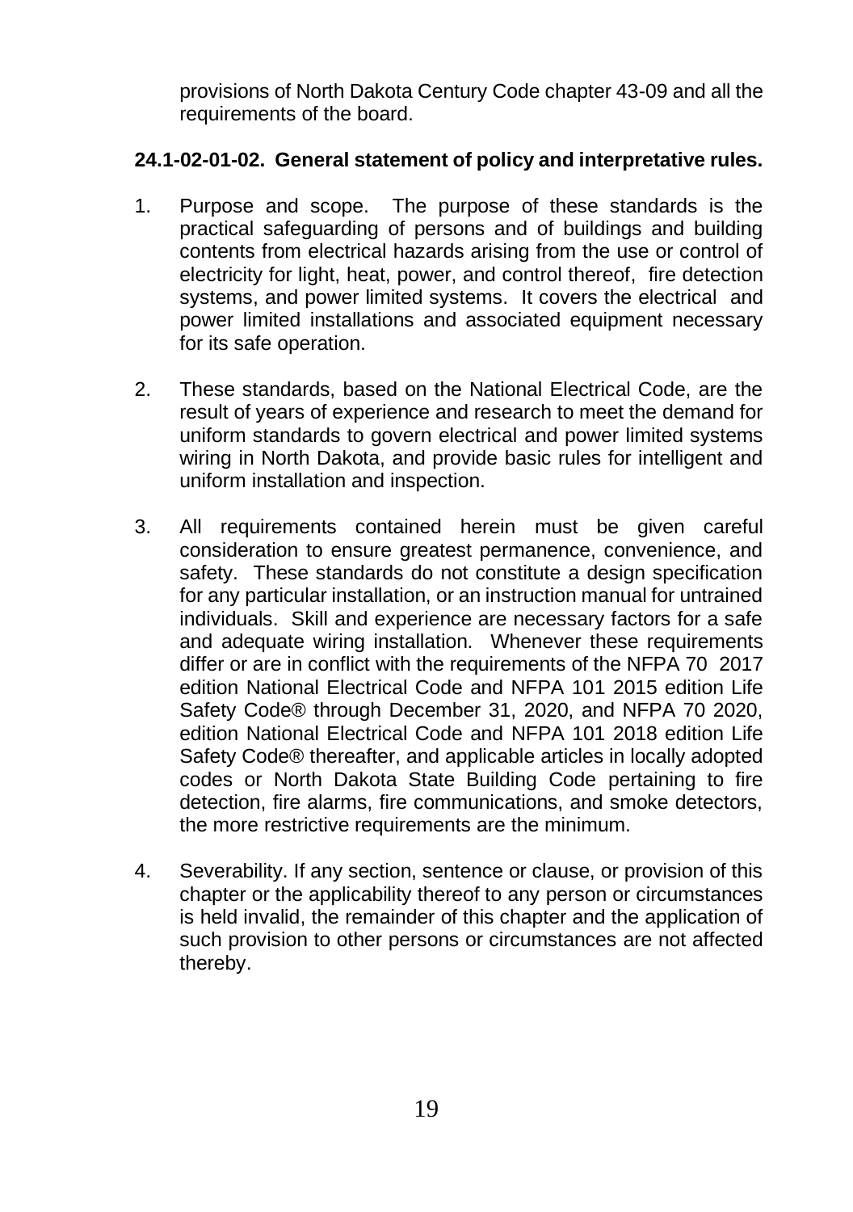provisions of North Dakota Century Code chapter 43-09 and all the requirements of the board.

**24.1-02-01-02. General statement of policy and interpretative rules.**

1. Purpose and scope. The purpose of these standards is the practical safeguarding of persons and of buildings and building contents from electrical hazards arising from the use or control of electricity for light, heat, power, and control thereof, fire detection systems, and power limited systems. It covers the electrical and power limited installations and associated equipment necessary for its safe operation.

2. These standards, based on the National Electrical Code, are the result of years of experience and research to meet the demand for uniform standards to govern electrical and power limited systems wiring in North Dakota, and provide basic rules for intelligent and uniform installation and inspection.

3. All requirements contained herein must be given careful consideration to ensure greatest permanence, convenience, and safety. These standards do not constitute a design specification for any particular installation, or an instruction manual for untrained individuals. Skill and experience are necessary factors for a safe and adequate wiring installation. Whenever these requirements differ or are in conflict with the requirements of the NFPA 70 2017 edition National Electrical Code and NFPA 101 2015 edition Life Safety Code® through December 31, 2020, and NFPA 70 2020, edition National Electrical Code and NFPA 101 2018 edition Life Safety Code® thereafter, and applicable articles in locally adopted codes or North Dakota State Building Code pertaining to fire detection, fire alarms, fire communications, and smoke detectors, the more restrictive requirements are the minimum.

4. Severability. If any section, sentence or clause, or provision of this chapter or the applicability thereof to any person or circumstances is held invalid, the remainder of this chapter and the application of such provision to other persons or circumstances are not affected thereby.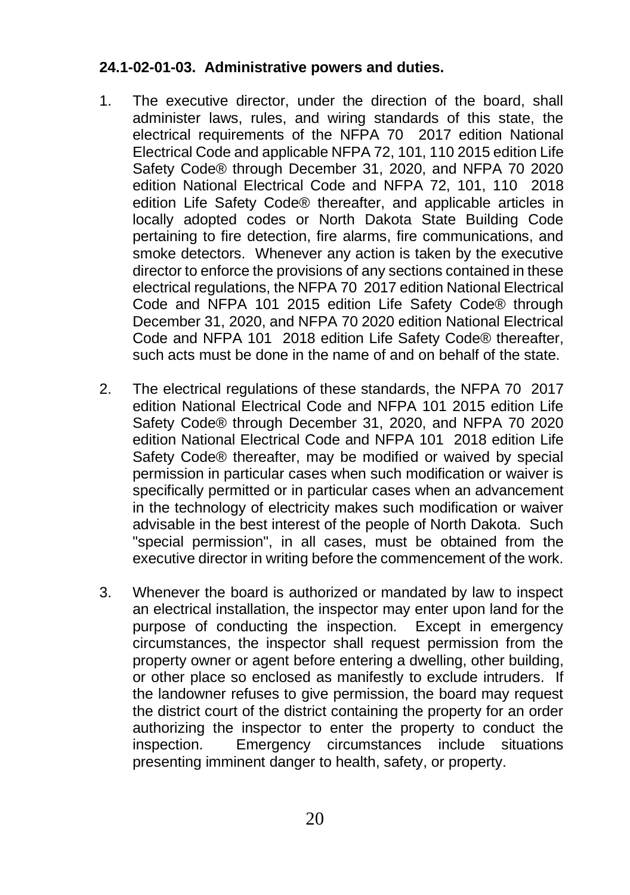**24.1-02-01-03. Administrative powers and duties.**

1. The executive director, under the direction of the board, shall administer laws, rules, and wiring standards of this state, the electrical requirements of the NFPA 70 2017 edition National Electrical Code and applicable NFPA 72, 101, 110 2015 edition Life Safety Code® through December 31, 2020, and NFPA 70 2020 edition National Electrical Code and NFPA 72, 101, 110 2018 edition Life Safety Code® thereafter, and applicable articles in locally adopted codes or North Dakota State Building Code pertaining to fire detection, fire alarms, fire communications, and smoke detectors. Whenever any action is taken by the executive director to enforce the provisions of any sections contained in these electrical regulations, the NFPA 70 2017 edition National Electrical Code and NFPA 101 2015 edition Life Safety Code® through December 31, 2020, and NFPA 70 2020 edition National Electrical Code and NFPA 101 2018 edition Life Safety Code® thereafter, such acts must be done in the name of and on behalf of the state.

2. The electrical regulations of these standards, the NFPA 70 2017 edition National Electrical Code and NFPA 101 2015 edition Life Safety Code® through December 31, 2020, and NFPA 70 2020 edition National Electrical Code and NFPA 101 2018 edition Life Safety Code® thereafter, may be modified or waived by special permission in particular cases when such modification or waiver is specifically permitted or in particular cases when an advancement in the technology of electricity makes such modification or waiver advisable in the best interest of the people of North Dakota. Such "special permission", in all cases, must be obtained from the executive director in writing before the commencement of the work.

3. Whenever the board is authorized or mandated by law to inspect an electrical installation, the inspector may enter upon land for the purpose of conducting the inspection. Except in emergency circumstances, the inspector shall request permission from the property owner or agent before entering a dwelling, other building, or other place so enclosed as manifestly to exclude intruders. If the landowner refuses to give permission, the board may request the district court of the district containing the property for an order authorizing the inspector to enter the property to conduct the inspection. Emergency circumstances include situations presenting imminent danger to health, safety, or property.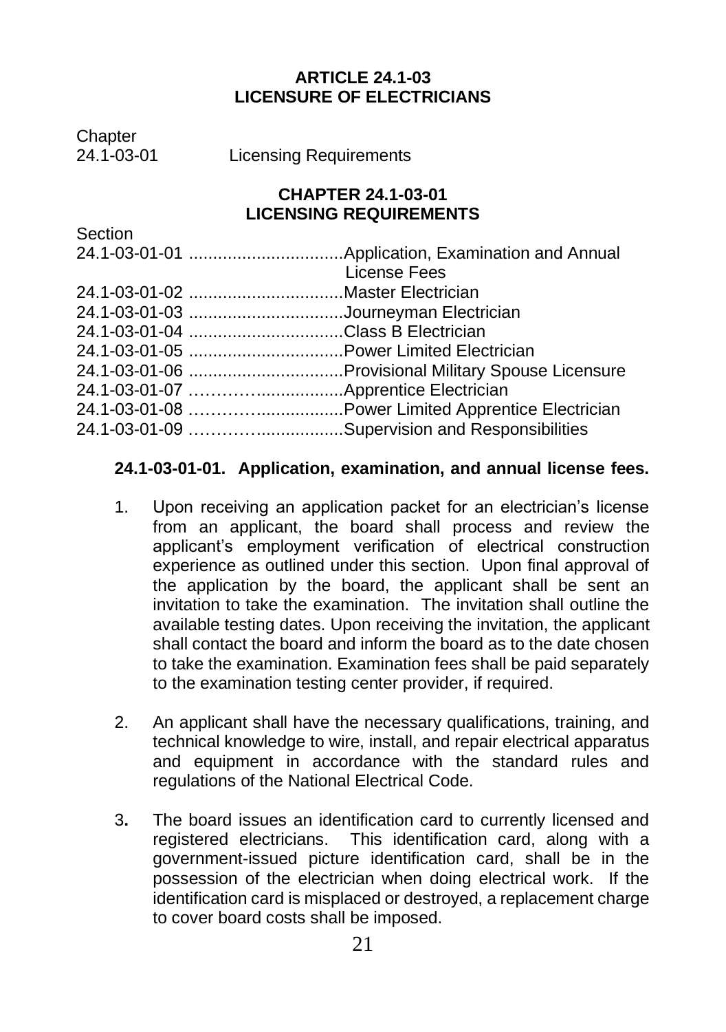## ARTICLE 24.1-03
## LICENSURE OF ELECTRICIANS

Chapter
24.1-03-01 Licensing Requirements

### CHAPTER 24.1-03-01
### LICENSING REQUIREMENTS

Section
24.1-03-01-01 ................................Application, Examination and Annual License Fees
24.1-03-01-02 ................................Master Electrician
24.1-03-01-03 ................................Journeyman Electrician
24.1-03-01-04 ................................Class B Electrician
24.1-03-01-05 ................................Power Limited Electrician
24.1-03-01-06 ................................Provisional Military Spouse Licensure
24.1-03-01-07 …………..................Apprentice Electrician
24.1-03-01-08 …………..................Power Limited Apprentice Electrician
24.1-03-01-09 …………..................Supervision and Responsibilities

**24.1-03-01-01. Application, examination, and annual license fees.**

1. Upon receiving an application packet for an electrician's license from an applicant, the board shall process and review the applicant's employment verification of electrical construction experience as outlined under this section. Upon final approval of the application by the board, the applicant shall be sent an invitation to take the examination. The invitation shall outline the available testing dates. Upon receiving the invitation, the applicant shall contact the board and inform the board as to the date chosen to take the examination. Examination fees shall be paid separately to the examination testing center provider, if required.

2. An applicant shall have the necessary qualifications, training, and technical knowledge to wire, install, and repair electrical apparatus and equipment in accordance with the standard rules and regulations of the National Electrical Code.

3. The board issues an identification card to currently licensed and registered electricians. This identification card, along with a government-issued picture identification card, shall be in the possession of the electrician when doing electrical work. If the identification card is misplaced or destroyed, a replacement charge to cover board costs shall be imposed.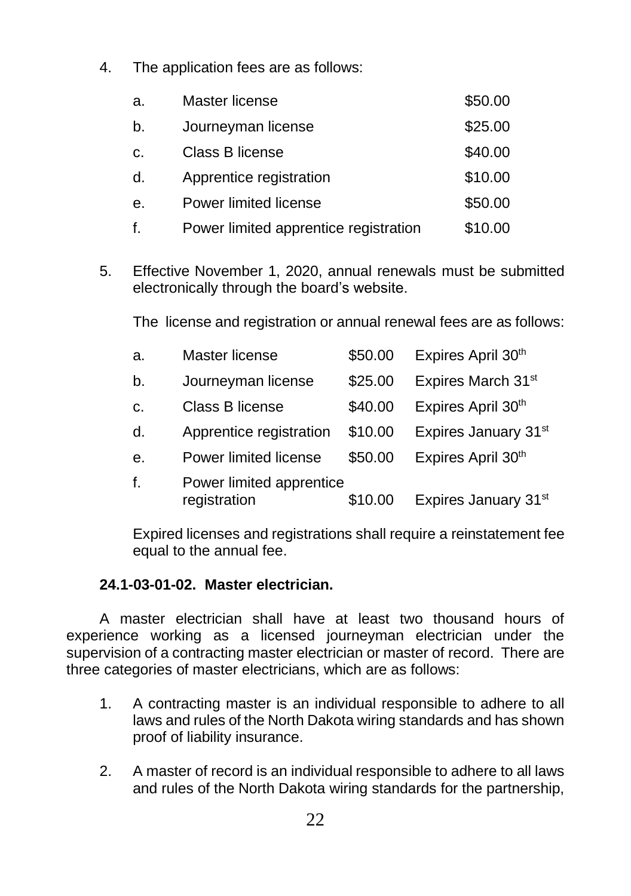4. The application fees are as follows:

| | | |
|---|---|---|
| a. | Master license | \$50.00 |
| b. | Journeyman license | \$25.00 |
| c. | Class B license | \$40.00 |
| d. | Apprentice registration | \$10.00 |
| e. | Power limited license | \$50.00 |
| f. | Power limited apprentice registration | \$10.00 |

5. Effective November 1, 2020, annual renewals must be submitted electronically through the board's website.

   The license and registration or annual renewal fees are as follows:

| | | | |
|---|---|---|---|
| a. | Master license | \$50.00 | Expires April 30th |
| b. | Journeyman license | \$25.00 | Expires March 31st |
| c. | Class B license | \$40.00 | Expires April 30th |
| d. | Apprentice registration | \$10.00 | Expires January 31st |
| e. | Power limited license | \$50.00 | Expires April 30th |
| f. | Power limited apprentice registration | \$10.00 | Expires January 31st |

   Expired licenses and registrations shall require a reinstatement fee equal to the annual fee.

**24.1-03-01-02. Master electrician.**

A master electrician shall have at least two thousand hours of experience working as a licensed journeyman electrician under the supervision of a contracting master electrician or master of record. There are three categories of master electricians, which are as follows:

1. A contracting master is an individual responsible to adhere to all laws and rules of the North Dakota wiring standards and has shown proof of liability insurance.

2. A master of record is an individual responsible to adhere to all laws and rules of the North Dakota wiring standards for the partnership,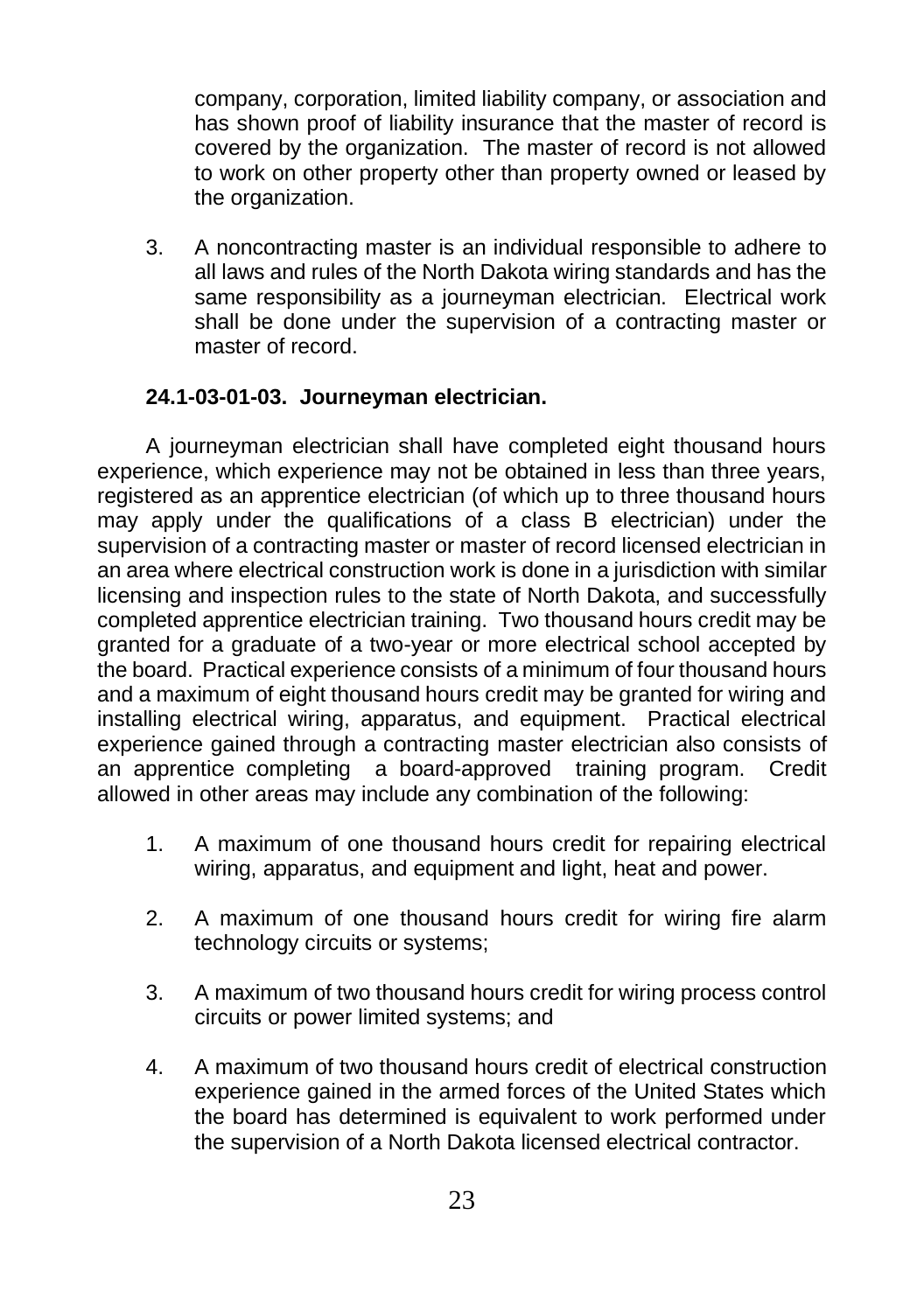company, corporation, limited liability company, or association and has shown proof of liability insurance that the master of record is covered by the organization. The master of record is not allowed to work on other property other than property owned or leased by the organization.

3. A noncontracting master is an individual responsible to adhere to all laws and rules of the North Dakota wiring standards and has the same responsibility as a journeyman electrician. Electrical work shall be done under the supervision of a contracting master or master of record.

**24.1-03-01-03. Journeyman electrician.**

A journeyman electrician shall have completed eight thousand hours experience, which experience may not be obtained in less than three years, registered as an apprentice electrician (of which up to three thousand hours may apply under the qualifications of a class B electrician) under the supervision of a contracting master or master of record licensed electrician in an area where electrical construction work is done in a jurisdiction with similar licensing and inspection rules to the state of North Dakota, and successfully completed apprentice electrician training. Two thousand hours credit may be granted for a graduate of a two-year or more electrical school accepted by the board. Practical experience consists of a minimum of four thousand hours and a maximum of eight thousand hours credit may be granted for wiring and installing electrical wiring, apparatus, and equipment. Practical electrical experience gained through a contracting master electrician also consists of an apprentice completing a board-approved training program. Credit allowed in other areas may include any combination of the following:

1. A maximum of one thousand hours credit for repairing electrical wiring, apparatus, and equipment and light, heat and power.

2. A maximum of one thousand hours credit for wiring fire alarm technology circuits or systems;

3. A maximum of two thousand hours credit for wiring process control circuits or power limited systems; and

4. A maximum of two thousand hours credit of electrical construction experience gained in the armed forces of the United States which the board has determined is equivalent to work performed under the supervision of a North Dakota licensed electrical contractor.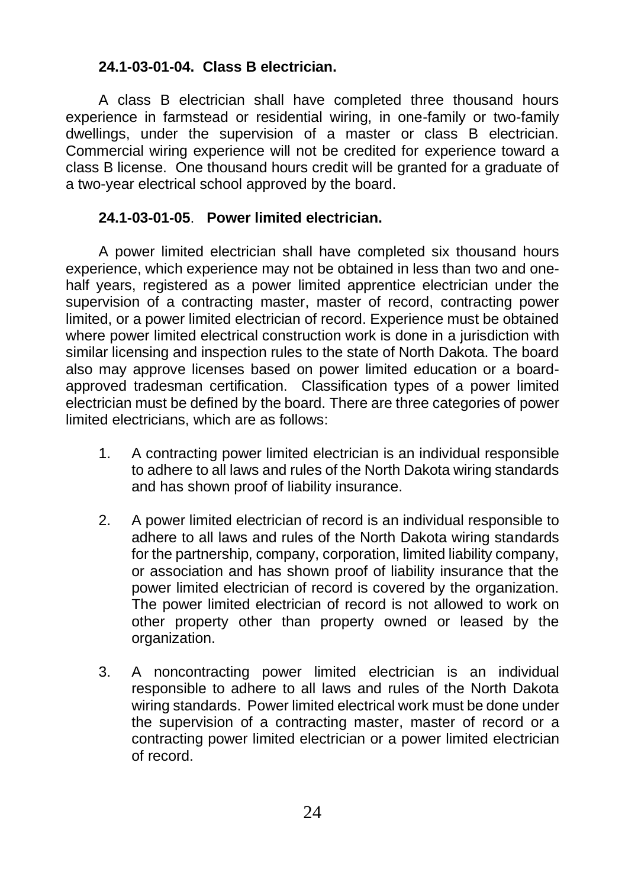**24.1-03-01-04. Class B electrician.**

A class B electrician shall have completed three thousand hours experience in farmstead or residential wiring, in one-family or two-family dwellings, under the supervision of a master or class B electrician. Commercial wiring experience will not be credited for experience toward a class B license. One thousand hours credit will be granted for a graduate of a two-year electrical school approved by the board.

**24.1-03-01-05. Power limited electrician.**

A power limited electrician shall have completed six thousand hours experience, which experience may not be obtained in less than two and one-half years, registered as a power limited apprentice electrician under the supervision of a contracting master, master of record, contracting power limited, or a power limited electrician of record. Experience must be obtained where power limited electrical construction work is done in a jurisdiction with similar licensing and inspection rules to the state of North Dakota. The board also may approve licenses based on power limited education or a board-approved tradesman certification. Classification types of a power limited electrician must be defined by the board. There are three categories of power limited electricians, which are as follows:

1. A contracting power limited electrician is an individual responsible to adhere to all laws and rules of the North Dakota wiring standards and has shown proof of liability insurance.

2. A power limited electrician of record is an individual responsible to adhere to all laws and rules of the North Dakota wiring standards for the partnership, company, corporation, limited liability company, or association and has shown proof of liability insurance that the power limited electrician of record is covered by the organization. The power limited electrician of record is not allowed to work on other property other than property owned or leased by the organization.

3. A noncontracting power limited electrician is an individual responsible to adhere to all laws and rules of the North Dakota wiring standards. Power limited electrical work must be done under the supervision of a contracting master, master of record or a contracting power limited electrician or a power limited electrician of record.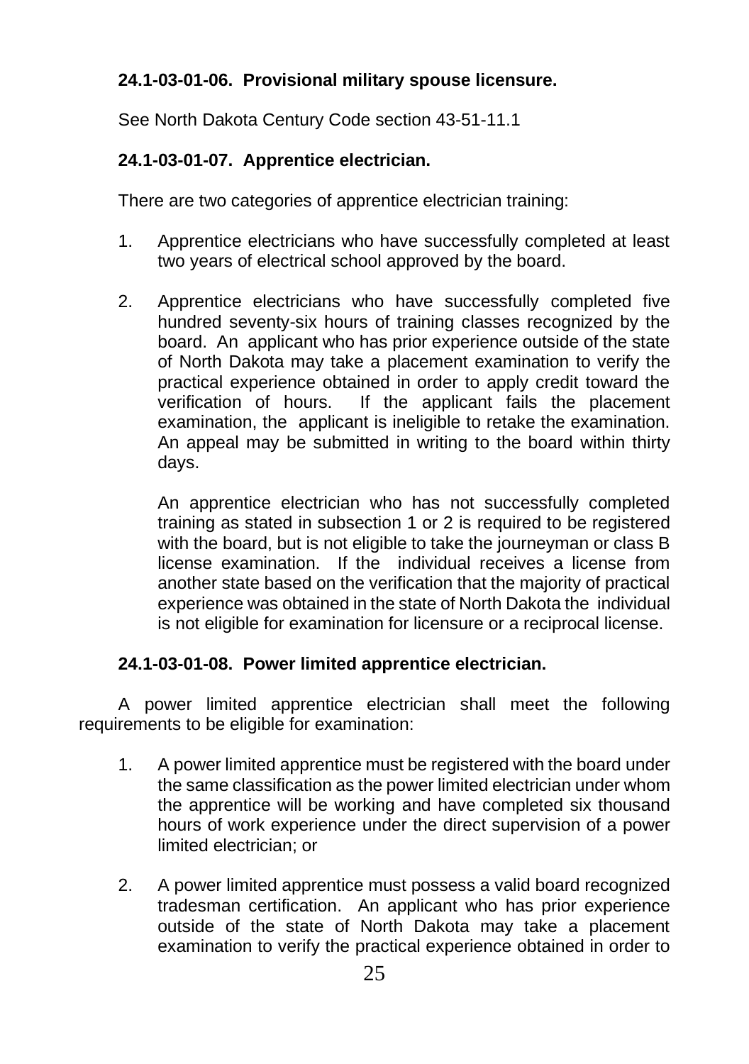**24.1-03-01-06. Provisional military spouse licensure.**

See North Dakota Century Code section 43-51-11.1

**24.1-03-01-07. Apprentice electrician.**

There are two categories of apprentice electrician training:

1. Apprentice electricians who have successfully completed at least two years of electrical school approved by the board.

2. Apprentice electricians who have successfully completed five hundred seventy-six hours of training classes recognized by the board. An applicant who has prior experience outside of the state of North Dakota may take a placement examination to verify the practical experience obtained in order to apply credit toward the verification of hours. If the applicant fails the placement examination, the applicant is ineligible to retake the examination. An appeal may be submitted in writing to the board within thirty days.

   An apprentice electrician who has not successfully completed training as stated in subsection 1 or 2 is required to be registered with the board, but is not eligible to take the journeyman or class B license examination. If the individual receives a license from another state based on the verification that the majority of practical experience was obtained in the state of North Dakota the individual is not eligible for examination for licensure or a reciprocal license.

**24.1-03-01-08. Power limited apprentice electrician.**

A power limited apprentice electrician shall meet the following requirements to be eligible for examination:

1. A power limited apprentice must be registered with the board under the same classification as the power limited electrician under whom the apprentice will be working and have completed six thousand hours of work experience under the direct supervision of a power limited electrician; or

2. A power limited apprentice must possess a valid board recognized tradesman certification. An applicant who has prior experience outside of the state of North Dakota may take a placement examination to verify the practical experience obtained in order to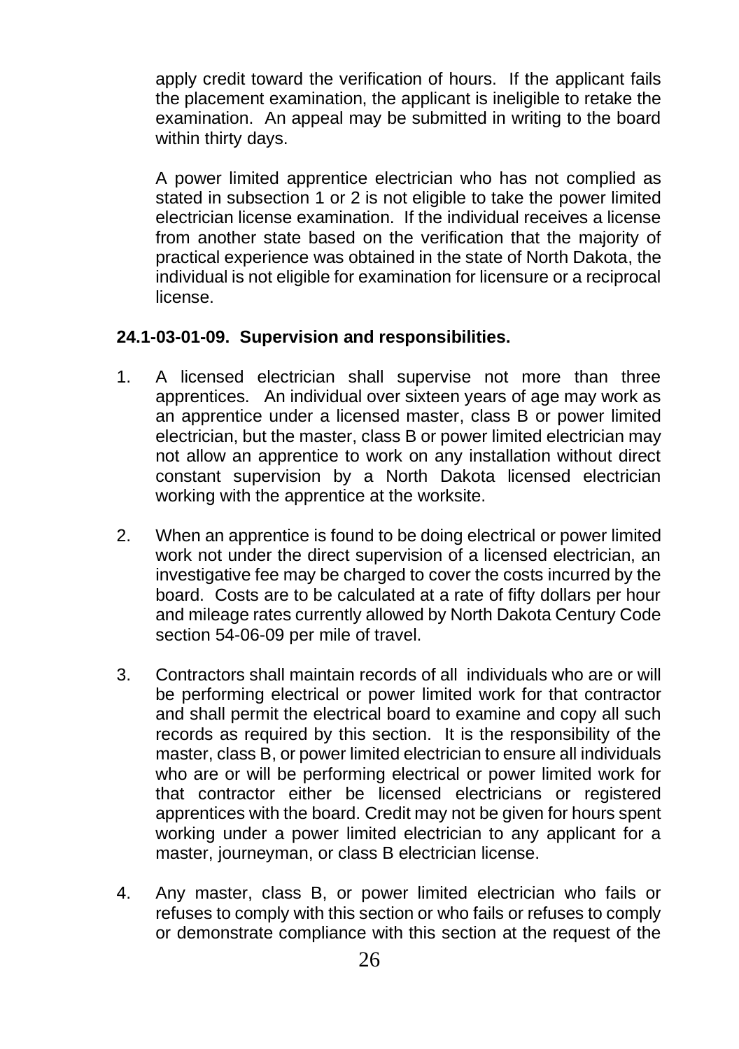apply credit toward the verification of hours. If the applicant fails the placement examination, the applicant is ineligible to retake the examination. An appeal may be submitted in writing to the board within thirty days.

A power limited apprentice electrician who has not complied as stated in subsection 1 or 2 is not eligible to take the power limited electrician license examination. If the individual receives a license from another state based on the verification that the majority of practical experience was obtained in the state of North Dakota, the individual is not eligible for examination for licensure or a reciprocal license.

**24.1-03-01-09. Supervision and responsibilities.**

1. A licensed electrician shall supervise not more than three apprentices. An individual over sixteen years of age may work as an apprentice under a licensed master, class B or power limited electrician, but the master, class B or power limited electrician may not allow an apprentice to work on any installation without direct constant supervision by a North Dakota licensed electrician working with the apprentice at the worksite.

2. When an apprentice is found to be doing electrical or power limited work not under the direct supervision of a licensed electrician, an investigative fee may be charged to cover the costs incurred by the board. Costs are to be calculated at a rate of fifty dollars per hour and mileage rates currently allowed by North Dakota Century Code section 54-06-09 per mile of travel.

3. Contractors shall maintain records of all individuals who are or will be performing electrical or power limited work for that contractor and shall permit the electrical board to examine and copy all such records as required by this section. It is the responsibility of the master, class B, or power limited electrician to ensure all individuals who are or will be performing electrical or power limited work for that contractor either be licensed electricians or registered apprentices with the board. Credit may not be given for hours spent working under a power limited electrician to any applicant for a master, journeyman, or class B electrician license.

4. Any master, class B, or power limited electrician who fails or refuses to comply with this section or who fails or refuses to comply or demonstrate compliance with this section at the request of the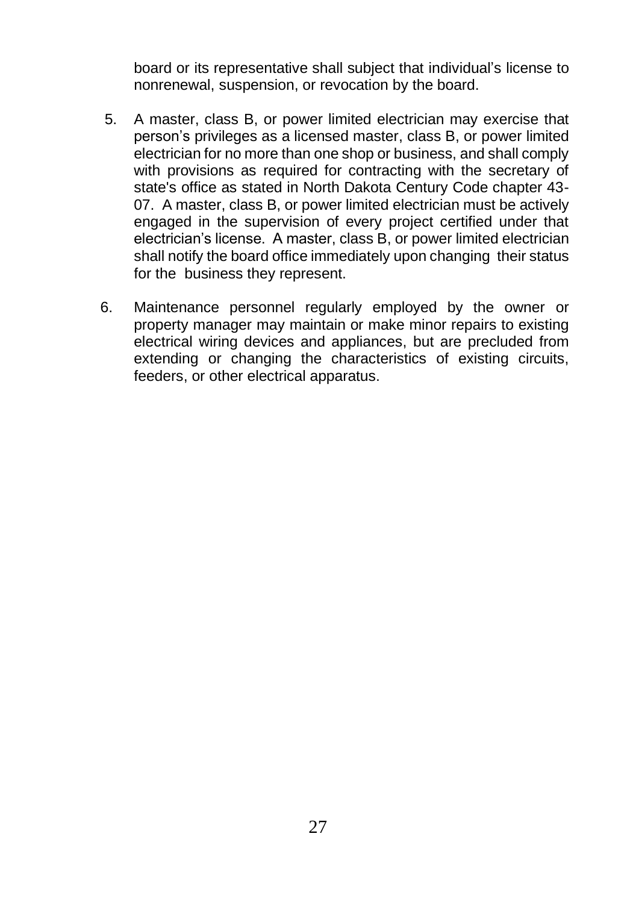board or its representative shall subject that individual's license to nonrenewal, suspension, or revocation by the board.

5. A master, class B, or power limited electrician may exercise that person's privileges as a licensed master, class B, or power limited electrician for no more than one shop or business, and shall comply with provisions as required for contracting with the secretary of state's office as stated in North Dakota Century Code chapter 43-07. A master, class B, or power limited electrician must be actively engaged in the supervision of every project certified under that electrician's license. A master, class B, or power limited electrician shall notify the board office immediately upon changing their status for the business they represent.

6. Maintenance personnel regularly employed by the owner or property manager may maintain or make minor repairs to existing electrical wiring devices and appliances, but are precluded from extending or changing the characteristics of existing circuits, feeders, or other electrical apparatus.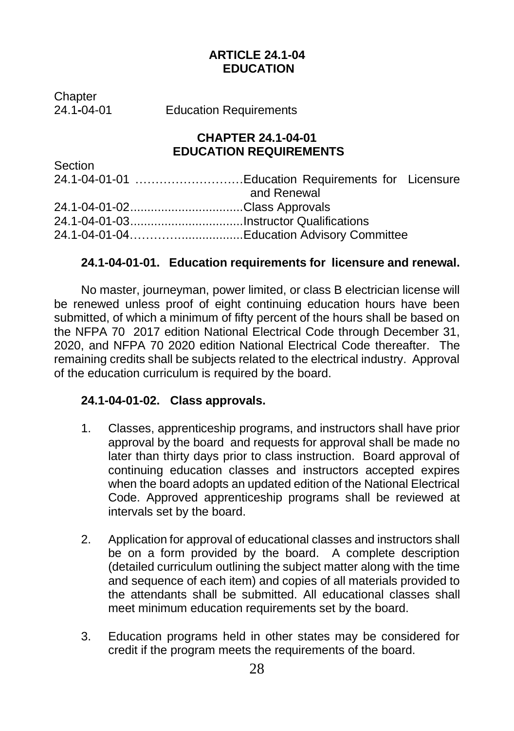# ARTICLE 24.1-04
# EDUCATION

Chapter
24.1-04-01 Education Requirements

## CHAPTER 24.1-04-01
## EDUCATION REQUIREMENTS

| Section | |
|---|---|
| 24.1-04-01-01 | Education Requirements for Licensure and Renewal |
| 24.1-04-01-02 | Class Approvals |
| 24.1-04-01-03 | Instructor Qualifications |
| 24.1-04-01-04 | Education Advisory Committee |

### 24.1-04-01-01. Education requirements for licensure and renewal.

No master, journeyman, power limited, or class B electrician license will be renewed unless proof of eight continuing education hours have been submitted, of which a minimum of fifty percent of the hours shall be based on the NFPA 70 2017 edition National Electrical Code through December 31, 2020, and NFPA 70 2020 edition National Electrical Code thereafter. The remaining credits shall be subjects related to the electrical industry. Approval of the education curriculum is required by the board.

### 24.1-04-01-02. Class approvals.

1. Classes, apprenticeship programs, and instructors shall have prior approval by the board and requests for approval shall be made no later than thirty days prior to class instruction. Board approval of continuing education classes and instructors accepted expires when the board adopts an updated edition of the National Electrical Code. Approved apprenticeship programs shall be reviewed at intervals set by the board.

2. Application for approval of educational classes and instructors shall be on a form provided by the board. A complete description (detailed curriculum outlining the subject matter along with the time and sequence of each item) and copies of all materials provided to the attendants shall be submitted. All educational classes shall meet minimum education requirements set by the board.

3. Education programs held in other states may be considered for credit if the program meets the requirements of the board.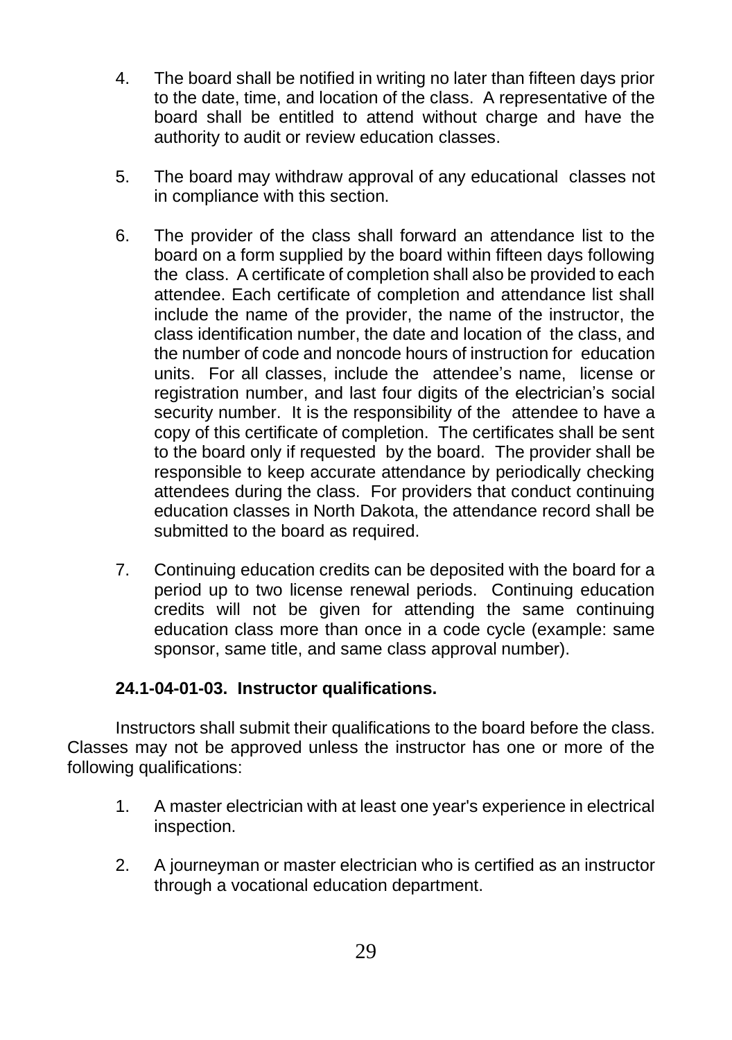4. The board shall be notified in writing no later than fifteen days prior to the date, time, and location of the class. A representative of the board shall be entitled to attend without charge and have the authority to audit or review education classes.

5. The board may withdraw approval of any educational classes not in compliance with this section.

6. The provider of the class shall forward an attendance list to the board on a form supplied by the board within fifteen days following the class. A certificate of completion shall also be provided to each attendee. Each certificate of completion and attendance list shall include the name of the provider, the name of the instructor, the class identification number, the date and location of the class, and the number of code and noncode hours of instruction for education units. For all classes, include the attendee's name, license or registration number, and last four digits of the electrician's social security number. It is the responsibility of the attendee to have a copy of this certificate of completion. The certificates shall be sent to the board only if requested by the board. The provider shall be responsible to keep accurate attendance by periodically checking attendees during the class. For providers that conduct continuing education classes in North Dakota, the attendance record shall be submitted to the board as required.

7. Continuing education credits can be deposited with the board for a period up to two license renewal periods. Continuing education credits will not be given for attending the same continuing education class more than once in a code cycle (example: same sponsor, same title, and same class approval number).

**24.1-04-01-03. Instructor qualifications.**

Instructors shall submit their qualifications to the board before the class. Classes may not be approved unless the instructor has one or more of the following qualifications:

1. A master electrician with at least one year's experience in electrical inspection.

2. A journeyman or master electrician who is certified as an instructor through a vocational education department.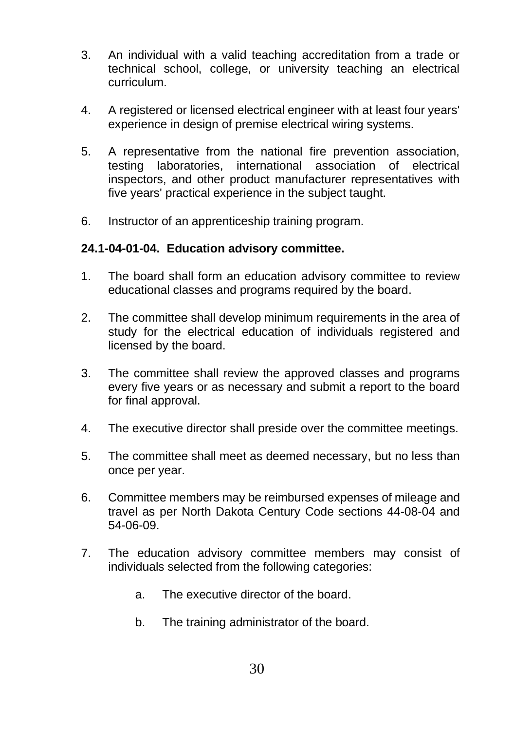3. An individual with a valid teaching accreditation from a trade or technical school, college, or university teaching an electrical curriculum.

4. A registered or licensed electrical engineer with at least four years' experience in design of premise electrical wiring systems.

5. A representative from the national fire prevention association, testing laboratories, international association of electrical inspectors, and other product manufacturer representatives with five years' practical experience in the subject taught.

6. Instructor of an apprenticeship training program.

**24.1-04-01-04. Education advisory committee.**

1. The board shall form an education advisory committee to review educational classes and programs required by the board.

2. The committee shall develop minimum requirements in the area of study for the electrical education of individuals registered and licensed by the board.

3. The committee shall review the approved classes and programs every five years or as necessary and submit a report to the board for final approval.

4. The executive director shall preside over the committee meetings.

5. The committee shall meet as deemed necessary, but no less than once per year.

6. Committee members may be reimbursed expenses of mileage and travel as per North Dakota Century Code sections 44-08-04 and 54-06-09.

7. The education advisory committee members may consist of individuals selected from the following categories:

   a. The executive director of the board.

   b. The training administrator of the board.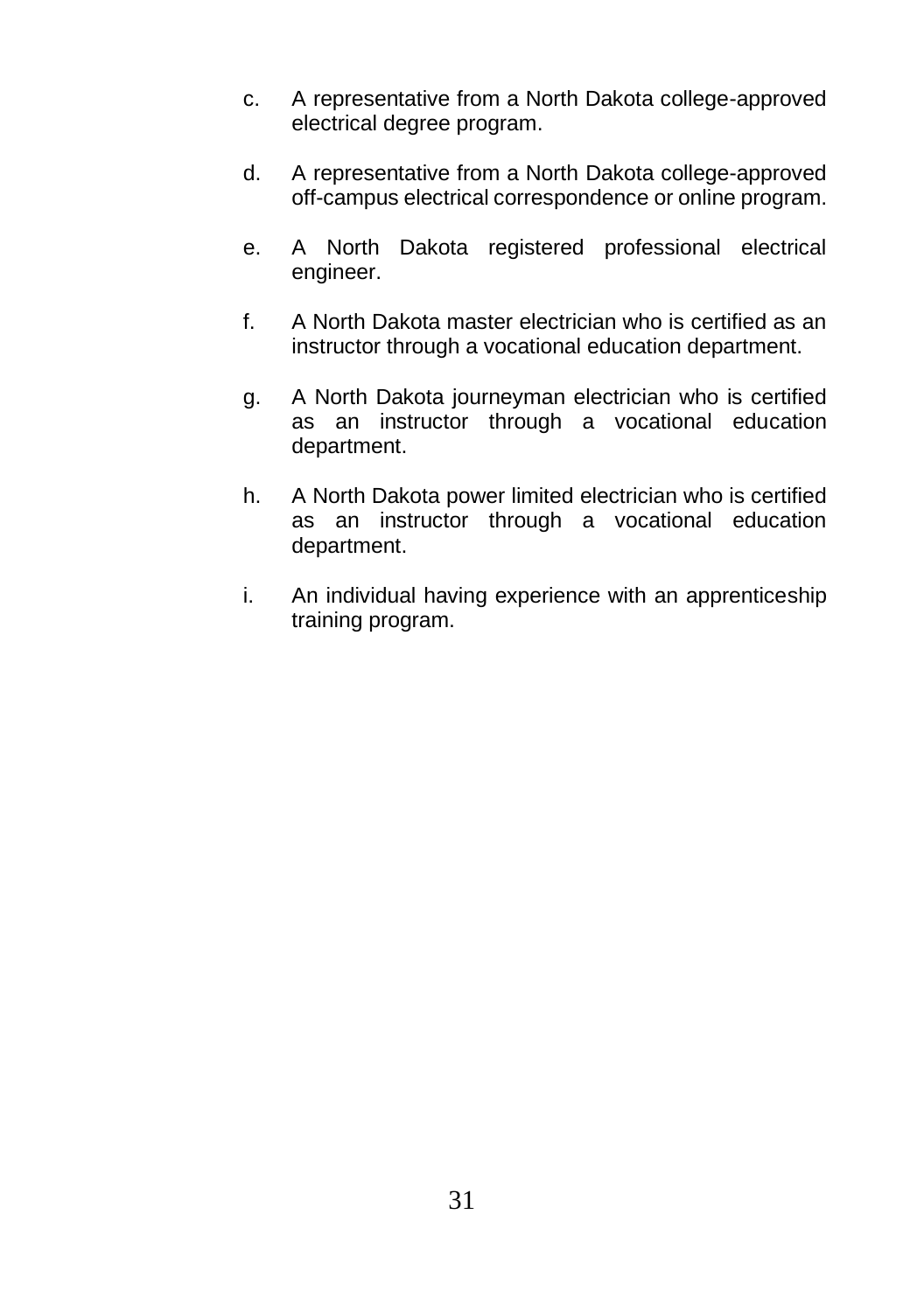c. A representative from a North Dakota college-approved electrical degree program.

d. A representative from a North Dakota college-approved off-campus electrical correspondence or online program.

e. A North Dakota registered professional electrical engineer.

f. A North Dakota master electrician who is certified as an instructor through a vocational education department.

g. A North Dakota journeyman electrician who is certified as an instructor through a vocational education department.

h. A North Dakota power limited electrician who is certified as an instructor through a vocational education department.

i. An individual having experience with an apprenticeship training program.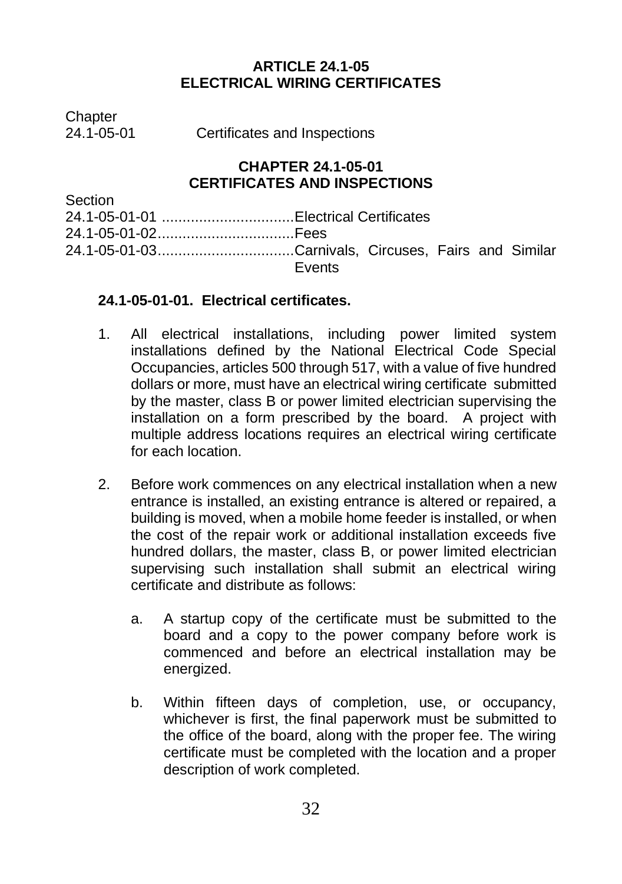# ARTICLE 24.1-05
# ELECTRICAL WIRING CERTIFICATES

Chapter
24.1-05-01 Certificates and Inspections

## CHAPTER 24.1-05-01
## CERTIFICATES AND INSPECTIONS

Section
24.1-05-01-01 ................................Electrical Certificates
24.1-05-01-02.................................Fees
24.1-05-01-03.................................Carnivals, Circuses, Fairs and Similar Events

### 24.1-05-01-01. Electrical certificates.

1. All electrical installations, including power limited system installations defined by the National Electrical Code Special Occupancies, articles 500 through 517, with a value of five hundred dollars or more, must have an electrical wiring certificate submitted by the master, class B or power limited electrician supervising the installation on a form prescribed by the board. A project with multiple address locations requires an electrical wiring certificate for each location.

2. Before work commences on any electrical installation when a new entrance is installed, an existing entrance is altered or repaired, a building is moved, when a mobile home feeder is installed, or when the cost of the repair work or additional installation exceeds five hundred dollars, the master, class B, or power limited electrician supervising such installation shall submit an electrical wiring certificate and distribute as follows:

    a. A startup copy of the certificate must be submitted to the board and a copy to the power company before work is commenced and before an electrical installation may be energized.

    b. Within fifteen days of completion, use, or occupancy, whichever is first, the final paperwork must be submitted to the office of the board, along with the proper fee. The wiring certificate must be completed with the location and a proper description of work completed.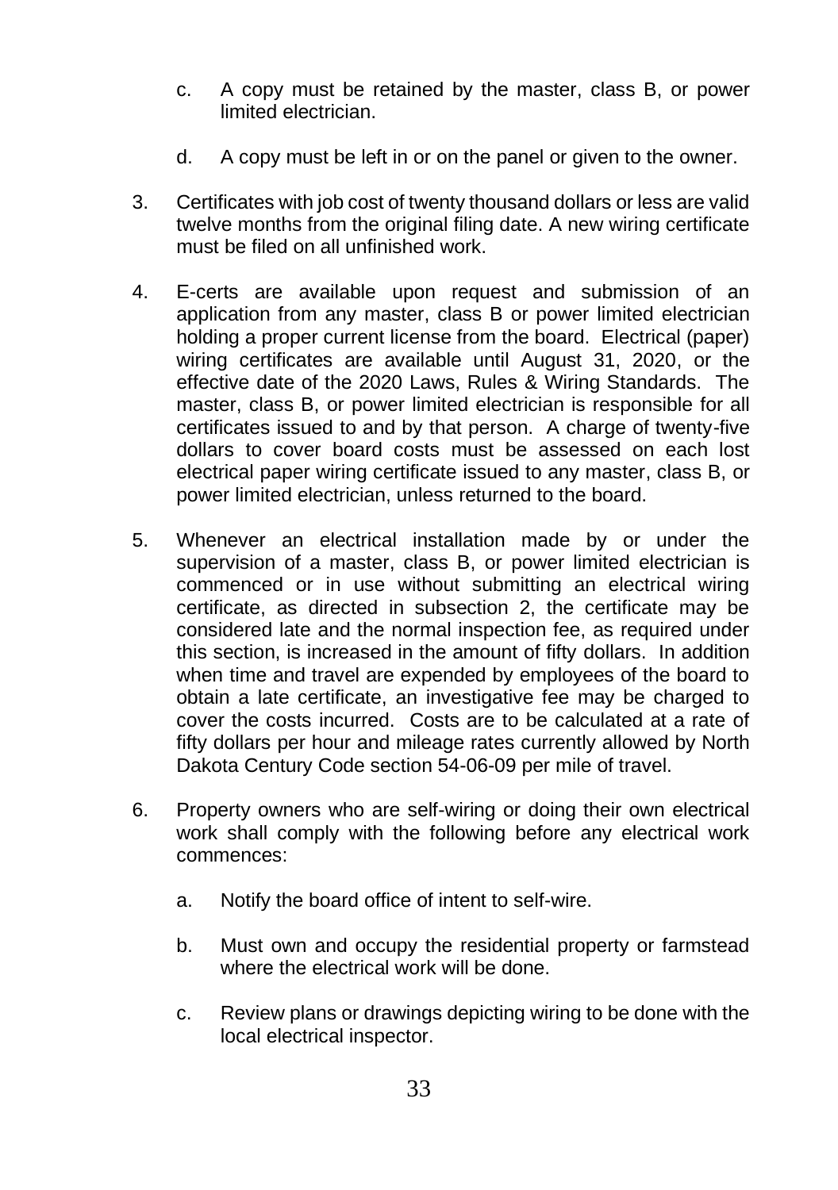c. A copy must be retained by the master, class B, or power limited electrician.

d. A copy must be left in or on the panel or given to the owner.

3. Certificates with job cost of twenty thousand dollars or less are valid twelve months from the original filing date. A new wiring certificate must be filed on all unfinished work.

4. E-certs are available upon request and submission of an application from any master, class B or power limited electrician holding a proper current license from the board. Electrical (paper) wiring certificates are available until August 31, 2020, or the effective date of the 2020 Laws, Rules & Wiring Standards. The master, class B, or power limited electrician is responsible for all certificates issued to and by that person. A charge of twenty-five dollars to cover board costs must be assessed on each lost electrical paper wiring certificate issued to any master, class B, or power limited electrician, unless returned to the board.

5. Whenever an electrical installation made by or under the supervision of a master, class B, or power limited electrician is commenced or in use without submitting an electrical wiring certificate, as directed in subsection 2, the certificate may be considered late and the normal inspection fee, as required under this section, is increased in the amount of fifty dollars. In addition when time and travel are expended by employees of the board to obtain a late certificate, an investigative fee may be charged to cover the costs incurred. Costs are to be calculated at a rate of fifty dollars per hour and mileage rates currently allowed by North Dakota Century Code section 54-06-09 per mile of travel.

6. Property owners who are self-wiring or doing their own electrical work shall comply with the following before any electrical work commences:

   a. Notify the board office of intent to self-wire.

   b. Must own and occupy the residential property or farmstead where the electrical work will be done.

   c. Review plans or drawings depicting wiring to be done with the local electrical inspector.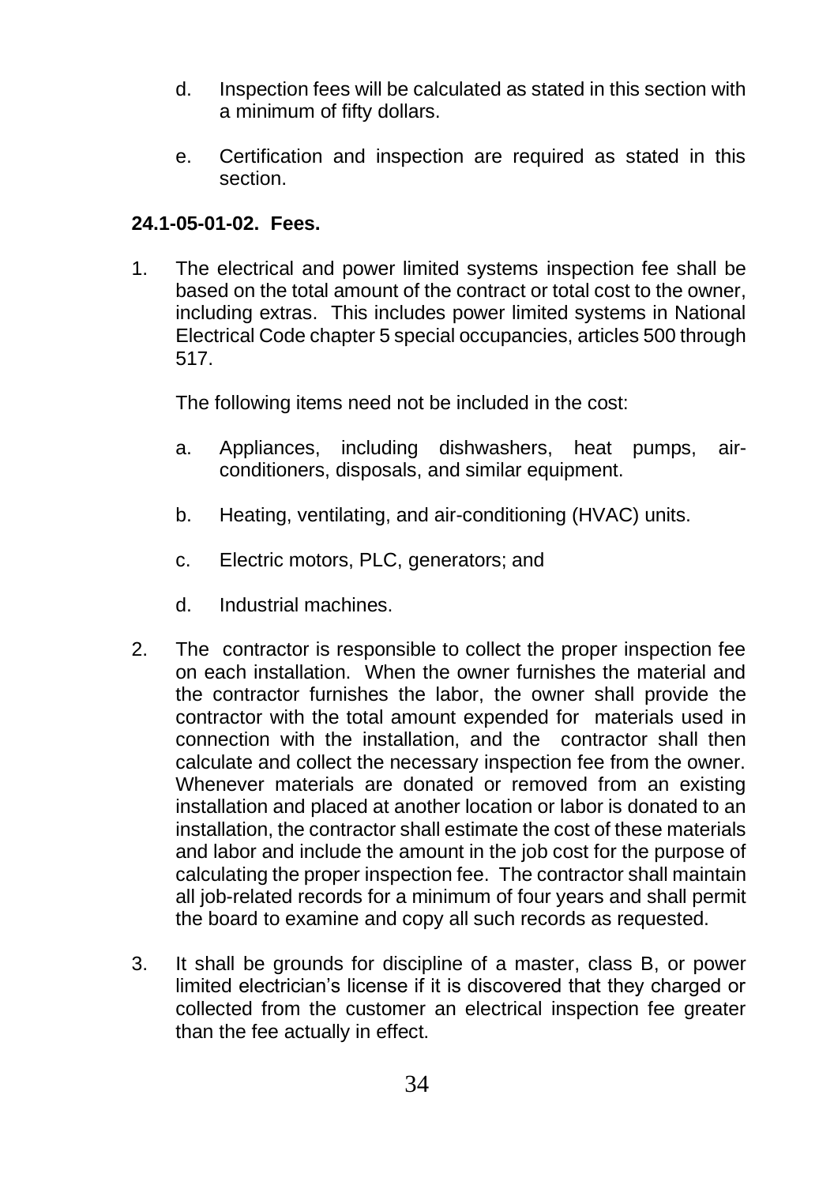d. Inspection fees will be calculated as stated in this section with a minimum of fifty dollars.

e. Certification and inspection are required as stated in this section.

**24.1-05-01-02. Fees.**

1. The electrical and power limited systems inspection fee shall be based on the total amount of the contract or total cost to the owner, including extras. This includes power limited systems in National Electrical Code chapter 5 special occupancies, articles 500 through 517.

   The following items need not be included in the cost:

   a. Appliances, including dishwashers, heat pumps, air-conditioners, disposals, and similar equipment.

   b. Heating, ventilating, and air-conditioning (HVAC) units.

   c. Electric motors, PLC, generators; and

   d. Industrial machines.

2. The contractor is responsible to collect the proper inspection fee on each installation. When the owner furnishes the material and the contractor furnishes the labor, the owner shall provide the contractor with the total amount expended for materials used in connection with the installation, and the contractor shall then calculate and collect the necessary inspection fee from the owner. Whenever materials are donated or removed from an existing installation and placed at another location or labor is donated to an installation, the contractor shall estimate the cost of these materials and labor and include the amount in the job cost for the purpose of calculating the proper inspection fee. The contractor shall maintain all job-related records for a minimum of four years and shall permit the board to examine and copy all such records as requested.

3. It shall be grounds for discipline of a master, class B, or power limited electrician's license if it is discovered that they charged or collected from the customer an electrical inspection fee greater than the fee actually in effect.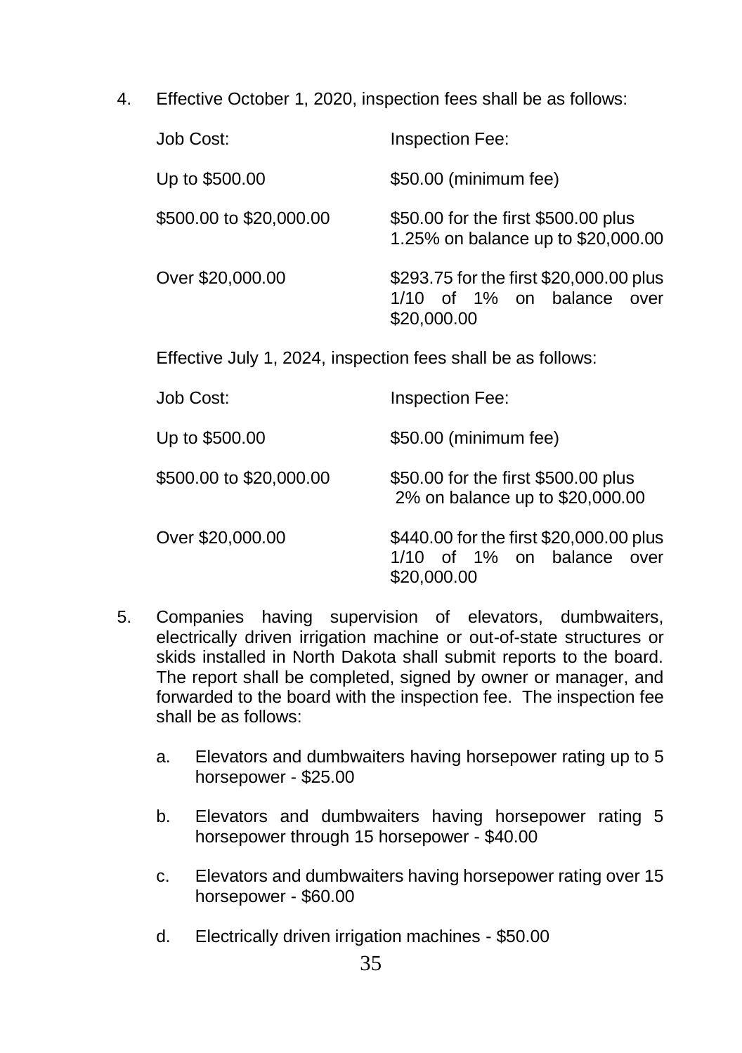4. Effective October 1, 2020, inspection fees shall be as follows:

| Job Cost: | Inspection Fee: |
| --- | --- |
| Up to $500.00 | $50.00 (minimum fee) |
| $500.00 to $20,000.00 | $50.00 for the first $500.00 plus 1.25% on balance up to $20,000.00 |
| Over $20,000.00 | $293.75 for the first $20,000.00 plus 1/10 of 1% on balance over $20,000.00 |

Effective July 1, 2024, inspection fees shall be as follows:

| Job Cost: | Inspection Fee: |
| --- | --- |
| Up to $500.00 | $50.00 (minimum fee) |
| $500.00 to $20,000.00 | $50.00 for the first $500.00 plus 2% on balance up to $20,000.00 |
| Over $20,000.00 | $440.00 for the first $20,000.00 plus 1/10 of 1% on balance over $20,000.00 |

5. Companies having supervision of elevators, dumbwaiters, electrically driven irrigation machine or out-of-state structures or skids installed in North Dakota shall submit reports to the board. The report shall be completed, signed by owner or manager, and forwarded to the board with the inspection fee. The inspection fee shall be as follows:

   a. Elevators and dumbwaiters having horsepower rating up to 5 horsepower - $25.00

   b. Elevators and dumbwaiters having horsepower rating 5 horsepower through 15 horsepower - $40.00

   c. Elevators and dumbwaiters having horsepower rating over 15 horsepower - $60.00

   d. Electrically driven irrigation machines - $50.00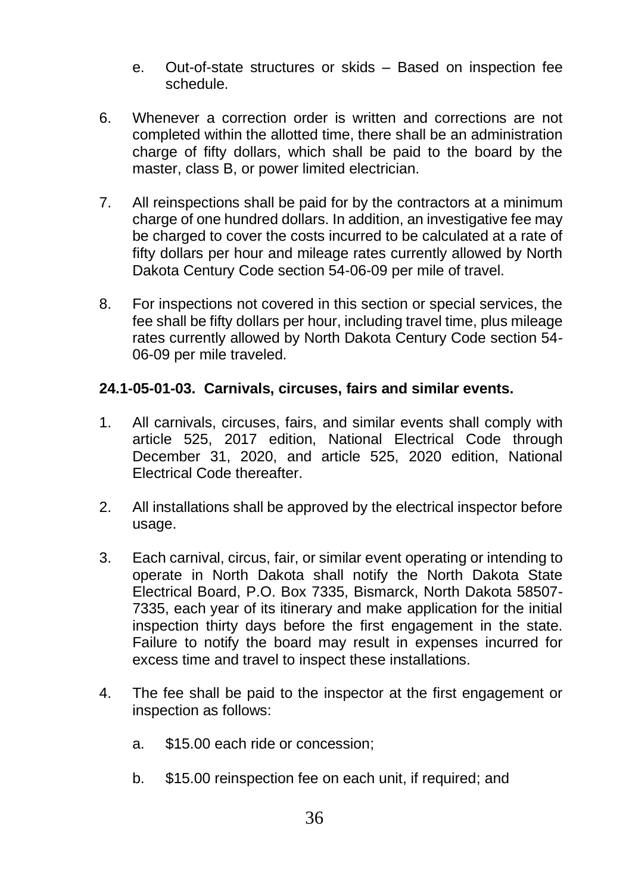e. Out-of-state structures or skids – Based on inspection fee schedule.

6. Whenever a correction order is written and corrections are not completed within the allotted time, there shall be an administration charge of fifty dollars, which shall be paid to the board by the master, class B, or power limited electrician.

7. All reinspections shall be paid for by the contractors at a minimum charge of one hundred dollars. In addition, an investigative fee may be charged to cover the costs incurred to be calculated at a rate of fifty dollars per hour and mileage rates currently allowed by North Dakota Century Code section 54-06-09 per mile of travel.

8. For inspections not covered in this section or special services, the fee shall be fifty dollars per hour, including travel time, plus mileage rates currently allowed by North Dakota Century Code section 54-06-09 per mile traveled.

**24.1-05-01-03. Carnivals, circuses, fairs and similar events.**

1. All carnivals, circuses, fairs, and similar events shall comply with article 525, 2017 edition, National Electrical Code through December 31, 2020, and article 525, 2020 edition, National Electrical Code thereafter.

2. All installations shall be approved by the electrical inspector before usage.

3. Each carnival, circus, fair, or similar event operating or intending to operate in North Dakota shall notify the North Dakota State Electrical Board, P.O. Box 7335, Bismarck, North Dakota 58507-7335, each year of its itinerary and make application for the initial inspection thirty days before the first engagement in the state. Failure to notify the board may result in expenses incurred for excess time and travel to inspect these installations.

4. The fee shall be paid to the inspector at the first engagement or inspection as follows:

   a. $15.00 each ride or concession;

   b. $15.00 reinspection fee on each unit, if required; and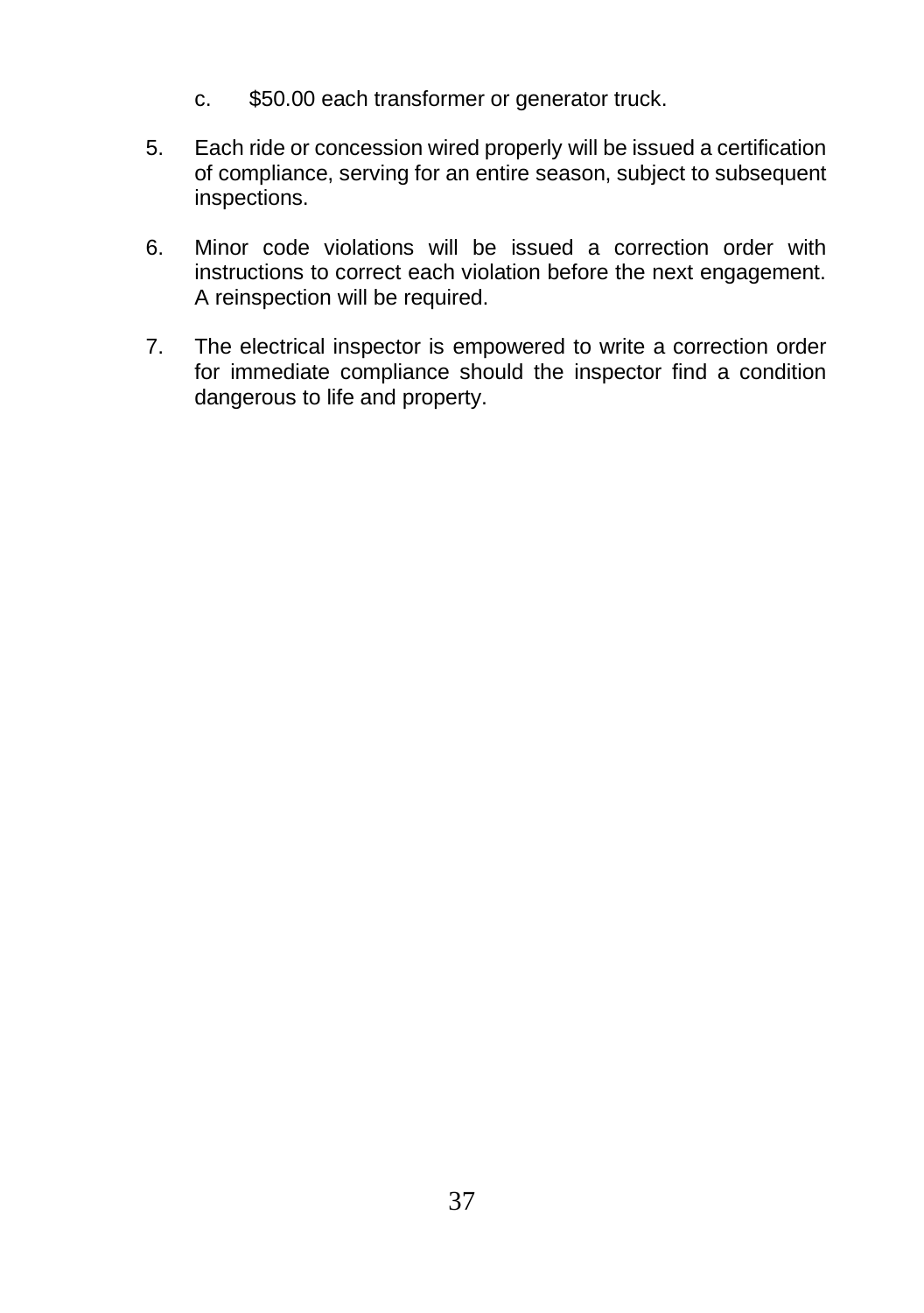c. $50.00 each transformer or generator truck.

5. Each ride or concession wired properly will be issued a certification of compliance, serving for an entire season, subject to subsequent inspections.

6. Minor code violations will be issued a correction order with instructions to correct each violation before the next engagement. A reinspection will be required.

7. The electrical inspector is empowered to write a correction order for immediate compliance should the inspector find a condition dangerous to life and property.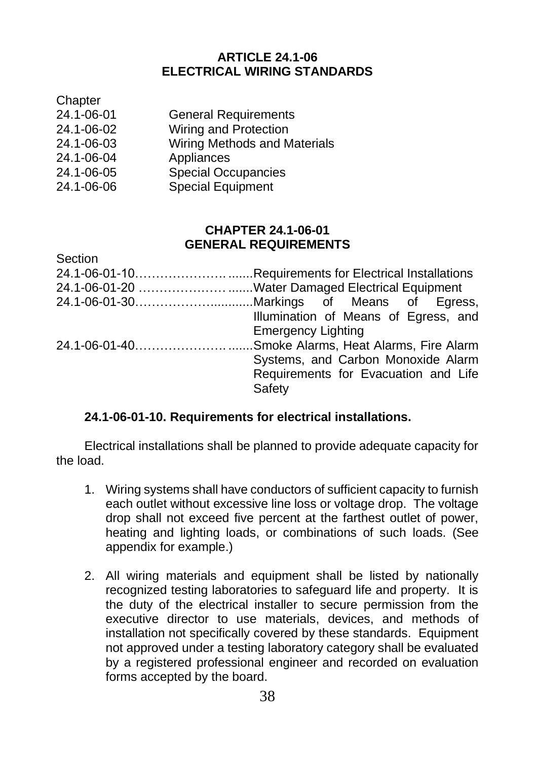## ARTICLE 24.1-06
## ELECTRICAL WIRING STANDARDS

| Chapter | |
|---|---|
| 24.1-06-01 | General Requirements |
| 24.1-06-02 | Wiring and Protection |
| 24.1-06-03 | Wiring Methods and Materials |
| 24.1-06-04 | Appliances |
| 24.1-06-05 | Special Occupancies |
| 24.1-06-06 | Special Equipment |

### CHAPTER 24.1-06-01
### GENERAL REQUIREMENTS

| Section | |
|---|---|
| 24.1-06-01-10 | Requirements for Electrical Installations |
| 24.1-06-01-20 | Water Damaged Electrical Equipment |
| 24.1-06-01-30 | Markings of Means of Egress, Illumination of Means of Egress, and Emergency Lighting |
| 24.1-06-01-40 | Smoke Alarms, Heat Alarms, Fire Alarm Systems, and Carbon Monoxide Alarm Requirements for Evacuation and Life Safety |

**24.1-06-01-10. Requirements for electrical installations.**

Electrical installations shall be planned to provide adequate capacity for the load.

1. Wiring systems shall have conductors of sufficient capacity to furnish each outlet without excessive line loss or voltage drop. The voltage drop shall not exceed five percent at the farthest outlet of power, heating and lighting loads, or combinations of such loads. (See appendix for example.)

2. All wiring materials and equipment shall be listed by nationally recognized testing laboratories to safeguard life and property. It is the duty of the electrical installer to secure permission from the executive director to use materials, devices, and methods of installation not specifically covered by these standards. Equipment not approved under a testing laboratory category shall be evaluated by a registered professional engineer and recorded on evaluation forms accepted by the board.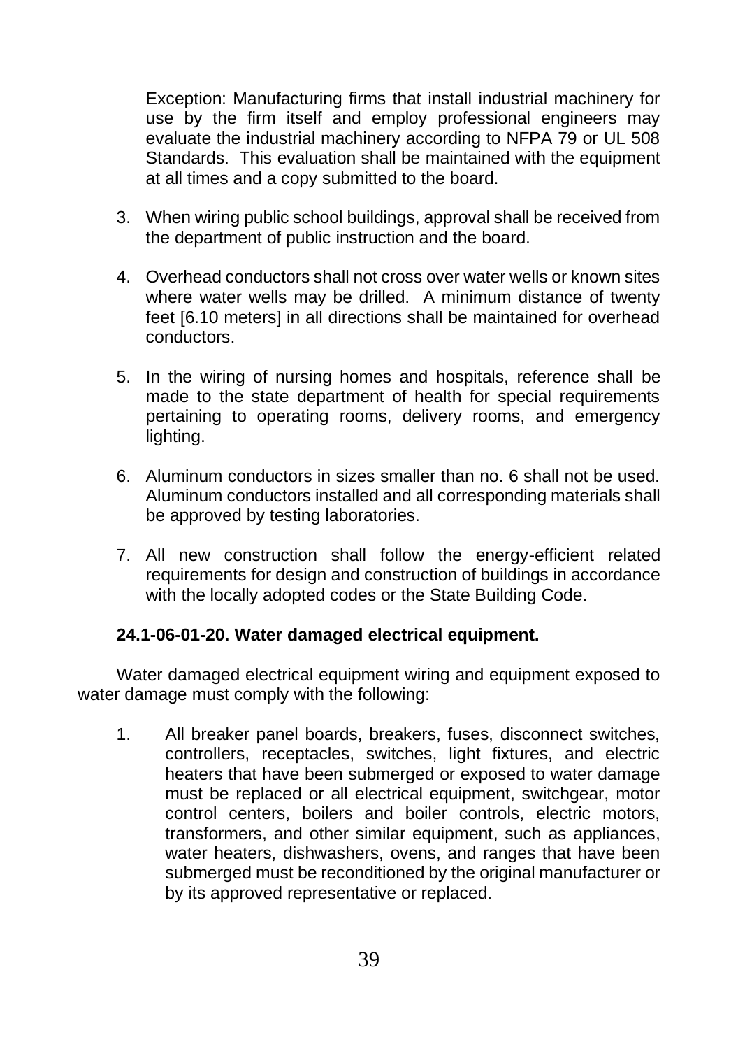Exception: Manufacturing firms that install industrial machinery for use by the firm itself and employ professional engineers may evaluate the industrial machinery according to NFPA 79 or UL 508 Standards. This evaluation shall be maintained with the equipment at all times and a copy submitted to the board.

3. When wiring public school buildings, approval shall be received from the department of public instruction and the board.

4. Overhead conductors shall not cross over water wells or known sites where water wells may be drilled. A minimum distance of twenty feet [6.10 meters] in all directions shall be maintained for overhead conductors.

5. In the wiring of nursing homes and hospitals, reference shall be made to the state department of health for special requirements pertaining to operating rooms, delivery rooms, and emergency lighting.

6. Aluminum conductors in sizes smaller than no. 6 shall not be used. Aluminum conductors installed and all corresponding materials shall be approved by testing laboratories.

7. All new construction shall follow the energy-efficient related requirements for design and construction of buildings in accordance with the locally adopted codes or the State Building Code.

**24.1-06-01-20. Water damaged electrical equipment.**

Water damaged electrical equipment wiring and equipment exposed to water damage must comply with the following:

1. All breaker panel boards, breakers, fuses, disconnect switches, controllers, receptacles, switches, light fixtures, and electric heaters that have been submerged or exposed to water damage must be replaced or all electrical equipment, switchgear, motor control centers, boilers and boiler controls, electric motors, transformers, and other similar equipment, such as appliances, water heaters, dishwashers, ovens, and ranges that have been submerged must be reconditioned by the original manufacturer or by its approved representative or replaced.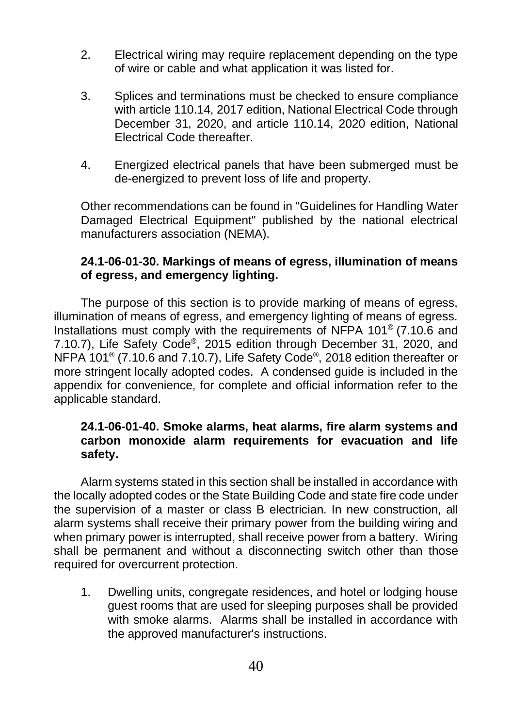2. Electrical wiring may require replacement depending on the type of wire or cable and what application it was listed for.

3. Splices and terminations must be checked to ensure compliance with article 110.14, 2017 edition, National Electrical Code through December 31, 2020, and article 110.14, 2020 edition, National Electrical Code thereafter.

4. Energized electrical panels that have been submerged must be de-energized to prevent loss of life and property.

Other recommendations can be found in "Guidelines for Handling Water Damaged Electrical Equipment" published by the national electrical manufacturers association (NEMA).

**24.1-06-01-30. Markings of means of egress, illumination of means of egress, and emergency lighting.**

The purpose of this section is to provide marking of means of egress, illumination of means of egress, and emergency lighting of means of egress. Installations must comply with the requirements of NFPA 101® (7.10.6 and 7.10.7), Life Safety Code®, 2015 edition through December 31, 2020, and NFPA 101® (7.10.6 and 7.10.7), Life Safety Code®, 2018 edition thereafter or more stringent locally adopted codes. A condensed guide is included in the appendix for convenience, for complete and official information refer to the applicable standard.

**24.1-06-01-40. Smoke alarms, heat alarms, fire alarm systems and carbon monoxide alarm requirements for evacuation and life safety.**

Alarm systems stated in this section shall be installed in accordance with the locally adopted codes or the State Building Code and state fire code under the supervision of a master or class B electrician. In new construction, all alarm systems shall receive their primary power from the building wiring and when primary power is interrupted, shall receive power from a battery. Wiring shall be permanent and without a disconnecting switch other than those required for overcurrent protection.

1. Dwelling units, congregate residences, and hotel or lodging house guest rooms that are used for sleeping purposes shall be provided with smoke alarms. Alarms shall be installed in accordance with the approved manufacturer's instructions.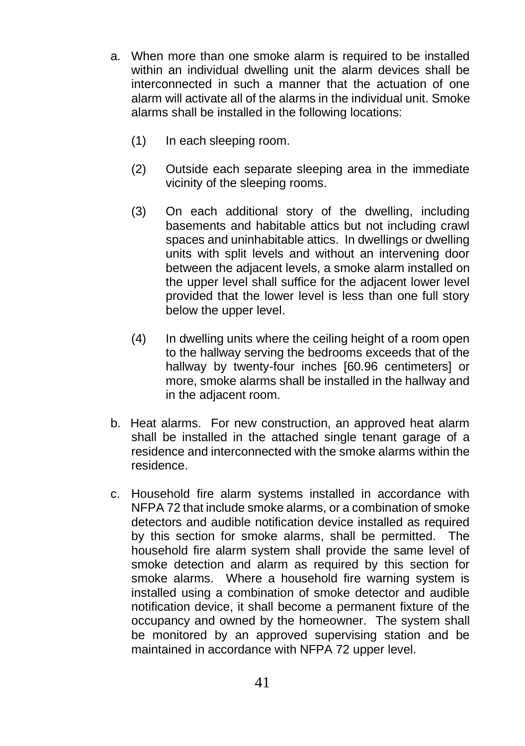a. When more than one smoke alarm is required to be installed within an individual dwelling unit the alarm devices shall be interconnected in such a manner that the actuation of one alarm will activate all of the alarms in the individual unit. Smoke alarms shall be installed in the following locations:

   (1) In each sleeping room.

   (2) Outside each separate sleeping area in the immediate vicinity of the sleeping rooms.

   (3) On each additional story of the dwelling, including basements and habitable attics but not including crawl spaces and uninhabitable attics. In dwellings or dwelling units with split levels and without an intervening door between the adjacent levels, a smoke alarm installed on the upper level shall suffice for the adjacent lower level provided that the lower level is less than one full story below the upper level.

   (4) In dwelling units where the ceiling height of a room open to the hallway serving the bedrooms exceeds that of the hallway by twenty-four inches [60.96 centimeters] or more, smoke alarms shall be installed in the hallway and in the adjacent room.

b. Heat alarms. For new construction, an approved heat alarm shall be installed in the attached single tenant garage of a residence and interconnected with the smoke alarms within the residence.

c. Household fire alarm systems installed in accordance with NFPA 72 that include smoke alarms, or a combination of smoke detectors and audible notification device installed as required by this section for smoke alarms, shall be permitted. The household fire alarm system shall provide the same level of smoke detection and alarm as required by this section for smoke alarms. Where a household fire warning system is installed using a combination of smoke detector and audible notification device, it shall become a permanent fixture of the occupancy and owned by the homeowner. The system shall be monitored by an approved supervising station and be maintained in accordance with NFPA 72 upper level.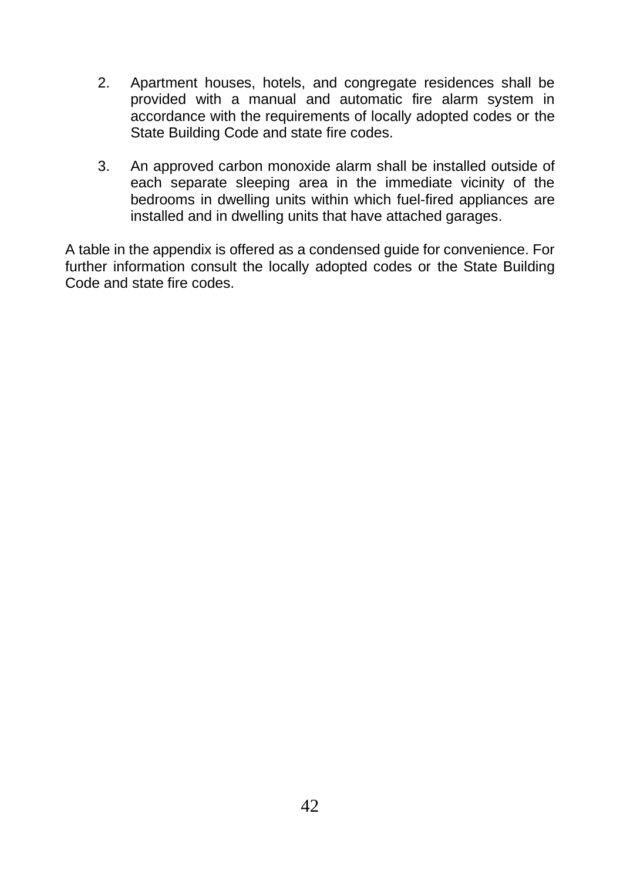2. Apartment houses, hotels, and congregate residences shall be provided with a manual and automatic fire alarm system in accordance with the requirements of locally adopted codes or the State Building Code and state fire codes.

3. An approved carbon monoxide alarm shall be installed outside of each separate sleeping area in the immediate vicinity of the bedrooms in dwelling units within which fuel-fired appliances are installed and in dwelling units that have attached garages.

A table in the appendix is offered as a condensed guide for convenience. For further information consult the locally adopted codes or the State Building Code and state fire codes.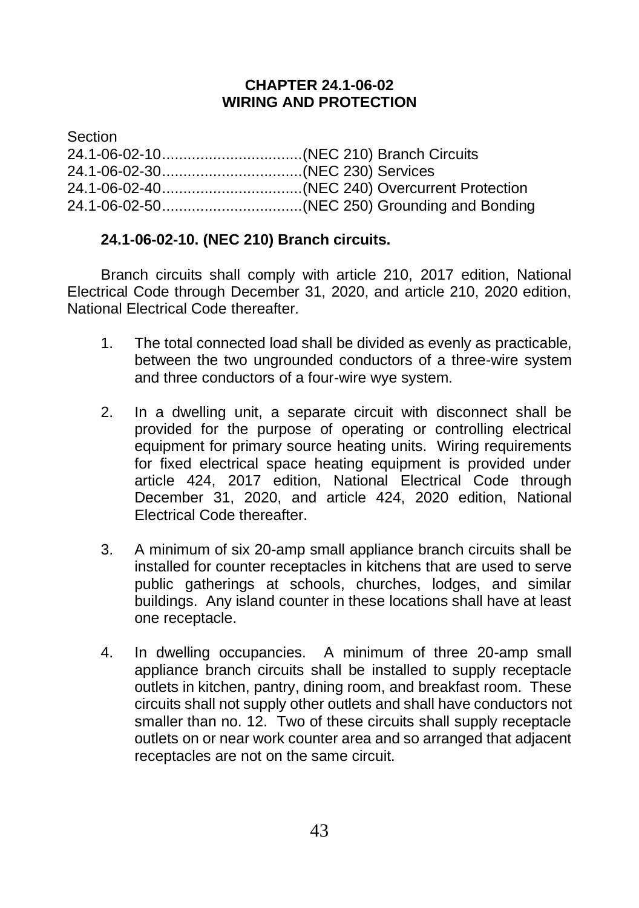# CHAPTER 24.1-06-02
# WIRING AND PROTECTION

Section
24.1-06-02-10.................................(NEC 210) Branch Circuits
24.1-06-02-30.................................(NEC 230) Services
24.1-06-02-40.................................(NEC 240) Overcurrent Protection
24.1-06-02-50.................................(NEC 250) Grounding and Bonding

### 24.1-06-02-10. (NEC 210) Branch circuits.

Branch circuits shall comply with article 210, 2017 edition, National Electrical Code through December 31, 2020, and article 210, 2020 edition, National Electrical Code thereafter.

1. The total connected load shall be divided as evenly as practicable, between the two ungrounded conductors of a three-wire system and three conductors of a four-wire wye system.

2. In a dwelling unit, a separate circuit with disconnect shall be provided for the purpose of operating or controlling electrical equipment for primary source heating units. Wiring requirements for fixed electrical space heating equipment is provided under article 424, 2017 edition, National Electrical Code through December 31, 2020, and article 424, 2020 edition, National Electrical Code thereafter.

3. A minimum of six 20-amp small appliance branch circuits shall be installed for counter receptacles in kitchens that are used to serve public gatherings at schools, churches, lodges, and similar buildings. Any island counter in these locations shall have at least one receptacle.

4. In dwelling occupancies. A minimum of three 20-amp small appliance branch circuits shall be installed to supply receptacle outlets in kitchen, pantry, dining room, and breakfast room. These circuits shall not supply other outlets and shall have conductors not smaller than no. 12. Two of these circuits shall supply receptacle outlets on or near work counter area and so arranged that adjacent receptacles are not on the same circuit.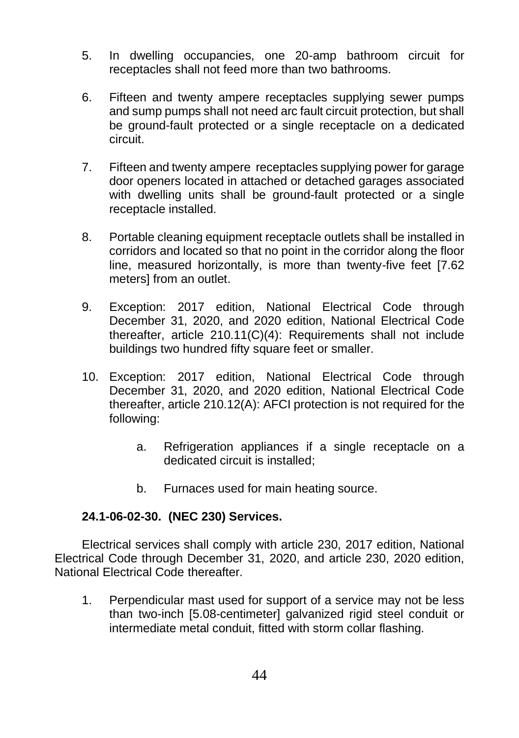5. In dwelling occupancies, one 20-amp bathroom circuit for receptacles shall not feed more than two bathrooms.

6. Fifteen and twenty ampere receptacles supplying sewer pumps and sump pumps shall not need arc fault circuit protection, but shall be ground-fault protected or a single receptacle on a dedicated circuit.

7. Fifteen and twenty ampere receptacles supplying power for garage door openers located in attached or detached garages associated with dwelling units shall be ground-fault protected or a single receptacle installed.

8. Portable cleaning equipment receptacle outlets shall be installed in corridors and located so that no point in the corridor along the floor line, measured horizontally, is more than twenty-five feet [7.62 meters] from an outlet.

9. Exception: 2017 edition, National Electrical Code through December 31, 2020, and 2020 edition, National Electrical Code thereafter, article 210.11(C)(4): Requirements shall not include buildings two hundred fifty square feet or smaller.

10. Exception: 2017 edition, National Electrical Code through December 31, 2020, and 2020 edition, National Electrical Code thereafter, article 210.12(A): AFCI protection is not required for the following:

    a. Refrigeration appliances if a single receptacle on a dedicated circuit is installed;

    b. Furnaces used for main heating source.

**24.1-06-02-30. (NEC 230) Services.**

Electrical services shall comply with article 230, 2017 edition, National Electrical Code through December 31, 2020, and article 230, 2020 edition, National Electrical Code thereafter.

1. Perpendicular mast used for support of a service may not be less than two-inch [5.08-centimeter] galvanized rigid steel conduit or intermediate metal conduit, fitted with storm collar flashing.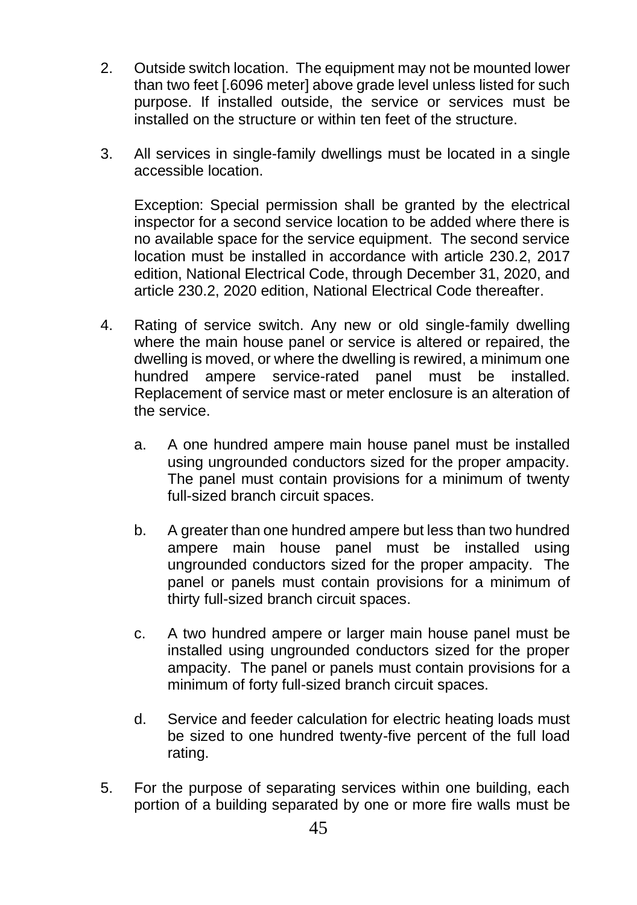2. Outside switch location. The equipment may not be mounted lower than two feet [.6096 meter] above grade level unless listed for such purpose. If installed outside, the service or services must be installed on the structure or within ten feet of the structure.

3. All services in single-family dwellings must be located in a single accessible location.

   Exception: Special permission shall be granted by the electrical inspector for a second service location to be added where there is no available space for the service equipment. The second service location must be installed in accordance with article 230.2, 2017 edition, National Electrical Code, through December 31, 2020, and article 230.2, 2020 edition, National Electrical Code thereafter.

4. Rating of service switch. Any new or old single-family dwelling where the main house panel or service is altered or repaired, the dwelling is moved, or where the dwelling is rewired, a minimum one hundred ampere service-rated panel must be installed. Replacement of service mast or meter enclosure is an alteration of the service.

   a. A one hundred ampere main house panel must be installed using ungrounded conductors sized for the proper ampacity. The panel must contain provisions for a minimum of twenty full-sized branch circuit spaces.

   b. A greater than one hundred ampere but less than two hundred ampere main house panel must be installed using ungrounded conductors sized for the proper ampacity. The panel or panels must contain provisions for a minimum of thirty full-sized branch circuit spaces.

   c. A two hundred ampere or larger main house panel must be installed using ungrounded conductors sized for the proper ampacity. The panel or panels must contain provisions for a minimum of forty full-sized branch circuit spaces.

   d. Service and feeder calculation for electric heating loads must be sized to one hundred twenty-five percent of the full load rating.

5. For the purpose of separating services within one building, each portion of a building separated by one or more fire walls must be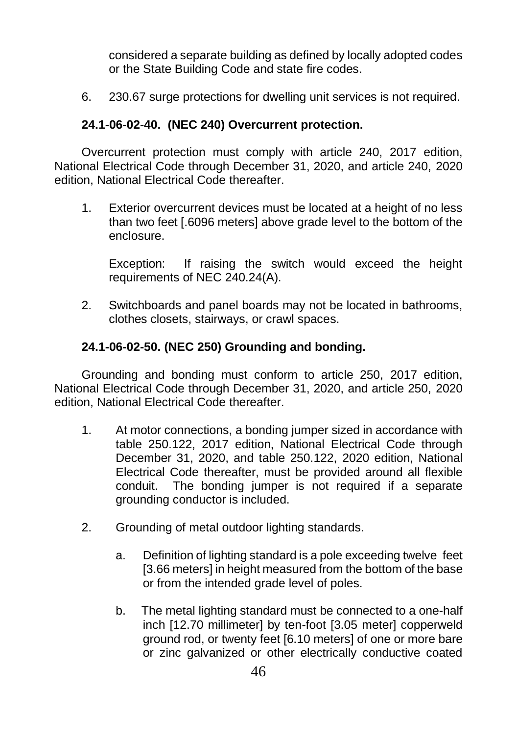considered a separate building as defined by locally adopted codes or the State Building Code and state fire codes.

6. 230.67 surge protections for dwelling unit services is not required.

### 24.1-06-02-40. (NEC 240) Overcurrent protection.

Overcurrent protection must comply with article 240, 2017 edition, National Electrical Code through December 31, 2020, and article 240, 2020 edition, National Electrical Code thereafter.

1. Exterior overcurrent devices must be located at a height of no less than two feet [.6096 meters] above grade level to the bottom of the enclosure.

   Exception: If raising the switch would exceed the height requirements of NEC 240.24(A).

2. Switchboards and panel boards may not be located in bathrooms, clothes closets, stairways, or crawl spaces.

### 24.1-06-02-50. (NEC 250) Grounding and bonding.

Grounding and bonding must conform to article 250, 2017 edition, National Electrical Code through December 31, 2020, and article 250, 2020 edition, National Electrical Code thereafter.

1. At motor connections, a bonding jumper sized in accordance with table 250.122, 2017 edition, National Electrical Code through December 31, 2020, and table 250.122, 2020 edition, National Electrical Code thereafter, must be provided around all flexible conduit. The bonding jumper is not required if a separate grounding conductor is included.

2. Grounding of metal outdoor lighting standards.

   a. Definition of lighting standard is a pole exceeding twelve feet [3.66 meters] in height measured from the bottom of the base or from the intended grade level of poles.

   b. The metal lighting standard must be connected to a one-half inch [12.70 millimeter] by ten-foot [3.05 meter] copperweld ground rod, or twenty feet [6.10 meters] of one or more bare or zinc galvanized or other electrically conductive coated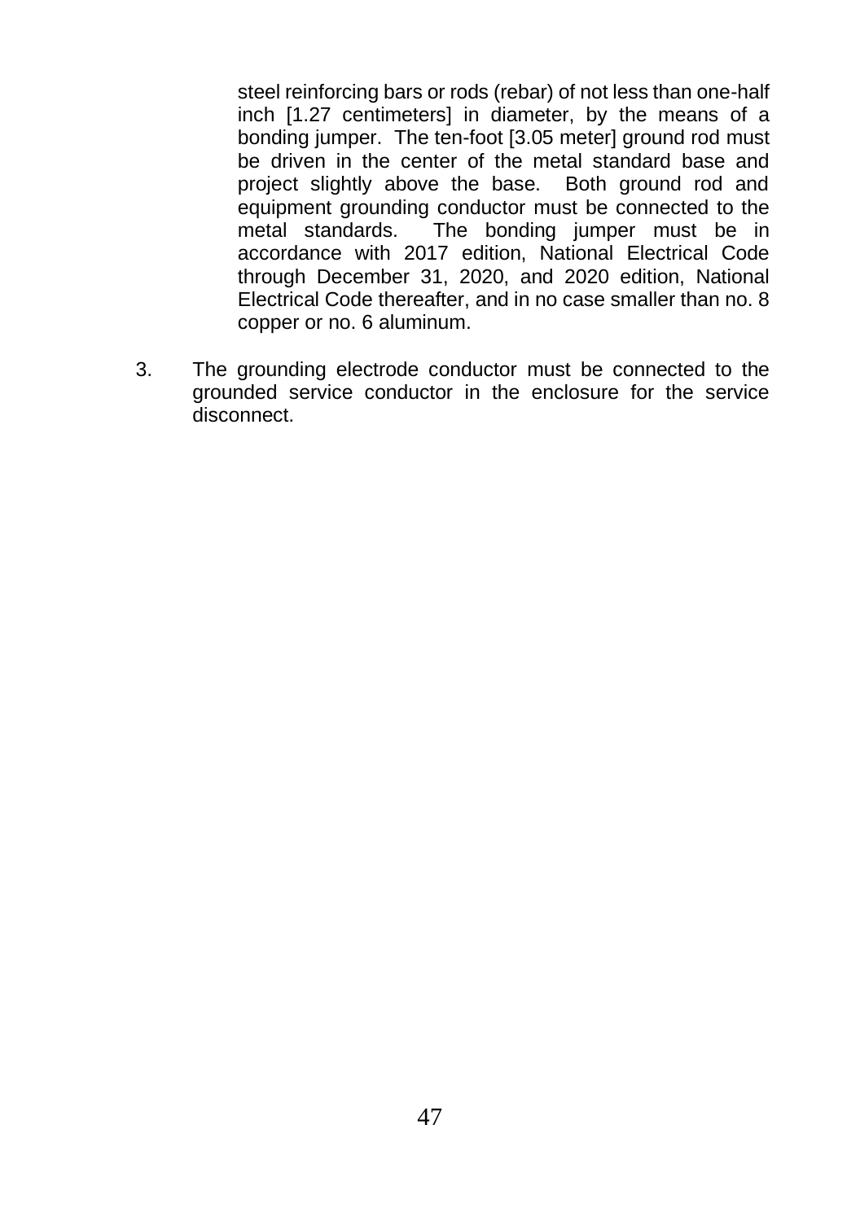steel reinforcing bars or rods (rebar) of not less than one-half inch [1.27 centimeters] in diameter, by the means of a bonding jumper. The ten-foot [3.05 meter] ground rod must be driven in the center of the metal standard base and project slightly above the base. Both ground rod and equipment grounding conductor must be connected to the metal standards. The bonding jumper must be in accordance with 2017 edition, National Electrical Code through December 31, 2020, and 2020 edition, National Electrical Code thereafter, and in no case smaller than no. 8 copper or no. 6 aluminum.

3. The grounding electrode conductor must be connected to the grounded service conductor in the enclosure for the service disconnect.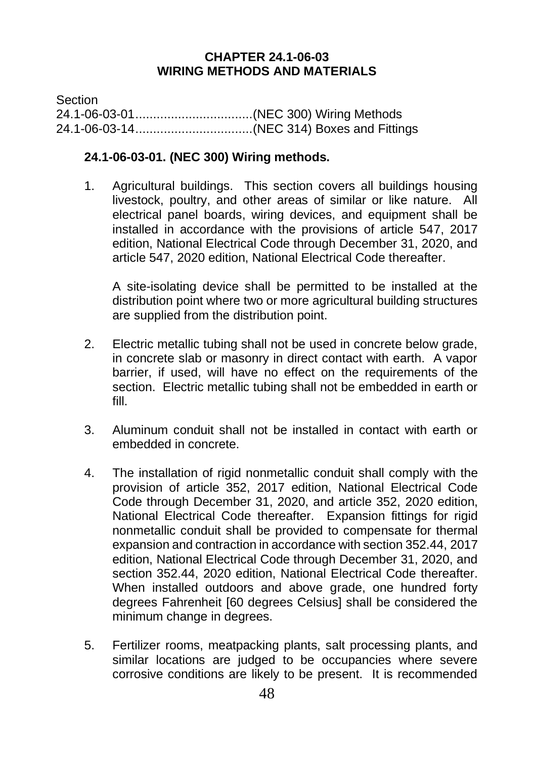# CHAPTER 24.1-06-03
# WIRING METHODS AND MATERIALS

Section
24.1-06-03-01.................................(NEC 300) Wiring Methods
24.1-06-03-14.................................(NEC 314) Boxes and Fittings

### 24.1-06-03-01. (NEC 300) Wiring methods.

1. Agricultural buildings. This section covers all buildings housing livestock, poultry, and other areas of similar or like nature. All electrical panel boards, wiring devices, and equipment shall be installed in accordance with the provisions of article 547, 2017 edition, National Electrical Code through December 31, 2020, and article 547, 2020 edition, National Electrical Code thereafter.

   A site-isolating device shall be permitted to be installed at the distribution point where two or more agricultural building structures are supplied from the distribution point.

2. Electric metallic tubing shall not be used in concrete below grade, in concrete slab or masonry in direct contact with earth. A vapor barrier, if used, will have no effect on the requirements of the section. Electric metallic tubing shall not be embedded in earth or fill.

3. Aluminum conduit shall not be installed in contact with earth or embedded in concrete.

4. The installation of rigid nonmetallic conduit shall comply with the provision of article 352, 2017 edition, National Electrical Code Code through December 31, 2020, and article 352, 2020 edition, National Electrical Code thereafter. Expansion fittings for rigid nonmetallic conduit shall be provided to compensate for thermal expansion and contraction in accordance with section 352.44, 2017 edition, National Electrical Code through December 31, 2020, and section 352.44, 2020 edition, National Electrical Code thereafter. When installed outdoors and above grade, one hundred forty degrees Fahrenheit [60 degrees Celsius] shall be considered the minimum change in degrees.

5. Fertilizer rooms, meatpacking plants, salt processing plants, and similar locations are judged to be occupancies where severe corrosive conditions are likely to be present. It is recommended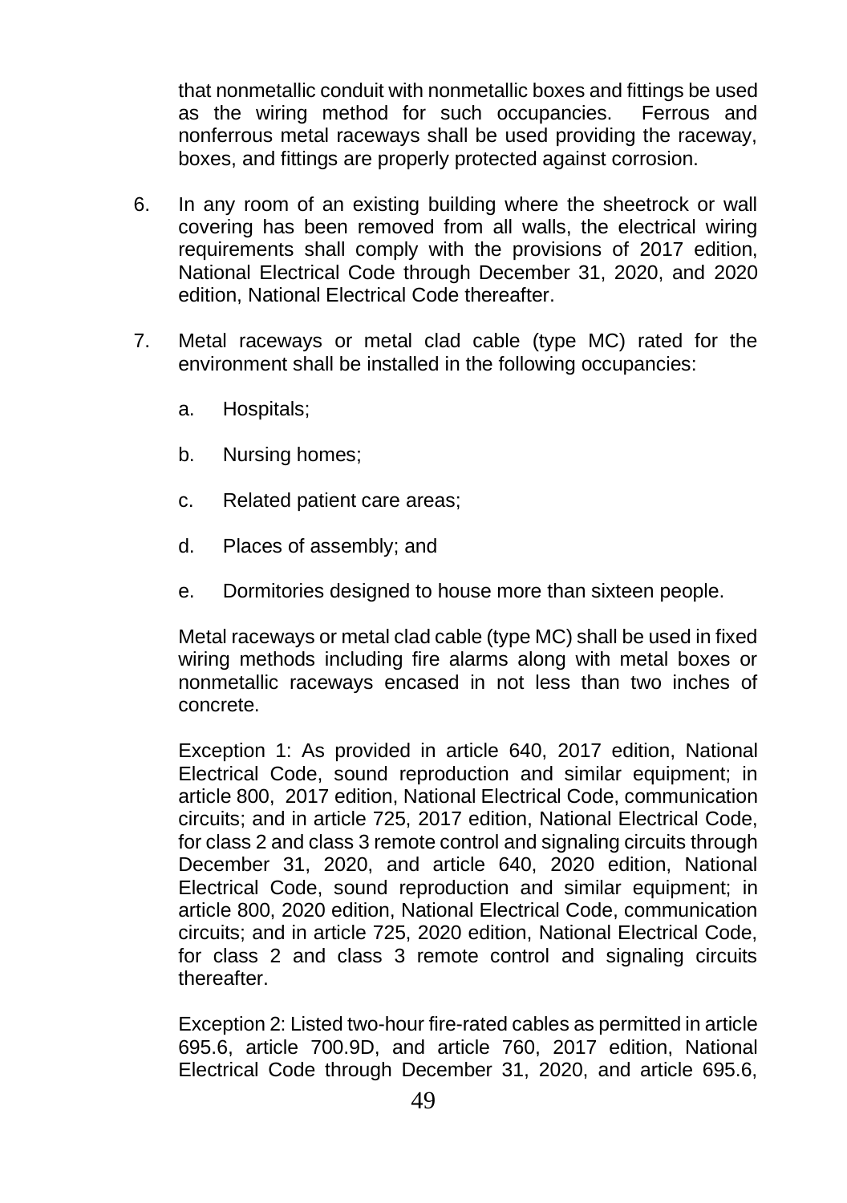that nonmetallic conduit with nonmetallic boxes and fittings be used as the wiring method for such occupancies. Ferrous and nonferrous metal raceways shall be used providing the raceway, boxes, and fittings are properly protected against corrosion.

6. In any room of an existing building where the sheetrock or wall covering has been removed from all walls, the electrical wiring requirements shall comply with the provisions of 2017 edition, National Electrical Code through December 31, 2020, and 2020 edition, National Electrical Code thereafter.

7. Metal raceways or metal clad cable (type MC) rated for the environment shall be installed in the following occupancies:

   a. Hospitals;

   b. Nursing homes;

   c. Related patient care areas;

   d. Places of assembly; and

   e. Dormitories designed to house more than sixteen people.

   Metal raceways or metal clad cable (type MC) shall be used in fixed wiring methods including fire alarms along with metal boxes or nonmetallic raceways encased in not less than two inches of concrete.

   Exception 1: As provided in article 640, 2017 edition, National Electrical Code, sound reproduction and similar equipment; in article 800, 2017 edition, National Electrical Code, communication circuits; and in article 725, 2017 edition, National Electrical Code, for class 2 and class 3 remote control and signaling circuits through December 31, 2020, and article 640, 2020 edition, National Electrical Code, sound reproduction and similar equipment; in article 800, 2020 edition, National Electrical Code, communication circuits; and in article 725, 2020 edition, National Electrical Code, for class 2 and class 3 remote control and signaling circuits thereafter.

   Exception 2: Listed two-hour fire-rated cables as permitted in article 695.6, article 700.9D, and article 760, 2017 edition, National Electrical Code through December 31, 2020, and article 695.6,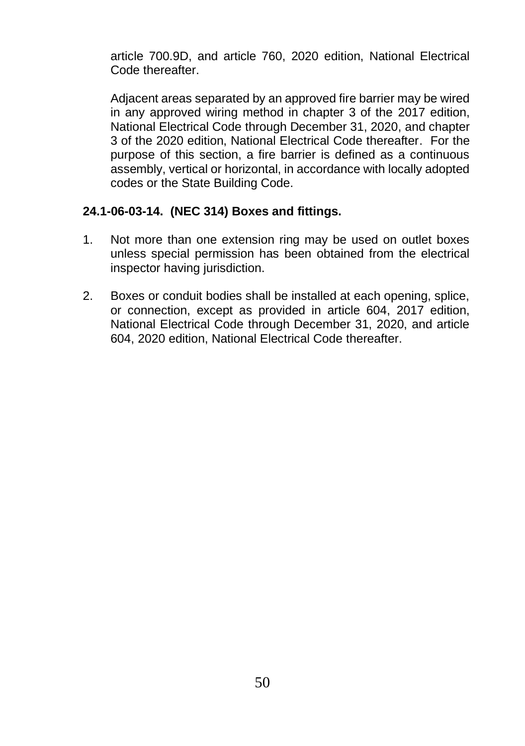article 700.9D, and article 760, 2020 edition, National Electrical Code thereafter.

Adjacent areas separated by an approved fire barrier may be wired in any approved wiring method in chapter 3 of the 2017 edition, National Electrical Code through December 31, 2020, and chapter 3 of the 2020 edition, National Electrical Code thereafter. For the purpose of this section, a fire barrier is defined as a continuous assembly, vertical or horizontal, in accordance with locally adopted codes or the State Building Code.

**24.1-06-03-14. (NEC 314) Boxes and fittings.**

1. Not more than one extension ring may be used on outlet boxes unless special permission has been obtained from the electrical inspector having jurisdiction.

2. Boxes or conduit bodies shall be installed at each opening, splice, or connection, except as provided in article 604, 2017 edition, National Electrical Code through December 31, 2020, and article 604, 2020 edition, National Electrical Code thereafter.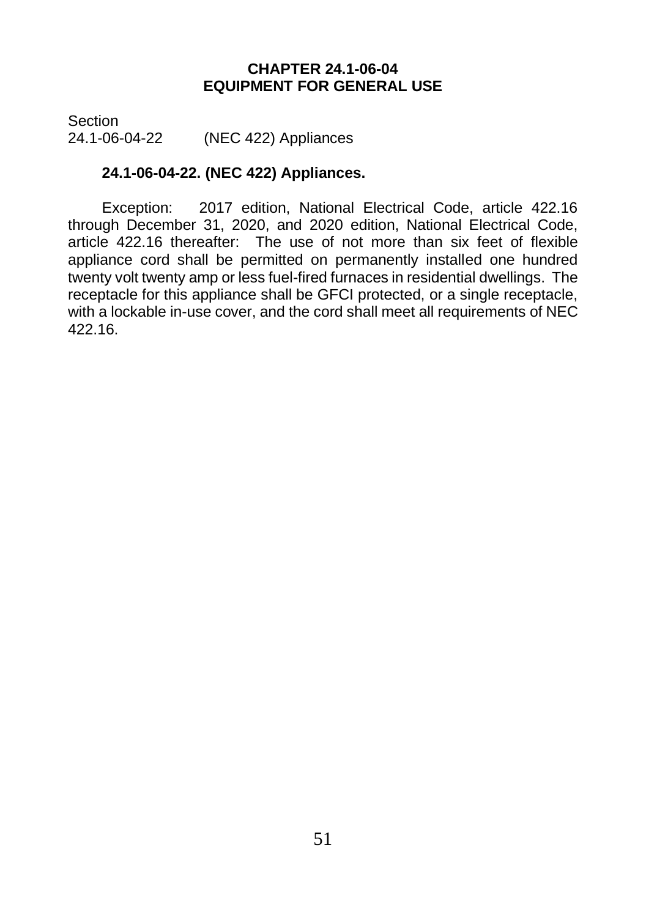**CHAPTER 24.1-06-04**
**EQUIPMENT FOR GENERAL USE**

Section
24.1-06-04-22 (NEC 422) Appliances

**24.1-06-04-22. (NEC 422) Appliances.**

Exception: 2017 edition, National Electrical Code, article 422.16 through December 31, 2020, and 2020 edition, National Electrical Code, article 422.16 thereafter: The use of not more than six feet of flexible appliance cord shall be permitted on permanently installed one hundred twenty volt twenty amp or less fuel-fired furnaces in residential dwellings. The receptacle for this appliance shall be GFCI protected, or a single receptacle, with a lockable in-use cover, and the cord shall meet all requirements of NEC 422.16.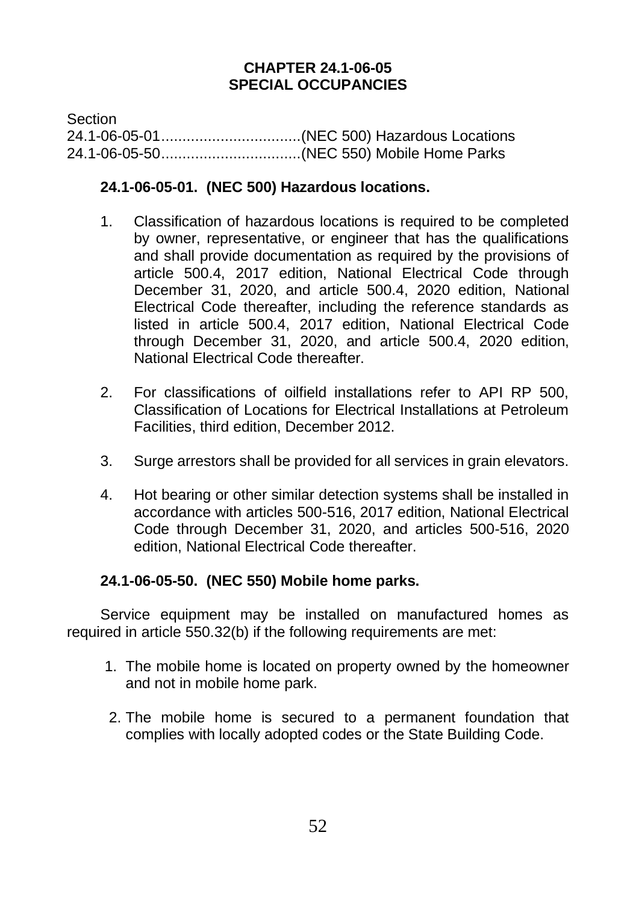# CHAPTER 24.1-06-05
# SPECIAL OCCUPANCIES

Section
24.1-06-05-01.................................(NEC 500) Hazardous Locations
24.1-06-05-50.................................(NEC 550) Mobile Home Parks

### 24.1-06-05-01. (NEC 500) Hazardous locations.

1. Classification of hazardous locations is required to be completed by owner, representative, or engineer that has the qualifications and shall provide documentation as required by the provisions of article 500.4, 2017 edition, National Electrical Code through December 31, 2020, and article 500.4, 2020 edition, National Electrical Code thereafter, including the reference standards as listed in article 500.4, 2017 edition, National Electrical Code through December 31, 2020, and article 500.4, 2020 edition, National Electrical Code thereafter.

2. For classifications of oilfield installations refer to API RP 500, Classification of Locations for Electrical Installations at Petroleum Facilities, third edition, December 2012.

3. Surge arrestors shall be provided for all services in grain elevators.

4. Hot bearing or other similar detection systems shall be installed in accordance with articles 500-516, 2017 edition, National Electrical Code through December 31, 2020, and articles 500-516, 2020 edition, National Electrical Code thereafter.

### 24.1-06-05-50. (NEC 550) Mobile home parks.

Service equipment may be installed on manufactured homes as required in article 550.32(b) if the following requirements are met:

1. The mobile home is located on property owned by the homeowner and not in mobile home park.

2. The mobile home is secured to a permanent foundation that complies with locally adopted codes or the State Building Code.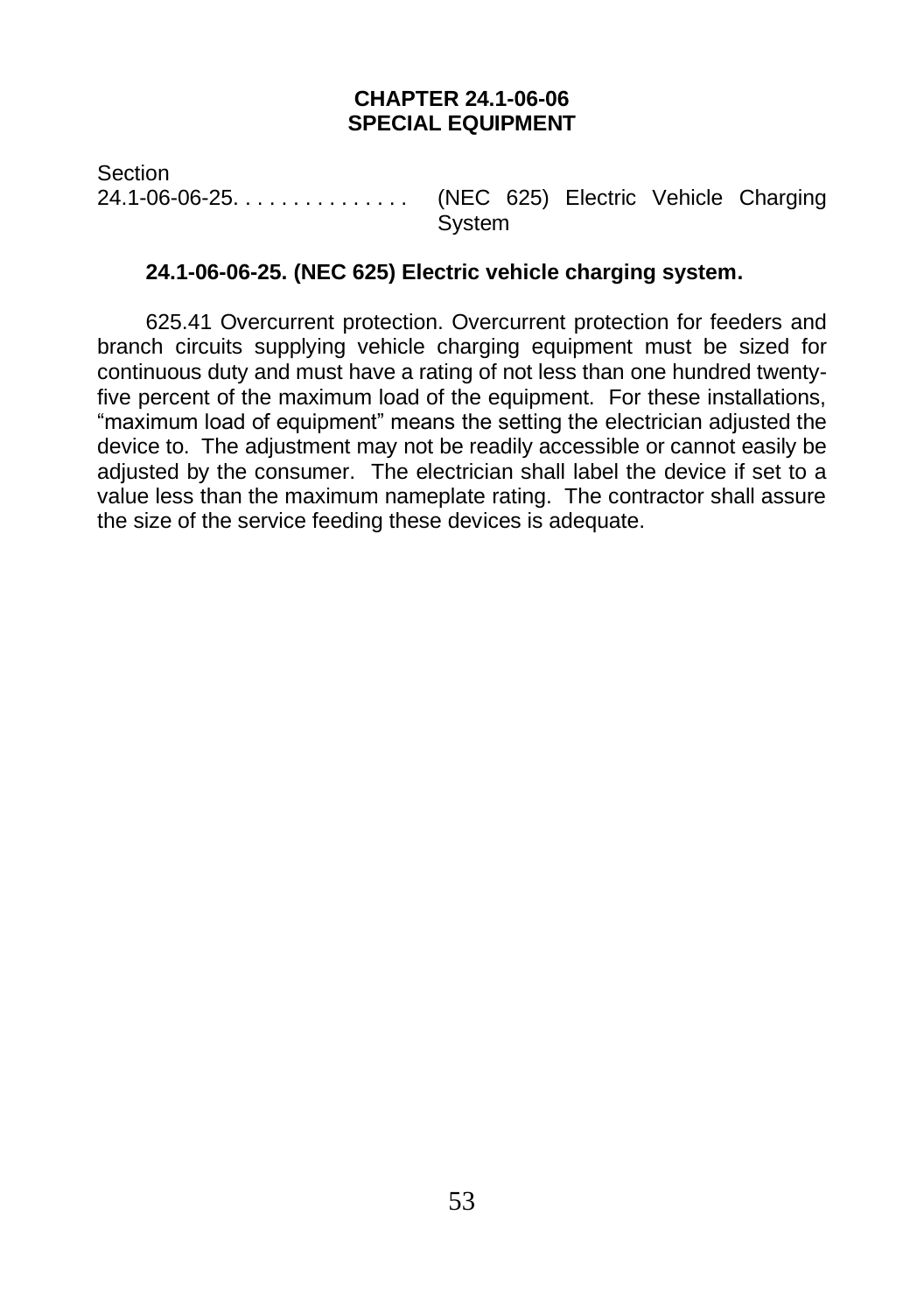# CHAPTER 24.1-06-06
# SPECIAL EQUIPMENT

Section
24.1-06-06-25. . . . . . . . . . . . . . . (NEC 625) Electric Vehicle Charging System

### 24.1-06-06-25. (NEC 625) Electric vehicle charging system.

625.41 Overcurrent protection. Overcurrent protection for feeders and branch circuits supplying vehicle charging equipment must be sized for continuous duty and must have a rating of not less than one hundred twenty-five percent of the maximum load of the equipment. For these installations, "maximum load of equipment" means the setting the electrician adjusted the device to. The adjustment may not be readily accessible or cannot easily be adjusted by the consumer. The electrician shall label the device if set to a value less than the maximum nameplate rating. The contractor shall assure the size of the service feeding these devices is adequate.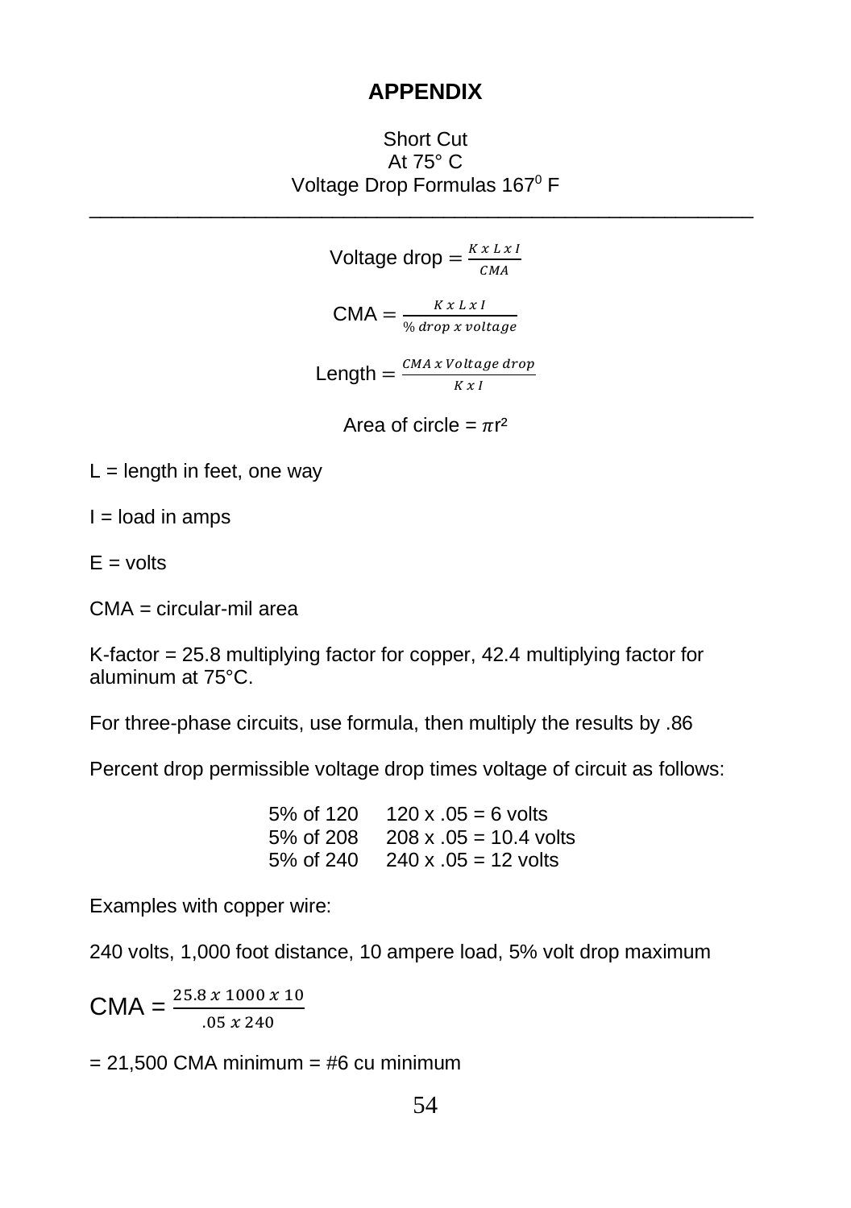# APPENDIX

Short Cut
At 75° C
Voltage Drop Formulas 167$^0$ F

---

$$\text{Voltage drop} = \frac{K\ x\ L\ x\ I}{CMA}$$

$$\text{CMA} = \frac{K\ x\ L\ x\ I}{\%\ drop\ x\ voltage}$$

$$\text{Length} = \frac{CMA\ x\ Voltage\ drop}{K\ x\ I}$$

$$\text{Area of circle} = \pi r^2$$

L = length in feet, one way

I = load in amps

E = volts

CMA = circular-mil area

K-factor = 25.8 multiplying factor for copper, 42.4 multiplying factor for aluminum at 75°C.

For three-phase circuits, use formula, then multiply the results by .86

Percent drop permissible voltage drop times voltage of circuit as follows:

| | |
|---|---|
| 5% of 120 | 120 x .05 = 6 volts |
| 5% of 208 | 208 x .05 = 10.4 volts |
| 5% of 240 | 240 x .05 = 12 volts |

Examples with copper wire:

240 volts, 1,000 foot distance, 10 ampere load, 5% volt drop maximum

$$\text{CMA} = \frac{25.8\ x\ 1000\ x\ 10}{.05\ x\ 240}$$

= 21,500 CMA minimum = #6 cu minimum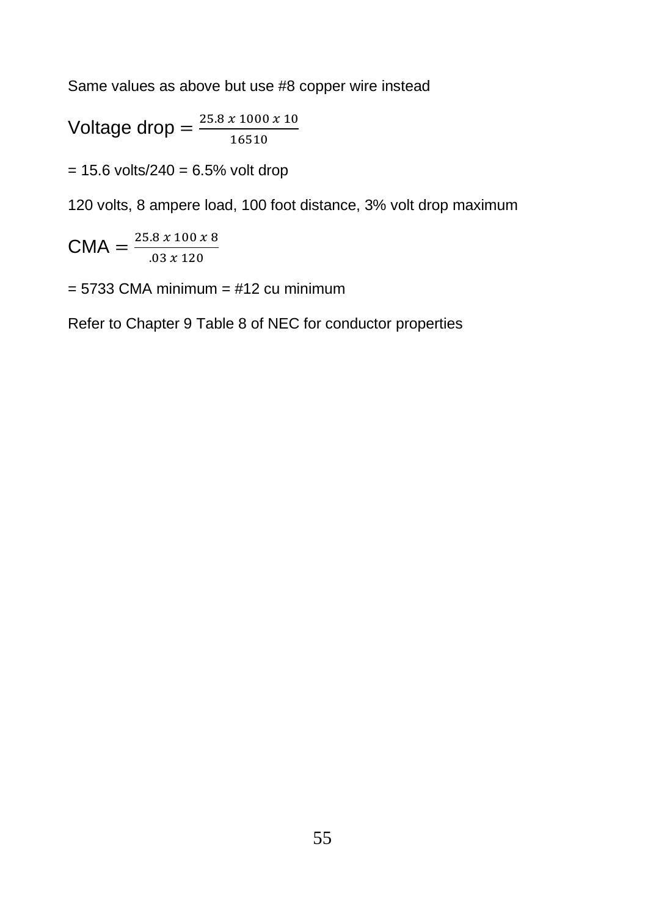Same values as above but use #8 copper wire instead

$$\text{Voltage drop} = \frac{25.8 \ x \ 1000 \ x \ 10}{16510}$$

= 15.6 volts/240 = 6.5% volt drop

120 volts, 8 ampere load, 100 foot distance, 3% volt drop maximum

$$\text{CMA} = \frac{25.8 \ x \ 100 \ x \ 8}{.03 \ x \ 120}$$

= 5733 CMA minimum = #12 cu minimum

Refer to Chapter 9 Table 8 of NEC for conductor properties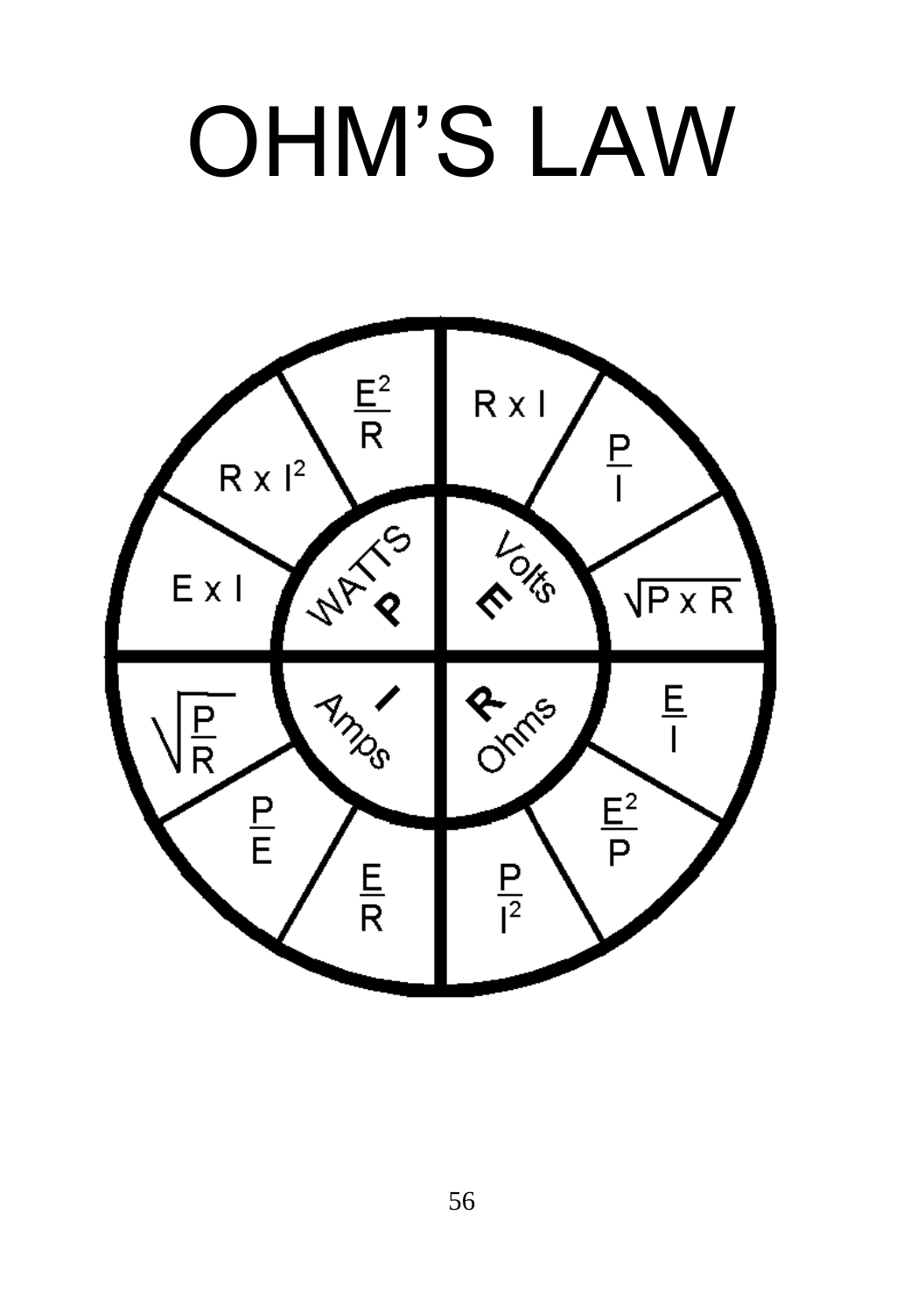# OHM'S LAW

**WATTS P**

- $\frac{E^2}{R}$
- $R \times I^2$
- $E \times I$

**Volts E**

- $R \times I$
- $\frac{P}{I}$
- $\sqrt{P \times R}$

**Amps I**

- $\sqrt{\frac{P}{R}}$
- $\frac{P}{E}$
- $\frac{E}{R}$

**Ohms R**

- $\frac{E}{I}$
- $\frac{E^2}{P}$
- $\frac{P}{I^2}$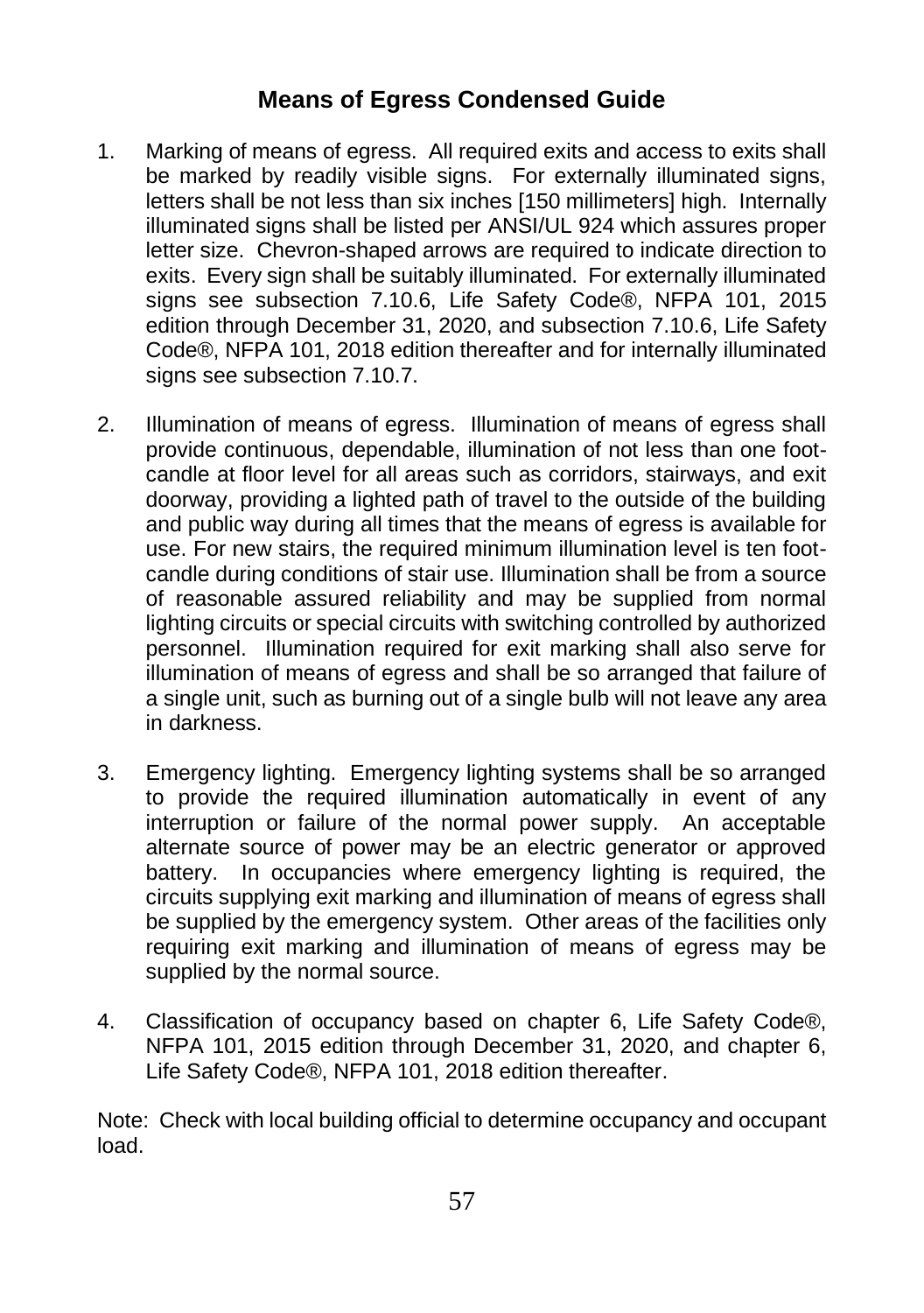## Means of Egress Condensed Guide

1. Marking of means of egress. All required exits and access to exits shall be marked by readily visible signs. For externally illuminated signs, letters shall be not less than six inches [150 millimeters] high. Internally illuminated signs shall be listed per ANSI/UL 924 which assures proper letter size. Chevron-shaped arrows are required to indicate direction to exits. Every sign shall be suitably illuminated. For externally illuminated signs see subsection 7.10.6, Life Safety Code®, NFPA 101, 2015 edition through December 31, 2020, and subsection 7.10.6, Life Safety Code®, NFPA 101, 2018 edition thereafter and for internally illuminated signs see subsection 7.10.7.

2. Illumination of means of egress. Illumination of means of egress shall provide continuous, dependable, illumination of not less than one foot-candle at floor level for all areas such as corridors, stairways, and exit doorway, providing a lighted path of travel to the outside of the building and public way during all times that the means of egress is available for use. For new stairs, the required minimum illumination level is ten foot-candle during conditions of stair use. Illumination shall be from a source of reasonable assured reliability and may be supplied from normal lighting circuits or special circuits with switching controlled by authorized personnel. Illumination required for exit marking shall also serve for illumination of means of egress and shall be so arranged that failure of a single unit, such as burning out of a single bulb will not leave any area in darkness.

3. Emergency lighting. Emergency lighting systems shall be so arranged to provide the required illumination automatically in event of any interruption or failure of the normal power supply. An acceptable alternate source of power may be an electric generator or approved battery. In occupancies where emergency lighting is required, the circuits supplying exit marking and illumination of means of egress shall be supplied by the emergency system. Other areas of the facilities only requiring exit marking and illumination of means of egress may be supplied by the normal source.

4. Classification of occupancy based on chapter 6, Life Safety Code®, NFPA 101, 2015 edition through December 31, 2020, and chapter 6, Life Safety Code®, NFPA 101, 2018 edition thereafter.

Note: Check with local building official to determine occupancy and occupant load.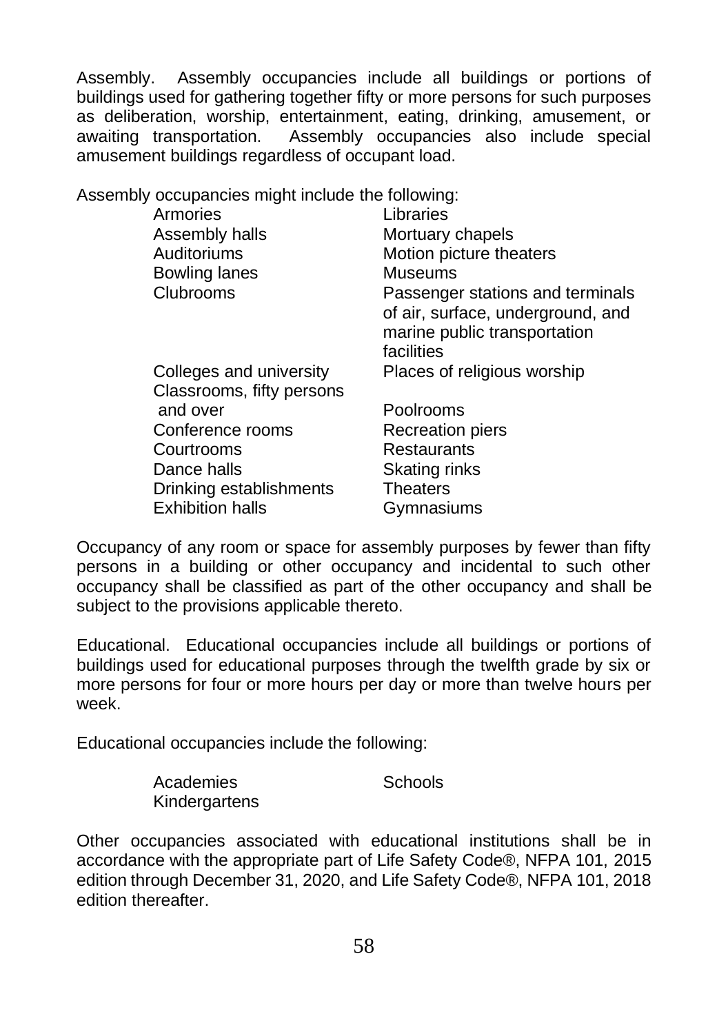Assembly. Assembly occupancies include all buildings or portions of buildings used for gathering together fifty or more persons for such purposes as deliberation, worship, entertainment, eating, drinking, amusement, or awaiting transportation. Assembly occupancies also include special amusement buildings regardless of occupant load.

Assembly occupancies might include the following:

- Armories
- Assembly halls
- Auditoriums
- Bowling lanes
- Clubrooms
- Colleges and university Classrooms, fifty persons and over
- Conference rooms
- Courtrooms
- Dance halls
- Drinking establishments
- Exhibition halls
- Libraries
- Mortuary chapels
- Motion picture theaters
- Museums
- Passenger stations and terminals of air, surface, underground, and marine public transportation facilities
- Places of religious worship
- Poolrooms
- Recreation piers
- Restaurants
- Skating rinks
- Theaters
- Gymnasiums

Occupancy of any room or space for assembly purposes by fewer than fifty persons in a building or other occupancy and incidental to such other occupancy shall be classified as part of the other occupancy and shall be subject to the provisions applicable thereto.

Educational. Educational occupancies include all buildings or portions of buildings used for educational purposes through the twelfth grade by six or more persons for four or more hours per day or more than twelve hours per week.

Educational occupancies include the following:

- Academies
- Kindergartens
- Schools

Other occupancies associated with educational institutions shall be in accordance with the appropriate part of Life Safety Code®, NFPA 101, 2015 edition through December 31, 2020, and Life Safety Code®, NFPA 101, 2018 edition thereafter.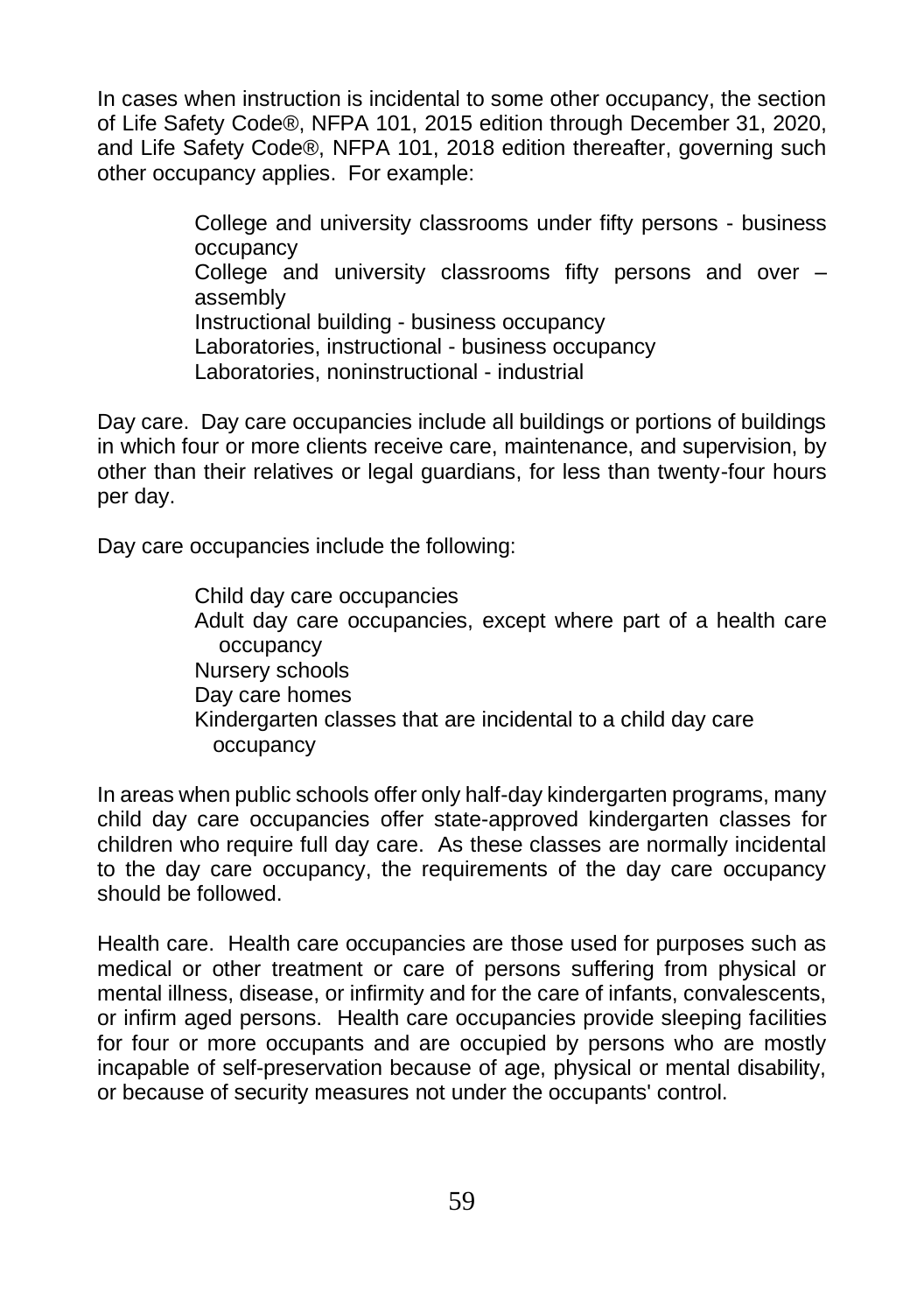In cases when instruction is incidental to some other occupancy, the section of Life Safety Code®, NFPA 101, 2015 edition through December 31, 2020, and Life Safety Code®, NFPA 101, 2018 edition thereafter, governing such other occupancy applies. For example:

> College and university classrooms under fifty persons - business occupancy
> College and university classrooms fifty persons and over – assembly
> Instructional building - business occupancy
> Laboratories, instructional - business occupancy
> Laboratories, noninstructional - industrial

Day care. Day care occupancies include all buildings or portions of buildings in which four or more clients receive care, maintenance, and supervision, by other than their relatives or legal guardians, for less than twenty-four hours per day.

Day care occupancies include the following:

> Child day care occupancies
> Adult day care occupancies, except where part of a health care occupancy
> Nursery schools
> Day care homes
> Kindergarten classes that are incidental to a child day care occupancy

In areas when public schools offer only half-day kindergarten programs, many child day care occupancies offer state-approved kindergarten classes for children who require full day care. As these classes are normally incidental to the day care occupancy, the requirements of the day care occupancy should be followed.

Health care. Health care occupancies are those used for purposes such as medical or other treatment or care of persons suffering from physical or mental illness, disease, or infirmity and for the care of infants, convalescents, or infirm aged persons. Health care occupancies provide sleeping facilities for four or more occupants and are occupied by persons who are mostly incapable of self-preservation because of age, physical or mental disability, or because of security measures not under the occupants' control.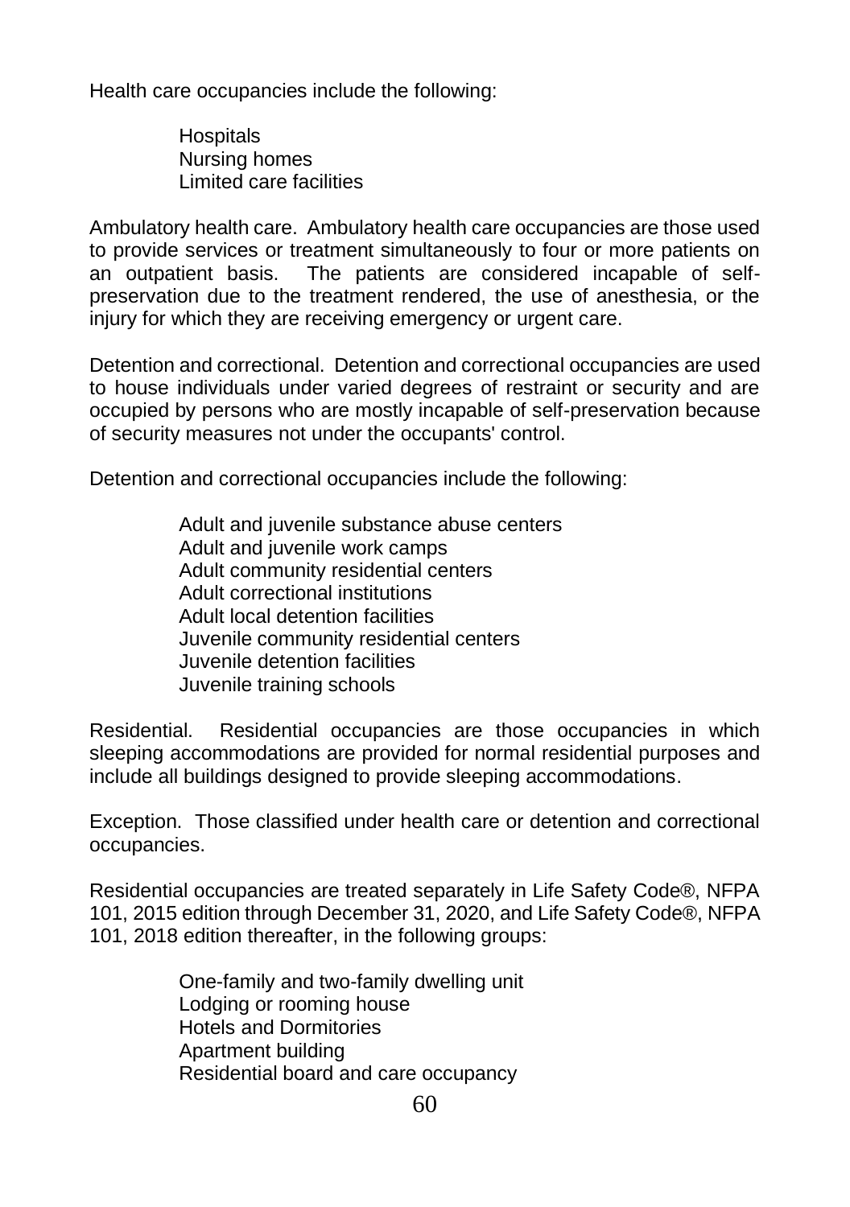Health care occupancies include the following:

- Hospitals
- Nursing homes
- Limited care facilities

Ambulatory health care. Ambulatory health care occupancies are those used to provide services or treatment simultaneously to four or more patients on an outpatient basis. The patients are considered incapable of self-preservation due to the treatment rendered, the use of anesthesia, or the injury for which they are receiving emergency or urgent care.

Detention and correctional. Detention and correctional occupancies are used to house individuals under varied degrees of restraint or security and are occupied by persons who are mostly incapable of self-preservation because of security measures not under the occupants' control.

Detention and correctional occupancies include the following:

- Adult and juvenile substance abuse centers
- Adult and juvenile work camps
- Adult community residential centers
- Adult correctional institutions
- Adult local detention facilities
- Juvenile community residential centers
- Juvenile detention facilities
- Juvenile training schools

Residential. Residential occupancies are those occupancies in which sleeping accommodations are provided for normal residential purposes and include all buildings designed to provide sleeping accommodations.

Exception. Those classified under health care or detention and correctional occupancies.

Residential occupancies are treated separately in Life Safety Code®, NFPA 101, 2015 edition through December 31, 2020, and Life Safety Code®, NFPA 101, 2018 edition thereafter, in the following groups:

- One-family and two-family dwelling unit
- Lodging or rooming house
- Hotels and Dormitories
- Apartment building
- Residential board and care occupancy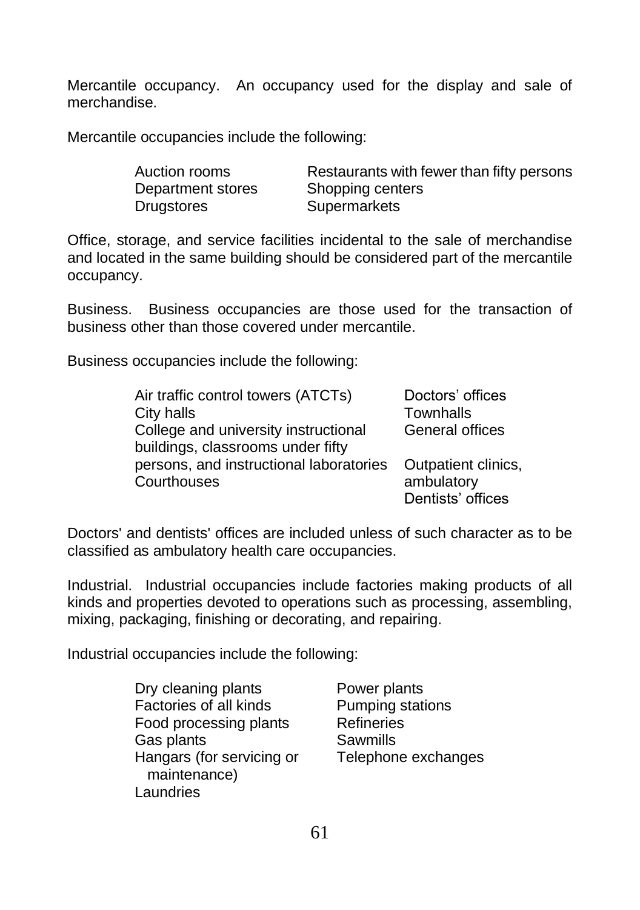Mercantile occupancy. An occupancy used for the display and sale of merchandise.

Mercantile occupancies include the following:

| | |
|---|---|
| Auction rooms | Restaurants with fewer than fifty persons |
| Department stores | Shopping centers |
| Drugstores | Supermarkets |

Office, storage, and service facilities incidental to the sale of merchandise and located in the same building should be considered part of the mercantile occupancy.

Business. Business occupancies are those used for the transaction of business other than those covered under mercantile.

Business occupancies include the following:

| | |
|---|---|
| Air traffic control towers (ATCTs) | Doctors' offices |
| City halls | Townhalls |
| College and university instructional buildings, classrooms under fifty persons, and instructional laboratories | General offices |
| Courthouses | Outpatient clinics, ambulatory |
| | Dentists' offices |

Doctors' and dentists' offices are included unless of such character as to be classified as ambulatory health care occupancies.

Industrial. Industrial occupancies include factories making products of all kinds and properties devoted to operations such as processing, assembling, mixing, packaging, finishing or decorating, and repairing.

Industrial occupancies include the following:

| | |
|---|---|
| Dry cleaning plants | Power plants |
| Factories of all kinds | Pumping stations |
| Food processing plants | Refineries |
| Gas plants | Sawmills |
| Hangars (for servicing or maintenance) | Telephone exchanges |
| Laundries | |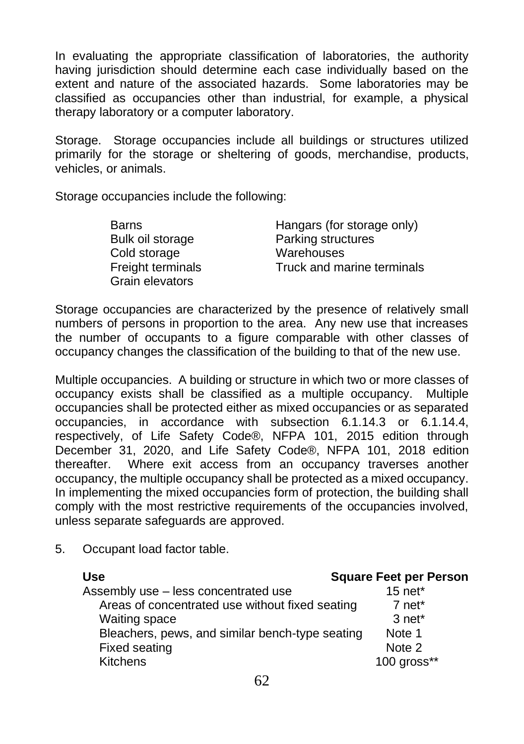In evaluating the appropriate classification of laboratories, the authority having jurisdiction should determine each case individually based on the extent and nature of the associated hazards. Some laboratories may be classified as occupancies other than industrial, for example, a physical therapy laboratory or a computer laboratory.

Storage. Storage occupancies include all buildings or structures utilized primarily for the storage or sheltering of goods, merchandise, products, vehicles, or animals.

Storage occupancies include the following:

- Barns
- Bulk oil storage
- Cold storage
- Freight terminals
- Grain elevators
- Hangars (for storage only)
- Parking structures
- Warehouses
- Truck and marine terminals

Storage occupancies are characterized by the presence of relatively small numbers of persons in proportion to the area. Any new use that increases the number of occupants to a figure comparable with other classes of occupancy changes the classification of the building to that of the new use.

Multiple occupancies. A building or structure in which two or more classes of occupancy exists shall be classified as a multiple occupancy. Multiple occupancies shall be protected either as mixed occupancies or as separated occupancies, in accordance with subsection 6.1.14.3 or 6.1.14.4, respectively, of Life Safety Code®, NFPA 101, 2015 edition through December 31, 2020, and Life Safety Code®, NFPA 101, 2018 edition thereafter. Where exit access from an occupancy traverses another occupancy, the multiple occupancy shall be protected as a mixed occupancy. In implementing the mixed occupancies form of protection, the building shall comply with the most restrictive requirements of the occupancies involved, unless separate safeguards are approved.

5. Occupant load factor table.

| Use | Square Feet per Person |
|---|---|
| Assembly use – less concentrated use | 15 net* |
| Areas of concentrated use without fixed seating | 7 net* |
| Waiting space | 3 net* |
| Bleachers, pews, and similar bench-type seating | Note 1 |
| Fixed seating | Note 2 |
| Kitchens | 100 gross** |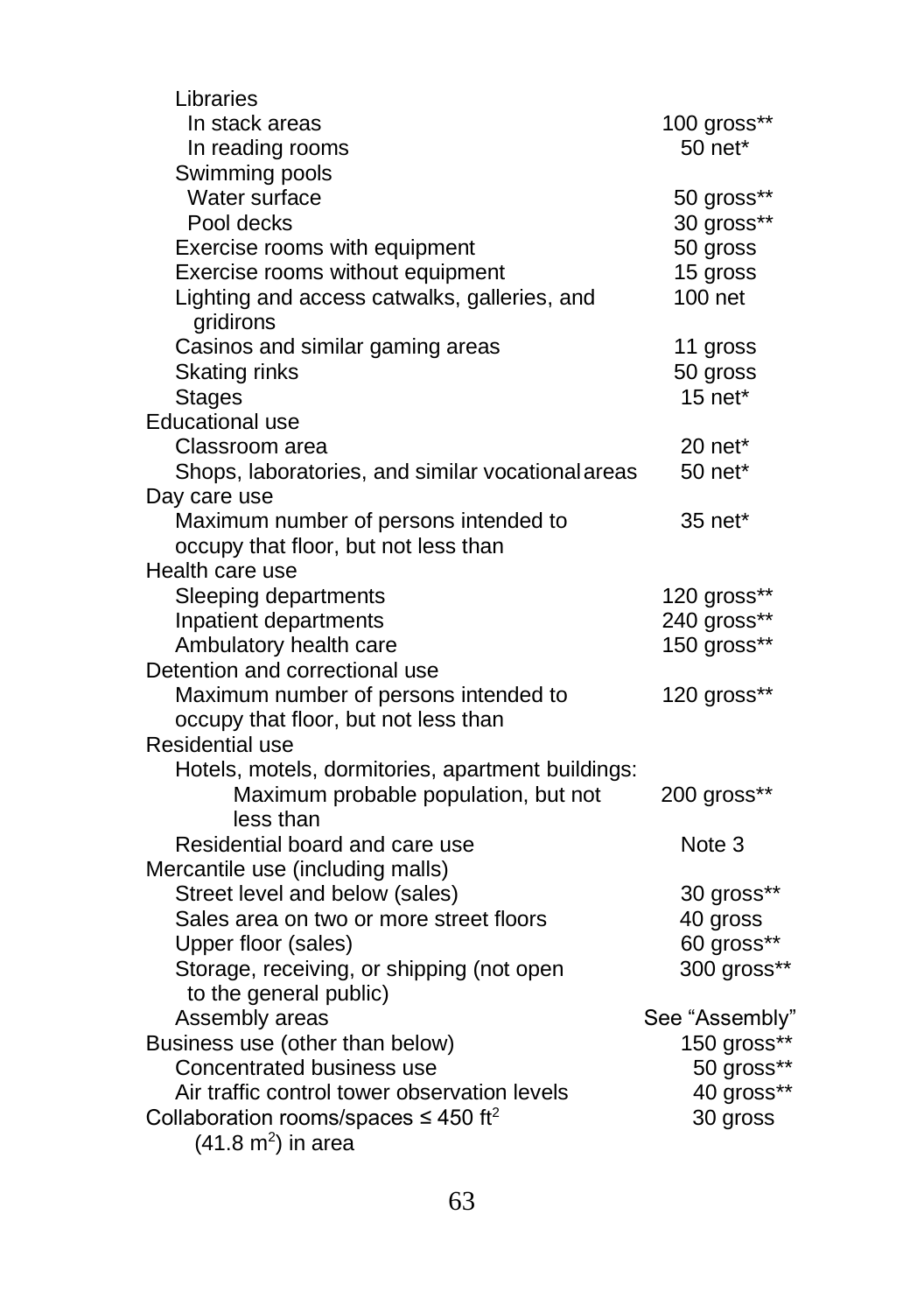| | |
|---|---|
| Libraries | |
| In stack areas | 100 gross** |
| In reading rooms | 50 net* |
| Swimming pools | |
| Water surface | 50 gross** |
| Pool decks | 30 gross** |
| Exercise rooms with equipment | 50 gross |
| Exercise rooms without equipment | 15 gross |
| Lighting and access catwalks, galleries, and gridirons | 100 net |
| Casinos and similar gaming areas | 11 gross |
| Skating rinks | 50 gross |
| Stages | 15 net* |
| Educational use | |
| Classroom area | 20 net* |
| Shops, laboratories, and similar vocational areas | 50 net* |
| Day care use | |
| Maximum number of persons intended to occupy that floor, but not less than | 35 net* |
| Health care use | |
| Sleeping departments | 120 gross** |
| Inpatient departments | 240 gross** |
| Ambulatory health care | 150 gross** |
| Detention and correctional use | |
| Maximum number of persons intended to occupy that floor, but not less than | 120 gross** |
| Residential use | |
| Hotels, motels, dormitories, apartment buildings: | |
| Maximum probable population, but not less than | 200 gross** |
| Residential board and care use | Note 3 |
| Mercantile use (including malls) | |
| Street level and below (sales) | 30 gross** |
| Sales area on two or more street floors | 40 gross |
| Upper floor (sales) | 60 gross** |
| Storage, receiving, or shipping (not open to the general public) | 300 gross** |
| Assembly areas | See "Assembly" |
| Business use (other than below) | 150 gross** |
| Concentrated business use | 50 gross** |
| Air traffic control tower observation levels | 40 gross** |
| Collaboration rooms/spaces ≤ 450 $ft^2$ ($41.8\ m^2$) in area | 30 gross |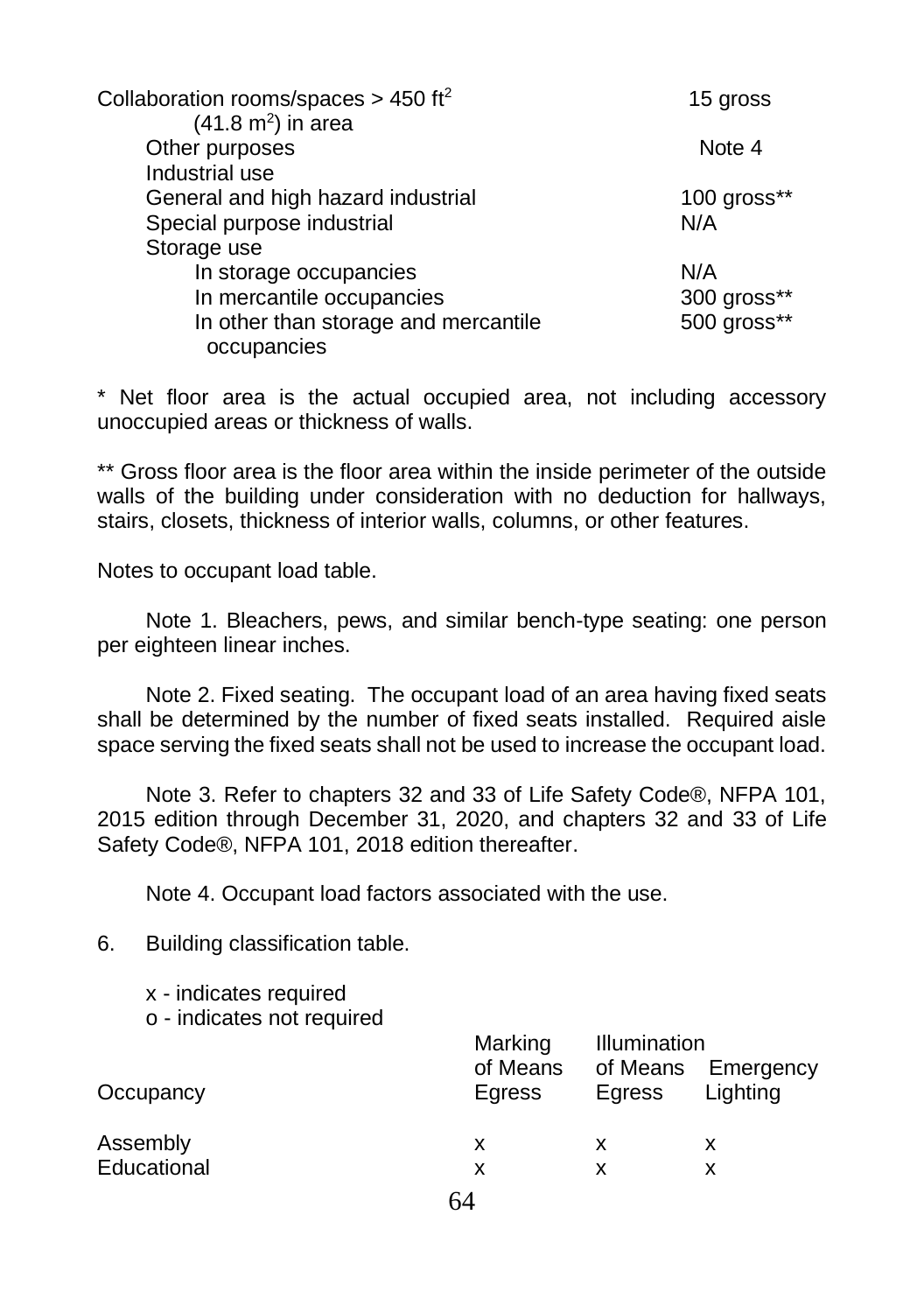| | |
|---|---|
| Collaboration rooms/spaces > 450 $ft^2$ ($41.8\ m^2$) in area | 15 gross |
| Other purposes | Note 4 |
| Industrial use | |
| General and high hazard industrial | 100 gross** |
| Special purpose industrial | N/A |
| Storage use | |
| In storage occupancies | N/A |
| In mercantile occupancies | 300 gross** |
| In other than storage and mercantile occupancies | 500 gross** |

* Net floor area is the actual occupied area, not including accessory unoccupied areas or thickness of walls.

** Gross floor area is the floor area within the inside perimeter of the outside walls of the building under consideration with no deduction for hallways, stairs, closets, thickness of interior walls, columns, or other features.

Notes to occupant load table.

Note 1. Bleachers, pews, and similar bench-type seating: one person per eighteen linear inches.

Note 2. Fixed seating. The occupant load of an area having fixed seats shall be determined by the number of fixed seats installed. Required aisle space serving the fixed seats shall not be used to increase the occupant load.

Note 3. Refer to chapters 32 and 33 of Life Safety Code®, NFPA 101, 2015 edition through December 31, 2020, and chapters 32 and 33 of Life Safety Code®, NFPA 101, 2018 edition thereafter.

Note 4. Occupant load factors associated with the use.

6. Building classification table.

x - indicates required
o - indicates not required

| Occupancy | Marking of Means Egress | Illumination of Means Egress | Emergency Lighting |
|---|---|---|---|
| Assembly | x | x | x |
| Educational | x | x | x |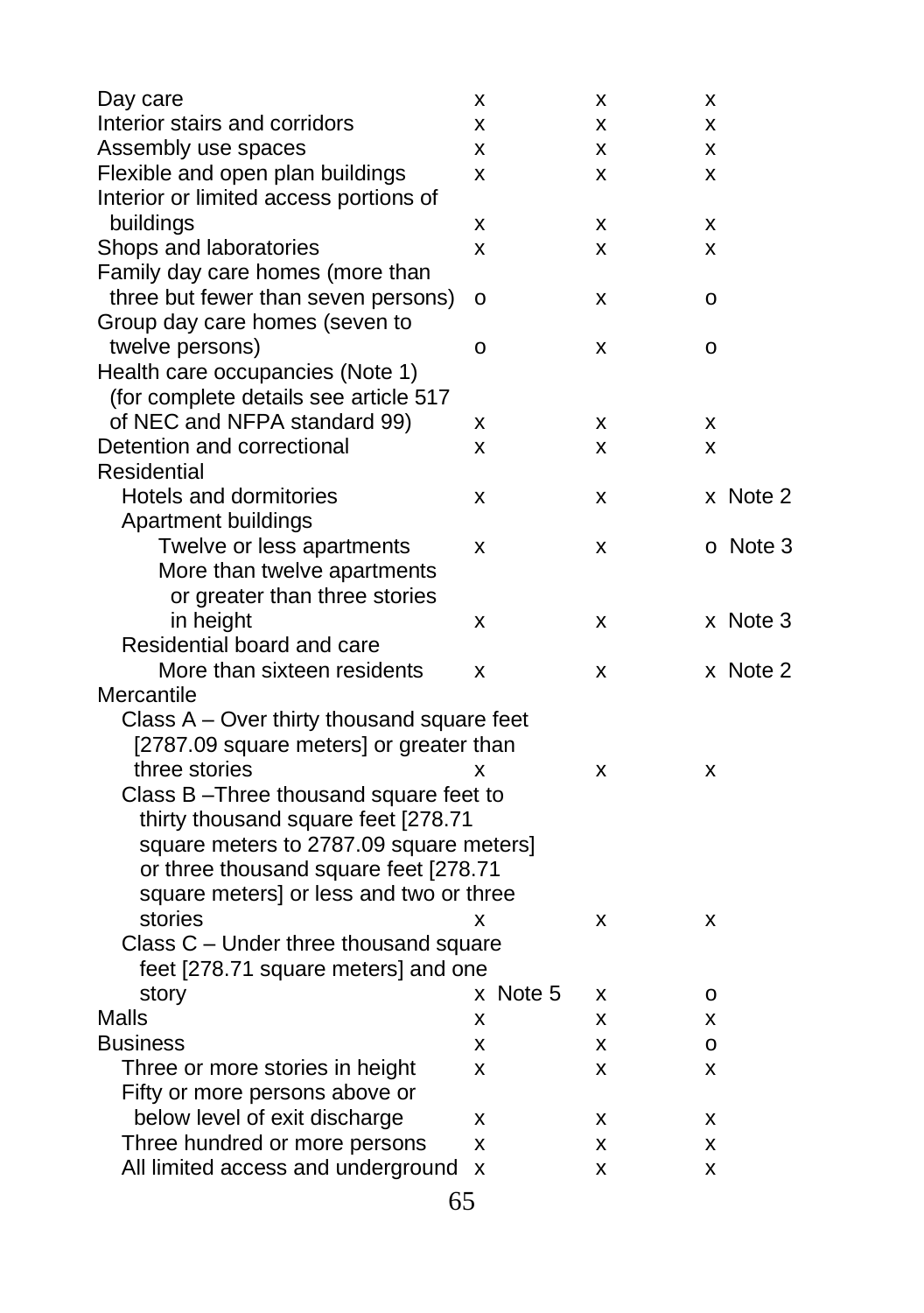| | | | |
|---|---|---|---|
| Day care | x | x | x |
| Interior stairs and corridors | x | x | x |
| Assembly use spaces | x | x | x |
| Flexible and open plan buildings | x | x | x |
| Interior or limited access portions of buildings | x | x | x |
| Shops and laboratories | x | x | x |
| Family day care homes (more than three but fewer than seven persons) | o | x | o |
| Group day care homes (seven to twelve persons) | o | x | o |
| Health care occupancies (Note 1) (for complete details see article 517 of NEC and NFPA standard 99) | x | x | x |
| Detention and correctional | x | x | x |
| Residential | | | |
| Hotels and dormitories | x | x | x Note 2 |
| Apartment buildings | | | |
| Twelve or less apartments | x | x | o Note 3 |
| More than twelve apartments or greater than three stories in height | x | x | x Note 3 |
| Residential board and care | | | |
| More than sixteen residents | x | x | x Note 2 |
| Mercantile | | | |
| Class A – Over thirty thousand square feet [2787.09 square meters] or greater than three stories | x | x | x |
| Class B –Three thousand square feet to thirty thousand square feet [278.71 square meters to 2787.09 square meters] or three thousand square feet [278.71 square meters] or less and two or three stories | x | x | x |
| Class C – Under three thousand square feet [278.71 square meters] and one story | x Note 5 | x | o |
| Malls | x | x | x |
| Business | x | x | o |
| Three or more stories in height | x | x | x |
| Fifty or more persons above or below level of exit discharge | x | x | x |
| Three hundred or more persons | x | x | x |
| All limited access and underground | x | x | x |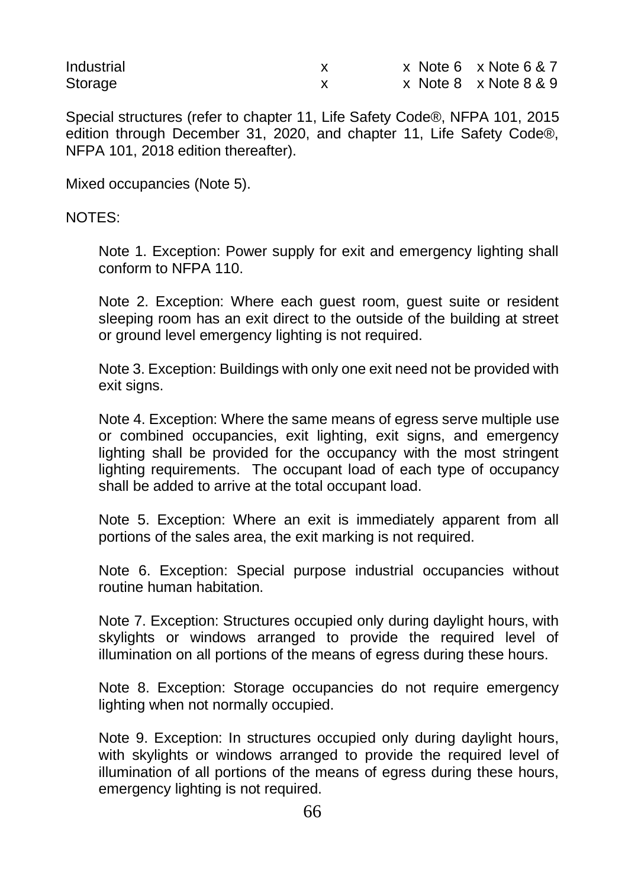| | | | |
|---|---|---|---|
| Industrial | x | x Note 6 | x Note 6 & 7 |
| Storage | x | x Note 8 | x Note 8 & 9 |

Special structures (refer to chapter 11, Life Safety Code®, NFPA 101, 2015 edition through December 31, 2020, and chapter 11, Life Safety Code®, NFPA 101, 2018 edition thereafter).

Mixed occupancies (Note 5).

NOTES:

Note 1. Exception: Power supply for exit and emergency lighting shall conform to NFPA 110.

Note 2. Exception: Where each guest room, guest suite or resident sleeping room has an exit direct to the outside of the building at street or ground level emergency lighting is not required.

Note 3. Exception: Buildings with only one exit need not be provided with exit signs.

Note 4. Exception: Where the same means of egress serve multiple use or combined occupancies, exit lighting, exit signs, and emergency lighting shall be provided for the occupancy with the most stringent lighting requirements. The occupant load of each type of occupancy shall be added to arrive at the total occupant load.

Note 5. Exception: Where an exit is immediately apparent from all portions of the sales area, the exit marking is not required.

Note 6. Exception: Special purpose industrial occupancies without routine human habitation.

Note 7. Exception: Structures occupied only during daylight hours, with skylights or windows arranged to provide the required level of illumination on all portions of the means of egress during these hours.

Note 8. Exception: Storage occupancies do not require emergency lighting when not normally occupied.

Note 9. Exception: In structures occupied only during daylight hours, with skylights or windows arranged to provide the required level of illumination of all portions of the means of egress during these hours, emergency lighting is not required.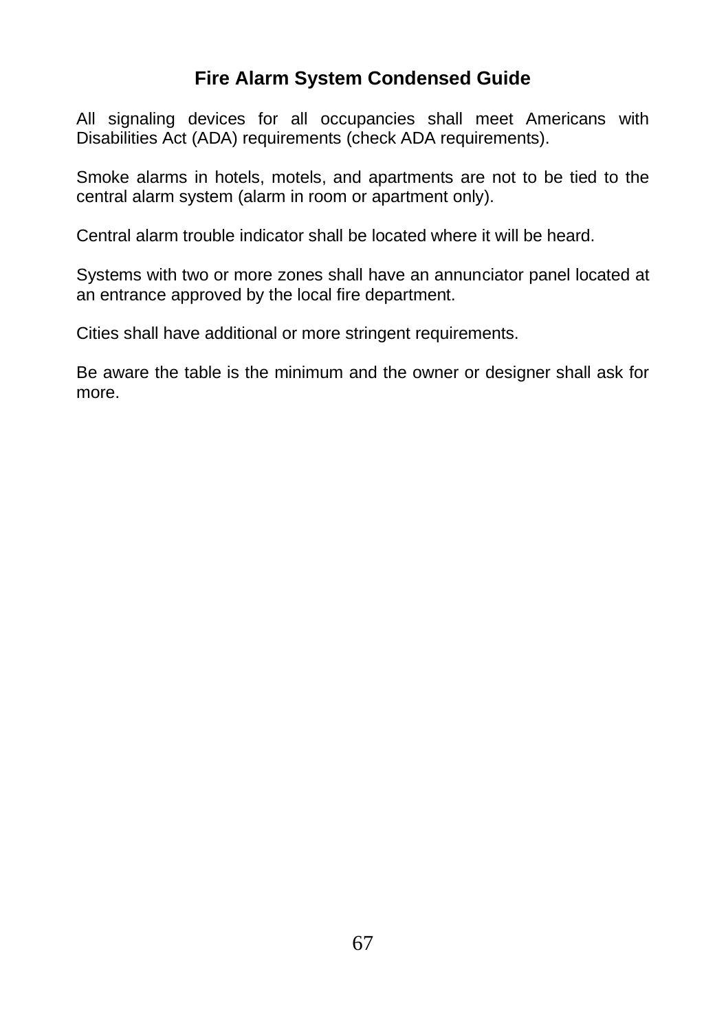# Fire Alarm System Condensed Guide

All signaling devices for all occupancies shall meet Americans with Disabilities Act (ADA) requirements (check ADA requirements).

Smoke alarms in hotels, motels, and apartments are not to be tied to the central alarm system (alarm in room or apartment only).

Central alarm trouble indicator shall be located where it will be heard.

Systems with two or more zones shall have an annunciator panel located at an entrance approved by the local fire department.

Cities shall have additional or more stringent requirements.

Be aware the table is the minimum and the owner or designer shall ask for more.